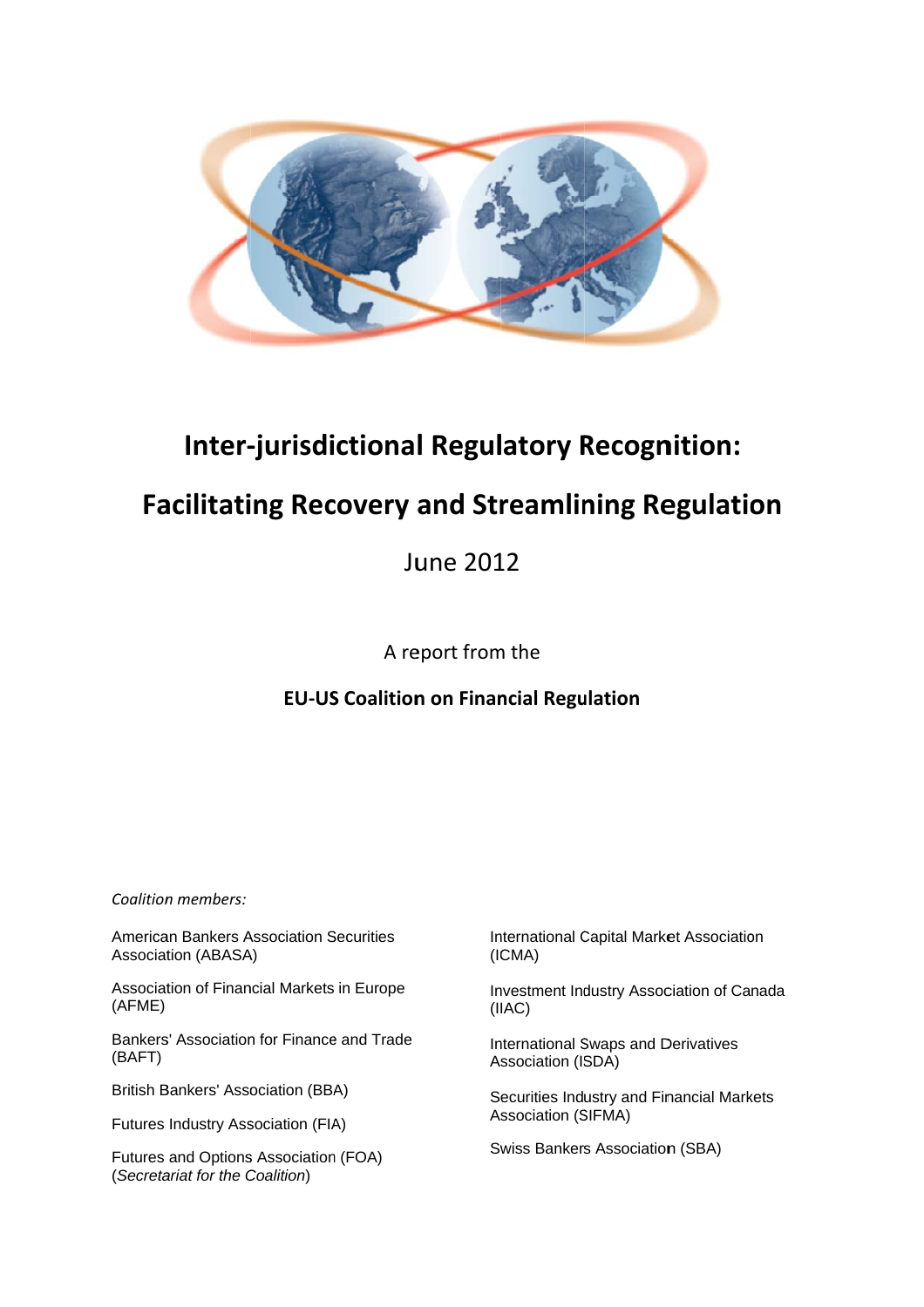# Inter-jurisdictional Regulatory Recognition:

# Facilitating Recovery and Streamlining Regulation

June 2012

A report from the

**EU-US Coalition on Financial Regulation**

*Coalition members:*

American Bankers Association Securities Association (ABASA)

Association of Financial Markets in Europe (AFME)

Bankers' Association for Finance and Trade (BAFT)

British Bankers' Association (BBA)

Futures Industry Association (FIA)

Futures and Options Association (FOA) (*Secretariat for the Coalition*)

International Capital Market Association (ICMA)

Investment Industry Association of Canada (IIAC)

International Swaps and Derivatives Association (ISDA)

Securities Industry and Financial Markets Association (SIFMA)

Swiss Bankers Association (SBA)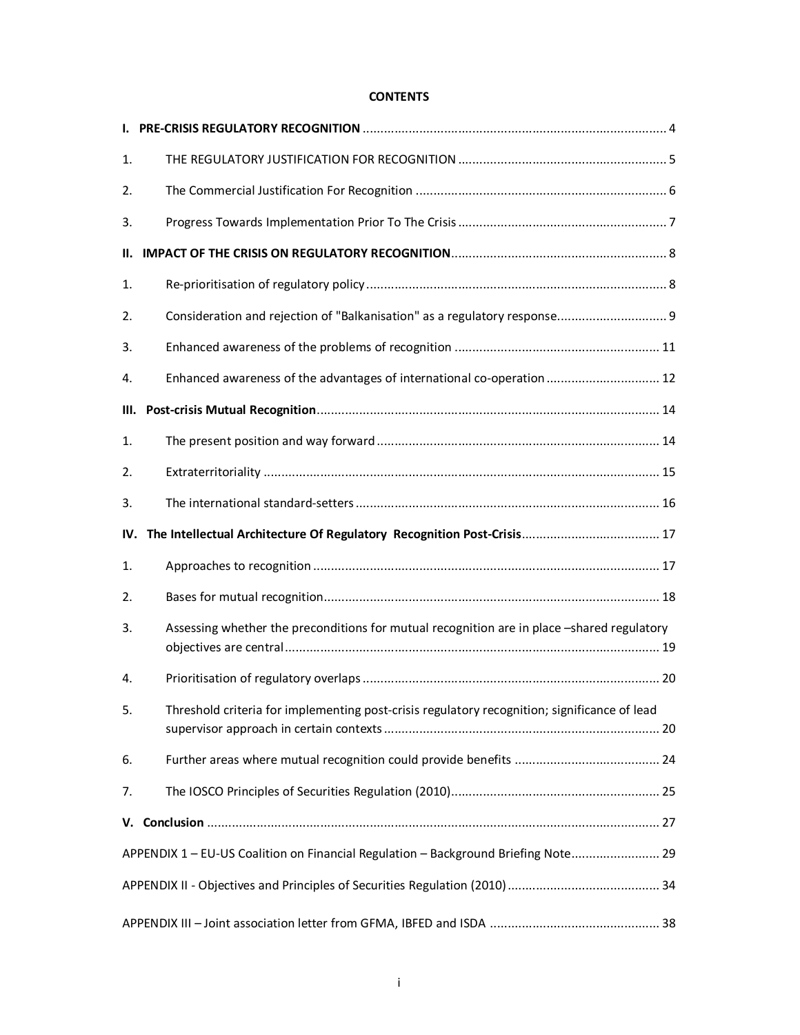**CONTENTS**

**I. PRE-CRISIS REGULATORY RECOGNITION** ..................................................................................... 4

1. THE REGULATORY JUSTIFICATION FOR RECOGNITION ........................................................... 5

2. The Commercial Justification For Recognition ....................................................................... 6

3. Progress Towards Implementation Prior To The Crisis ........................................................... 7

**II. IMPACT OF THE CRISIS ON REGULATORY RECOGNITION**............................................................. 8

1. Re-prioritisation of regulatory policy ..................................................................................... 8

2. Consideration and rejection of "Balkanisation" as a regulatory response............................... 9

3. Enhanced awareness of the problems of recognition .......................................................... 11

4. Enhanced awareness of the advantages of international co-operation ................................ 12

**III. Post-crisis Mutual Recognition**................................................................................................. 14

1. The present position and way forward ................................................................................ 14

2. Extraterritoriality ................................................................................................................. 15

3. The international standard-setters ..................................................................................... 16

**IV. The Intellectual Architecture Of Regulatory Recognition Post-Crisis**....................................... 17

1. Approaches to recognition .................................................................................................. 17

2. Bases for mutual recognition.............................................................................................. 18

3. Assessing whether the preconditions for mutual recognition are in place –shared regulatory objectives are central......................................................................................................... 19

4. Prioritisation of regulatory overlaps .................................................................................... 20

5. Threshold criteria for implementing post-crisis regulatory recognition; significance of lead supervisor approach in certain contexts .............................................................................. 20

6. Further areas where mutual recognition could provide benefits ......................................... 24

7. The IOSCO Principles of Securities Regulation (2010)........................................................... 25

**V. Conclusion** ................................................................................................................................ 27

APPENDIX 1 – EU-US Coalition on Financial Regulation – Background Briefing Note......................... 29

APPENDIX II - Objectives and Principles of Securities Regulation (2010) ........................................... 34

APPENDIX III – Joint association letter from GFMA, IBFED and ISDA ................................................ 38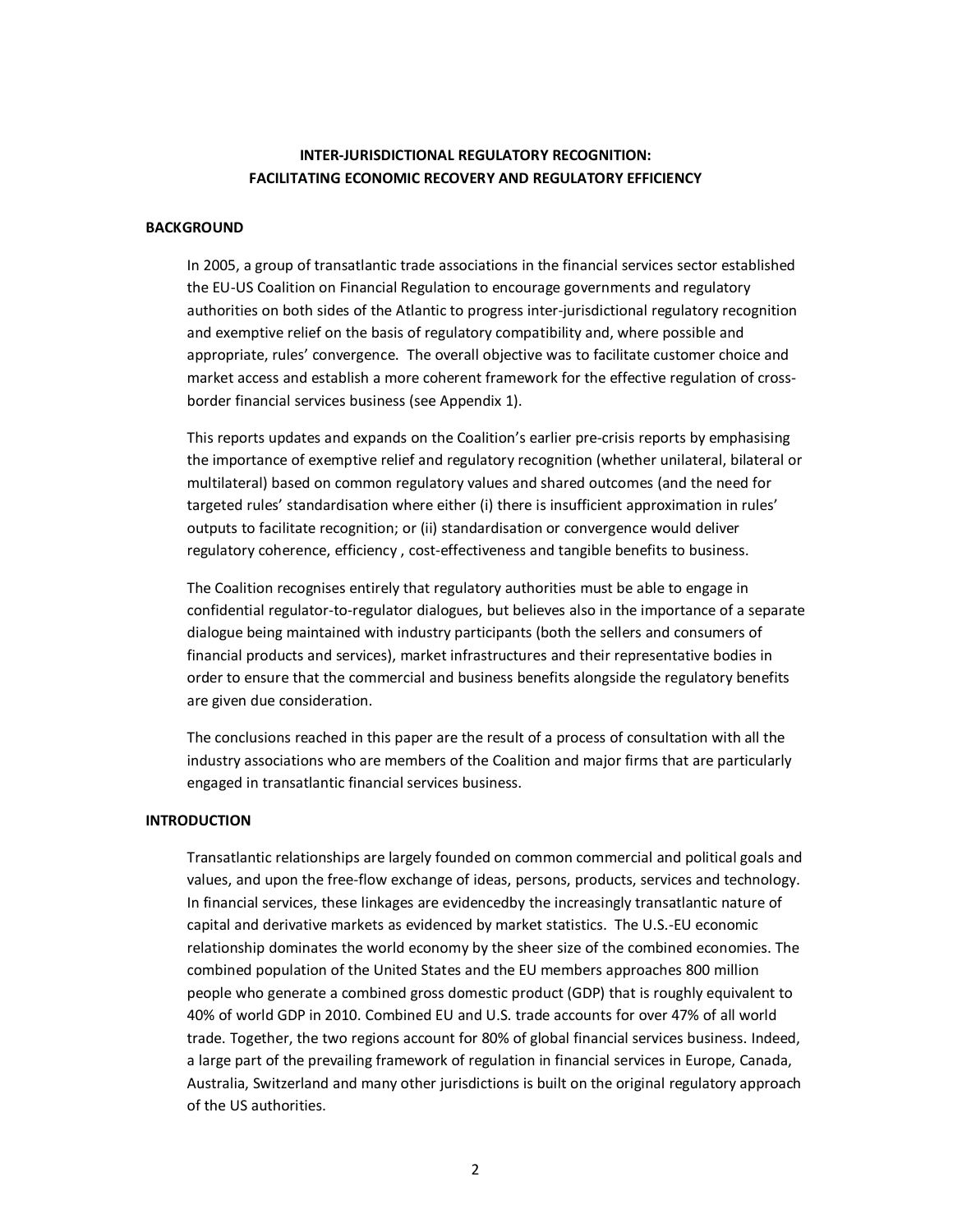**INTER-JURISDICTIONAL REGULATORY RECOGNITION: FACILITATING ECONOMIC RECOVERY AND REGULATORY EFFICIENCY**

## BACKGROUND

In 2005, a group of transatlantic trade associations in the financial services sector established the EU-US Coalition on Financial Regulation to encourage governments and regulatory authorities on both sides of the Atlantic to progress inter-jurisdictional regulatory recognition and exemptive relief on the basis of regulatory compatibility and, where possible and appropriate, rules' convergence. The overall objective was to facilitate customer choice and market access and establish a more coherent framework for the effective regulation of cross-border financial services business (see Appendix 1).

This reports updates and expands on the Coalition's earlier pre-crisis reports by emphasising the importance of exemptive relief and regulatory recognition (whether unilateral, bilateral or multilateral) based on common regulatory values and shared outcomes (and the need for targeted rules' standardisation where either (i) there is insufficient approximation in rules' outputs to facilitate recognition; or (ii) standardisation or convergence would deliver regulatory coherence, efficiency , cost-effectiveness and tangible benefits to business.

The Coalition recognises entirely that regulatory authorities must be able to engage in confidential regulator-to-regulator dialogues, but believes also in the importance of a separate dialogue being maintained with industry participants (both the sellers and consumers of financial products and services), market infrastructures and their representative bodies in order to ensure that the commercial and business benefits alongside the regulatory benefits are given due consideration.

The conclusions reached in this paper are the result of a process of consultation with all the industry associations who are members of the Coalition and major firms that are particularly engaged in transatlantic financial services business.

## INTRODUCTION

Transatlantic relationships are largely founded on common commercial and political goals and values, and upon the free-flow exchange of ideas, persons, products, services and technology. In financial services, these linkages are evidencedby the increasingly transatlantic nature of capital and derivative markets as evidenced by market statistics. The U.S.-EU economic relationship dominates the world economy by the sheer size of the combined economies. The combined population of the United States and the EU members approaches 800 million people who generate a combined gross domestic product (GDP) that is roughly equivalent to 40% of world GDP in 2010. Combined EU and U.S. trade accounts for over 47% of all world trade. Together, the two regions account for 80% of global financial services business. Indeed, a large part of the prevailing framework of regulation in financial services in Europe, Canada, Australia, Switzerland and many other jurisdictions is built on the original regulatory approach of the US authorities.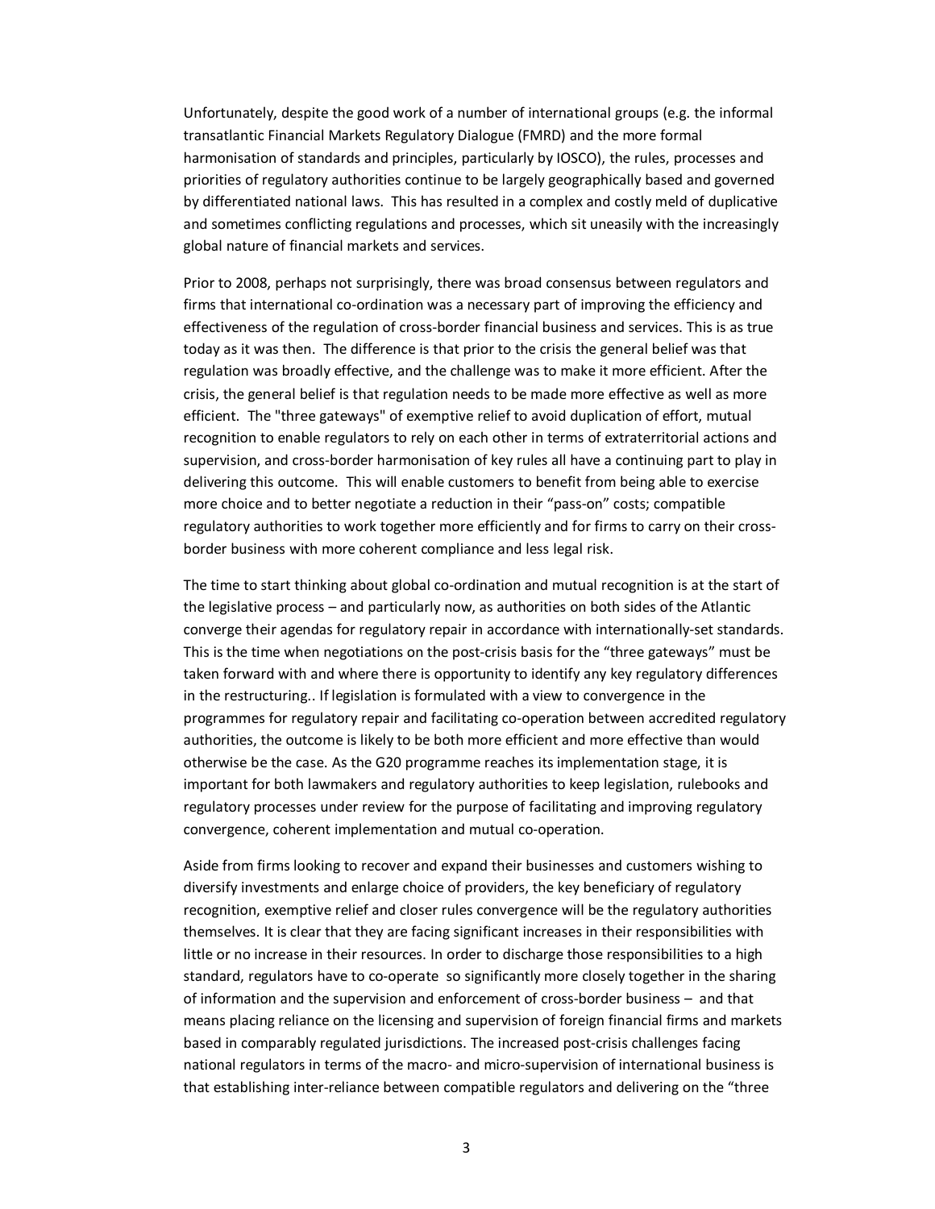Unfortunately, despite the good work of a number of international groups (e.g. the informal transatlantic Financial Markets Regulatory Dialogue (FMRD) and the more formal harmonisation of standards and principles, particularly by IOSCO), the rules, processes and priorities of regulatory authorities continue to be largely geographically based and governed by differentiated national laws. This has resulted in a complex and costly meld of duplicative and sometimes conflicting regulations and processes, which sit uneasily with the increasingly global nature of financial markets and services.

Prior to 2008, perhaps not surprisingly, there was broad consensus between regulators and firms that international co-ordination was a necessary part of improving the efficiency and effectiveness of the regulation of cross-border financial business and services. This is as true today as it was then. The difference is that prior to the crisis the general belief was that regulation was broadly effective, and the challenge was to make it more efficient. After the crisis, the general belief is that regulation needs to be made more effective as well as more efficient. The "three gateways" of exemptive relief to avoid duplication of effort, mutual recognition to enable regulators to rely on each other in terms of extraterritorial actions and supervision, and cross-border harmonisation of key rules all have a continuing part to play in delivering this outcome. This will enable customers to benefit from being able to exercise more choice and to better negotiate a reduction in their "pass-on" costs; compatible regulatory authorities to work together more efficiently and for firms to carry on their cross-border business with more coherent compliance and less legal risk.

The time to start thinking about global co-ordination and mutual recognition is at the start of the legislative process – and particularly now, as authorities on both sides of the Atlantic converge their agendas for regulatory repair in accordance with internationally-set standards. This is the time when negotiations on the post-crisis basis for the "three gateways" must be taken forward with and where there is opportunity to identify any key regulatory differences in the restructuring.. If legislation is formulated with a view to convergence in the programmes for regulatory repair and facilitating co-operation between accredited regulatory authorities, the outcome is likely to be both more efficient and more effective than would otherwise be the case. As the G20 programme reaches its implementation stage, it is important for both lawmakers and regulatory authorities to keep legislation, rulebooks and regulatory processes under review for the purpose of facilitating and improving regulatory convergence, coherent implementation and mutual co-operation.

Aside from firms looking to recover and expand their businesses and customers wishing to diversify investments and enlarge choice of providers, the key beneficiary of regulatory recognition, exemptive relief and closer rules convergence will be the regulatory authorities themselves. It is clear that they are facing significant increases in their responsibilities with little or no increase in their resources. In order to discharge those responsibilities to a high standard, regulators have to co-operate so significantly more closely together in the sharing of information and the supervision and enforcement of cross-border business – and that means placing reliance on the licensing and supervision of foreign financial firms and markets based in comparably regulated jurisdictions. The increased post-crisis challenges facing national regulators in terms of the macro- and micro-supervision of international business is that establishing inter-reliance between compatible regulators and delivering on the "three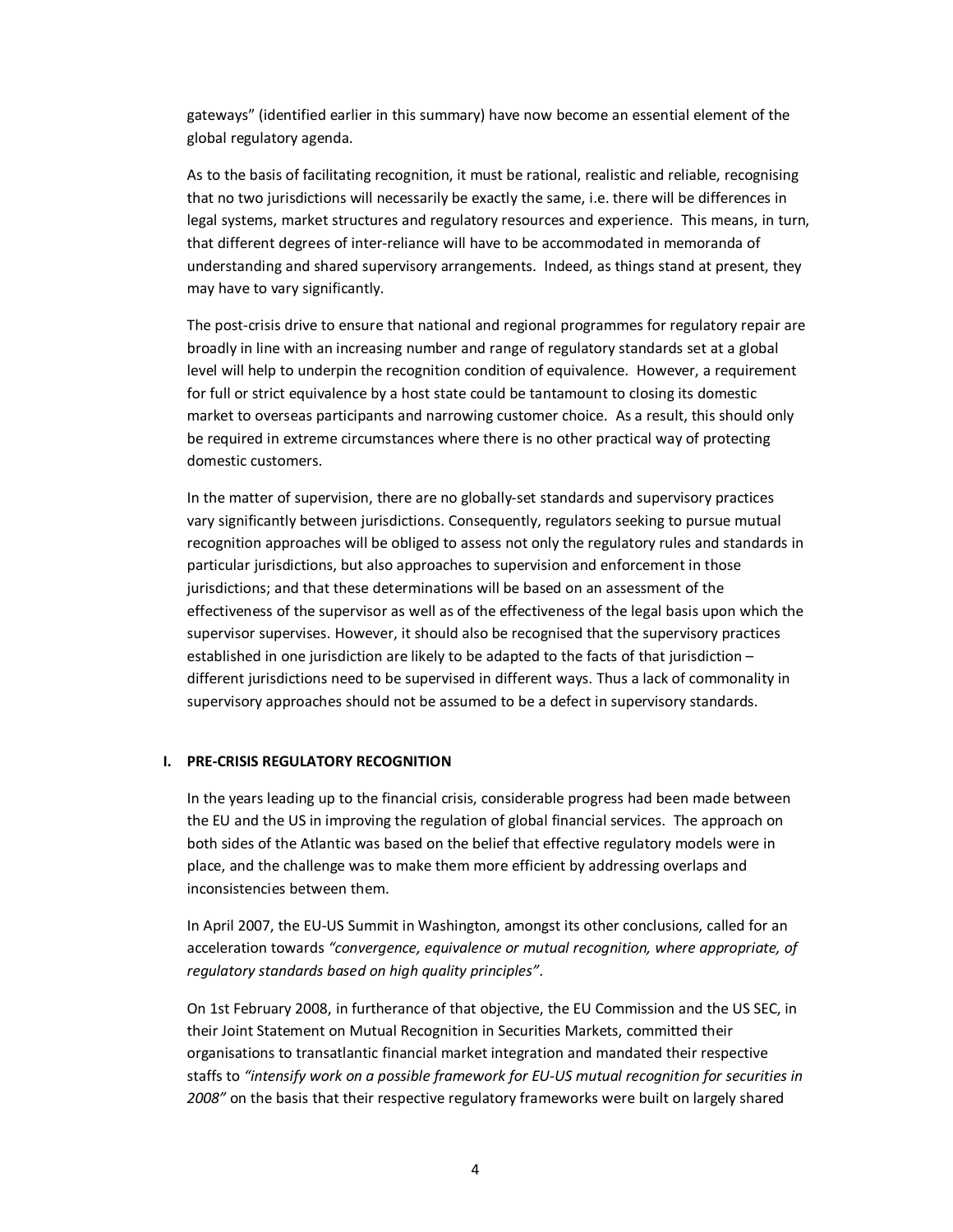gateways" (identified earlier in this summary) have now become an essential element of the global regulatory agenda.

As to the basis of facilitating recognition, it must be rational, realistic and reliable, recognising that no two jurisdictions will necessarily be exactly the same, i.e. there will be differences in legal systems, market structures and regulatory resources and experience. This means, in turn, that different degrees of inter-reliance will have to be accommodated in memoranda of understanding and shared supervisory arrangements. Indeed, as things stand at present, they may have to vary significantly.

The post-crisis drive to ensure that national and regional programmes for regulatory repair are broadly in line with an increasing number and range of regulatory standards set at a global level will help to underpin the recognition condition of equivalence. However, a requirement for full or strict equivalence by a host state could be tantamount to closing its domestic market to overseas participants and narrowing customer choice. As a result, this should only be required in extreme circumstances where there is no other practical way of protecting domestic customers.

In the matter of supervision, there are no globally-set standards and supervisory practices vary significantly between jurisdictions. Consequently, regulators seeking to pursue mutual recognition approaches will be obliged to assess not only the regulatory rules and standards in particular jurisdictions, but also approaches to supervision and enforcement in those jurisdictions; and that these determinations will be based on an assessment of the effectiveness of the supervisor as well as of the effectiveness of the legal basis upon which the supervisor supervises. However, it should also be recognised that the supervisory practices established in one jurisdiction are likely to be adapted to the facts of that jurisdiction – different jurisdictions need to be supervised in different ways. Thus a lack of commonality in supervisory approaches should not be assumed to be a defect in supervisory standards.

## I. PRE-CRISIS REGULATORY RECOGNITION

In the years leading up to the financial crisis, considerable progress had been made between the EU and the US in improving the regulation of global financial services. The approach on both sides of the Atlantic was based on the belief that effective regulatory models were in place, and the challenge was to make them more efficient by addressing overlaps and inconsistencies between them.

In April 2007, the EU-US Summit in Washington, amongst its other conclusions, called for an acceleration towards *"convergence, equivalence or mutual recognition, where appropriate, of regulatory standards based on high quality principles"*.

On 1st February 2008, in furtherance of that objective, the EU Commission and the US SEC, in their Joint Statement on Mutual Recognition in Securities Markets, committed their organisations to transatlantic financial market integration and mandated their respective staffs to *"intensify work on a possible framework for EU-US mutual recognition for securities in 2008"* on the basis that their respective regulatory frameworks were built on largely shared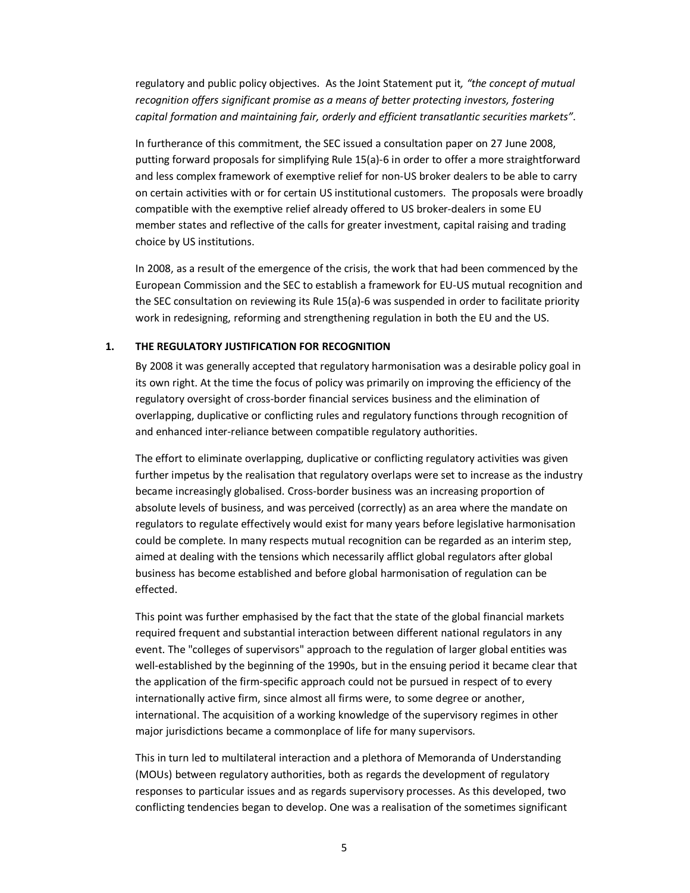regulatory and public policy objectives. As the Joint Statement put it*, "the concept of mutual recognition offers significant promise as a means of better protecting investors, fostering capital formation and maintaining fair, orderly and efficient transatlantic securities markets".*

In furtherance of this commitment, the SEC issued a consultation paper on 27 June 2008, putting forward proposals for simplifying Rule 15(a)-6 in order to offer a more straightforward and less complex framework of exemptive relief for non-US broker dealers to be able to carry on certain activities with or for certain US institutional customers. The proposals were broadly compatible with the exemptive relief already offered to US broker-dealers in some EU member states and reflective of the calls for greater investment, capital raising and trading choice by US institutions.

In 2008, as a result of the emergence of the crisis, the work that had been commenced by the European Commission and the SEC to establish a framework for EU-US mutual recognition and the SEC consultation on reviewing its Rule 15(a)-6 was suspended in order to facilitate priority work in redesigning, reforming and strengthening regulation in both the EU and the US.

## 1. THE REGULATORY JUSTIFICATION FOR RECOGNITION

By 2008 it was generally accepted that regulatory harmonisation was a desirable policy goal in its own right. At the time the focus of policy was primarily on improving the efficiency of the regulatory oversight of cross-border financial services business and the elimination of overlapping, duplicative or conflicting rules and regulatory functions through recognition of and enhanced inter-reliance between compatible regulatory authorities.

The effort to eliminate overlapping, duplicative or conflicting regulatory activities was given further impetus by the realisation that regulatory overlaps were set to increase as the industry became increasingly globalised. Cross-border business was an increasing proportion of absolute levels of business, and was perceived (correctly) as an area where the mandate on regulators to regulate effectively would exist for many years before legislative harmonisation could be complete. In many respects mutual recognition can be regarded as an interim step, aimed at dealing with the tensions which necessarily afflict global regulators after global business has become established and before global harmonisation of regulation can be effected.

This point was further emphasised by the fact that the state of the global financial markets required frequent and substantial interaction between different national regulators in any event. The "colleges of supervisors" approach to the regulation of larger global entities was well-established by the beginning of the 1990s, but in the ensuing period it became clear that the application of the firm-specific approach could not be pursued in respect of to every internationally active firm, since almost all firms were, to some degree or another, international. The acquisition of a working knowledge of the supervisory regimes in other major jurisdictions became a commonplace of life for many supervisors.

This in turn led to multilateral interaction and a plethora of Memoranda of Understanding (MOUs) between regulatory authorities, both as regards the development of regulatory responses to particular issues and as regards supervisory processes. As this developed, two conflicting tendencies began to develop. One was a realisation of the sometimes significant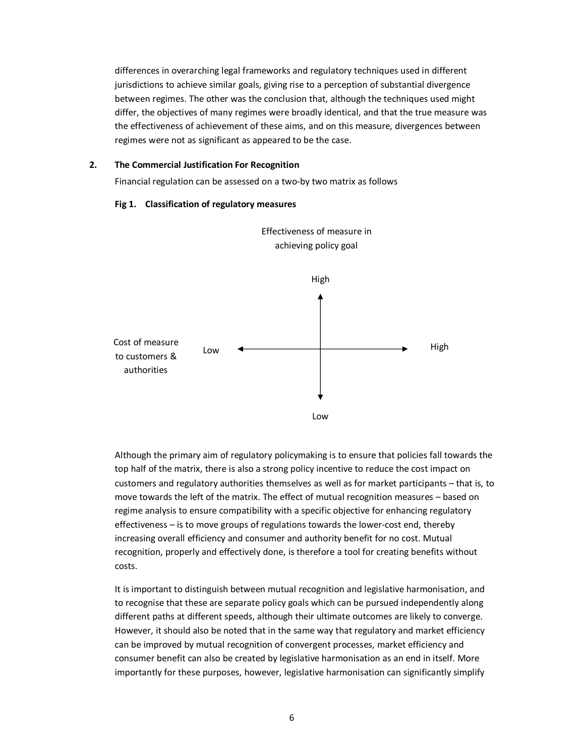differences in overarching legal frameworks and regulatory techniques used in different jurisdictions to achieve similar goals, giving rise to a perception of substantial divergence between regimes. The other was the conclusion that, although the techniques used might differ, the objectives of many regimes were broadly identical, and that the true measure was the effectiveness of achievement of these aims, and on this measure, divergences between regimes were not as significant as appeared to be the case.

## 2. The Commercial Justification For Recognition

Financial regulation can be assessed on a two-by two matrix as follows

**Fig 1. Classification of regulatory measures**

Effectiveness of measure in achieving policy goal

High

Cost of measure to customers & authorities    Low    High

Low

Although the primary aim of regulatory policymaking is to ensure that policies fall towards the top half of the matrix, there is also a strong policy incentive to reduce the cost impact on customers and regulatory authorities themselves as well as for market participants – that is, to move towards the left of the matrix. The effect of mutual recognition measures – based on regime analysis to ensure compatibility with a specific objective for enhancing regulatory effectiveness – is to move groups of regulations towards the lower-cost end, thereby increasing overall efficiency and consumer and authority benefit for no cost. Mutual recognition, properly and effectively done, is therefore a tool for creating benefits without costs.

It is important to distinguish between mutual recognition and legislative harmonisation, and to recognise that these are separate policy goals which can be pursued independently along different paths at different speeds, although their ultimate outcomes are likely to converge. However, it should also be noted that in the same way that regulatory and market efficiency can be improved by mutual recognition of convergent processes, market efficiency and consumer benefit can also be created by legislative harmonisation as an end in itself. More importantly for these purposes, however, legislative harmonisation can significantly simplify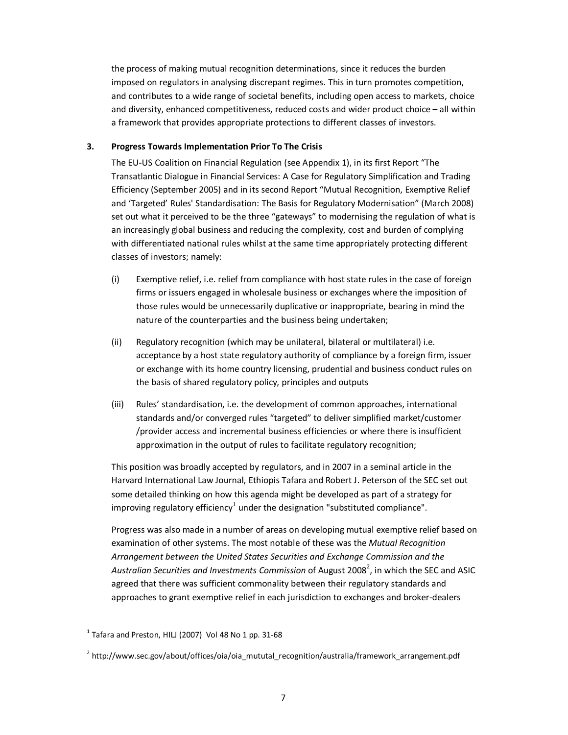the process of making mutual recognition determinations, since it reduces the burden imposed on regulators in analysing discrepant regimes. This in turn promotes competition, and contributes to a wide range of societal benefits, including open access to markets, choice and diversity, enhanced competitiveness, reduced costs and wider product choice – all within a framework that provides appropriate protections to different classes of investors.

## 3. Progress Towards Implementation Prior To The Crisis

The EU-US Coalition on Financial Regulation (see Appendix 1), in its first Report "The Transatlantic Dialogue in Financial Services: A Case for Regulatory Simplification and Trading Efficiency (September 2005) and in its second Report "Mutual Recognition, Exemptive Relief and 'Targeted' Rules' Standardisation: The Basis for Regulatory Modernisation" (March 2008) set out what it perceived to be the three "gateways" to modernising the regulation of what is an increasingly global business and reducing the complexity, cost and burden of complying with differentiated national rules whilst at the same time appropriately protecting different classes of investors; namely:

(i) Exemptive relief, i.e. relief from compliance with host state rules in the case of foreign firms or issuers engaged in wholesale business or exchanges where the imposition of those rules would be unnecessarily duplicative or inappropriate, bearing in mind the nature of the counterparties and the business being undertaken;

(ii) Regulatory recognition (which may be unilateral, bilateral or multilateral) i.e. acceptance by a host state regulatory authority of compliance by a foreign firm, issuer or exchange with its home country licensing, prudential and business conduct rules on the basis of shared regulatory policy, principles and outputs

(iii) Rules' standardisation, i.e. the development of common approaches, international standards and/or converged rules "targeted" to deliver simplified market/customer /provider access and incremental business efficiencies or where there is insufficient approximation in the output of rules to facilitate regulatory recognition;

This position was broadly accepted by regulators, and in 2007 in a seminal article in the Harvard International Law Journal, Ethiopis Tafara and Robert J. Peterson of the SEC set out some detailed thinking on how this agenda might be developed as part of a strategy for improving regulatory efficiency[1] under the designation "substituted compliance".

Progress was also made in a number of areas on developing mutual exemptive relief based on examination of other systems. The most notable of these was the *Mutual Recognition Arrangement between the United States Securities and Exchange Commission and the Australian Securities and Investments Commission* of August 2008[2], in which the SEC and ASIC agreed that there was sufficient commonality between their regulatory standards and approaches to grant exemptive relief in each jurisdiction to exchanges and broker-dealers

---

[1] Tafara and Preston, HILJ (2007) Vol 48 No 1 pp. 31-68

[2] http://www.sec.gov/about/offices/oia/oia_mututal_recognition/australia/framework_arrangement.pdf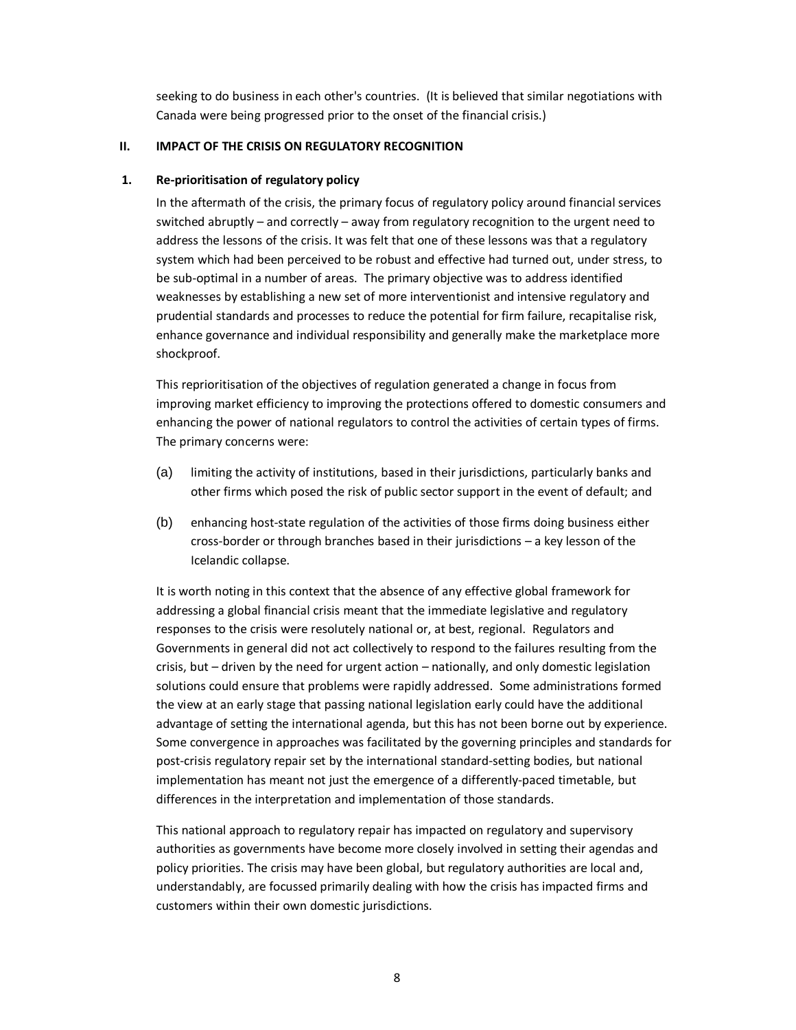seeking to do business in each other's countries. (It is believed that similar negotiations with Canada were being progressed prior to the onset of the financial crisis.)

## II. IMPACT OF THE CRISIS ON REGULATORY RECOGNITION

### 1. Re-prioritisation of regulatory policy

In the aftermath of the crisis, the primary focus of regulatory policy around financial services switched abruptly – and correctly – away from regulatory recognition to the urgent need to address the lessons of the crisis. It was felt that one of these lessons was that a regulatory system which had been perceived to be robust and effective had turned out, under stress, to be sub-optimal in a number of areas. The primary objective was to address identified weaknesses by establishing a new set of more interventionist and intensive regulatory and prudential standards and processes to reduce the potential for firm failure, recapitalise risk, enhance governance and individual responsibility and generally make the marketplace more shockproof.

This reprioritisation of the objectives of regulation generated a change in focus from improving market efficiency to improving the protections offered to domestic consumers and enhancing the power of national regulators to control the activities of certain types of firms. The primary concerns were:

(a) limiting the activity of institutions, based in their jurisdictions, particularly banks and other firms which posed the risk of public sector support in the event of default; and

(b) enhancing host-state regulation of the activities of those firms doing business either cross-border or through branches based in their jurisdictions – a key lesson of the Icelandic collapse.

It is worth noting in this context that the absence of any effective global framework for addressing a global financial crisis meant that the immediate legislative and regulatory responses to the crisis were resolutely national or, at best, regional. Regulators and Governments in general did not act collectively to respond to the failures resulting from the crisis, but – driven by the need for urgent action – nationally, and only domestic legislation solutions could ensure that problems were rapidly addressed. Some administrations formed the view at an early stage that passing national legislation early could have the additional advantage of setting the international agenda, but this has not been borne out by experience. Some convergence in approaches was facilitated by the governing principles and standards for post-crisis regulatory repair set by the international standard-setting bodies, but national implementation has meant not just the emergence of a differently-paced timetable, but differences in the interpretation and implementation of those standards.

This national approach to regulatory repair has impacted on regulatory and supervisory authorities as governments have become more closely involved in setting their agendas and policy priorities. The crisis may have been global, but regulatory authorities are local and, understandably, are focussed primarily dealing with how the crisis has impacted firms and customers within their own domestic jurisdictions.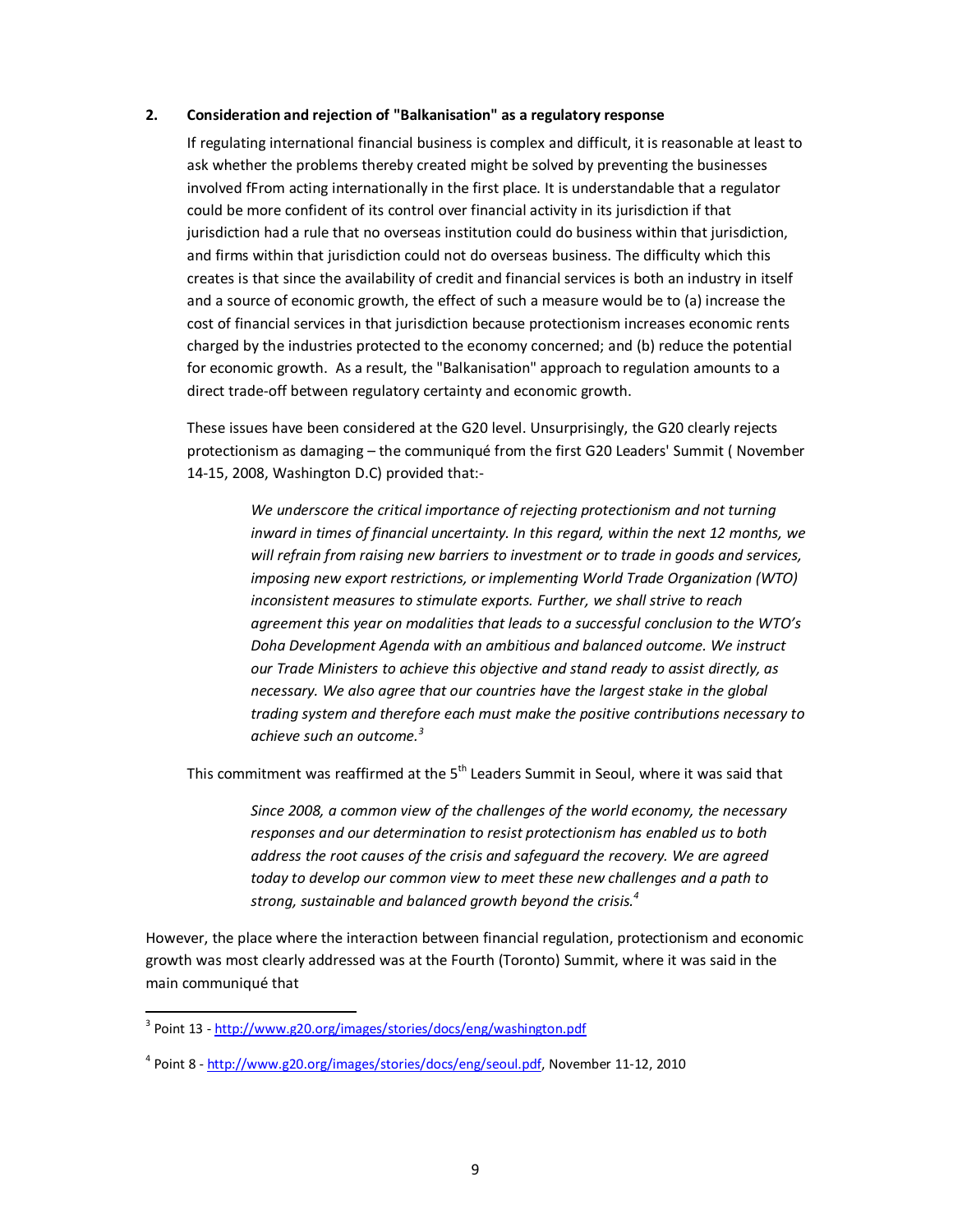## 2. Consideration and rejection of "Balkanisation" as a regulatory response

If regulating international financial business is complex and difficult, it is reasonable at least to ask whether the problems thereby created might be solved by preventing the businesses involved fFrom acting internationally in the first place. It is understandable that a regulator could be more confident of its control over financial activity in its jurisdiction if that jurisdiction had a rule that no overseas institution could do business within that jurisdiction, and firms within that jurisdiction could not do overseas business. The difficulty which this creates is that since the availability of credit and financial services is both an industry in itself and a source of economic growth, the effect of such a measure would be to (a) increase the cost of financial services in that jurisdiction because protectionism increases economic rents charged by the industries protected to the economy concerned; and (b) reduce the potential for economic growth. As a result, the "Balkanisation" approach to regulation amounts to a direct trade-off between regulatory certainty and economic growth.

These issues have been considered at the G20 level. Unsurprisingly, the G20 clearly rejects protectionism as damaging – the communiqué from the first G20 Leaders' Summit ( November 14-15, 2008, Washington D.C) provided that:-

> *We underscore the critical importance of rejecting protectionism and not turning inward in times of financial uncertainty. In this regard, within the next 12 months, we will refrain from raising new barriers to investment or to trade in goods and services, imposing new export restrictions, or implementing World Trade Organization (WTO) inconsistent measures to stimulate exports. Further, we shall strive to reach agreement this year on modalities that leads to a successful conclusion to the WTO's Doha Development Agenda with an ambitious and balanced outcome. We instruct our Trade Ministers to achieve this objective and stand ready to assist directly, as necessary. We also agree that our countries have the largest stake in the global trading system and therefore each must make the positive contributions necessary to achieve such an outcome.*[3]

This commitment was reaffirmed at the 5th Leaders Summit in Seoul, where it was said that

> *Since 2008, a common view of the challenges of the world economy, the necessary responses and our determination to resist protectionism has enabled us to both address the root causes of the crisis and safeguard the recovery. We are agreed today to develop our common view to meet these new challenges and a path to strong, sustainable and balanced growth beyond the crisis.*[4]

However, the place where the interaction between financial regulation, protectionism and economic growth was most clearly addressed was at the Fourth (Toronto) Summit, where it was said in the main communiqué that

---

[3] Point 13 - http://www.g20.org/images/stories/docs/eng/washington.pdf

[4] Point 8 - http://www.g20.org/images/stories/docs/eng/seoul.pdf, November 11-12, 2010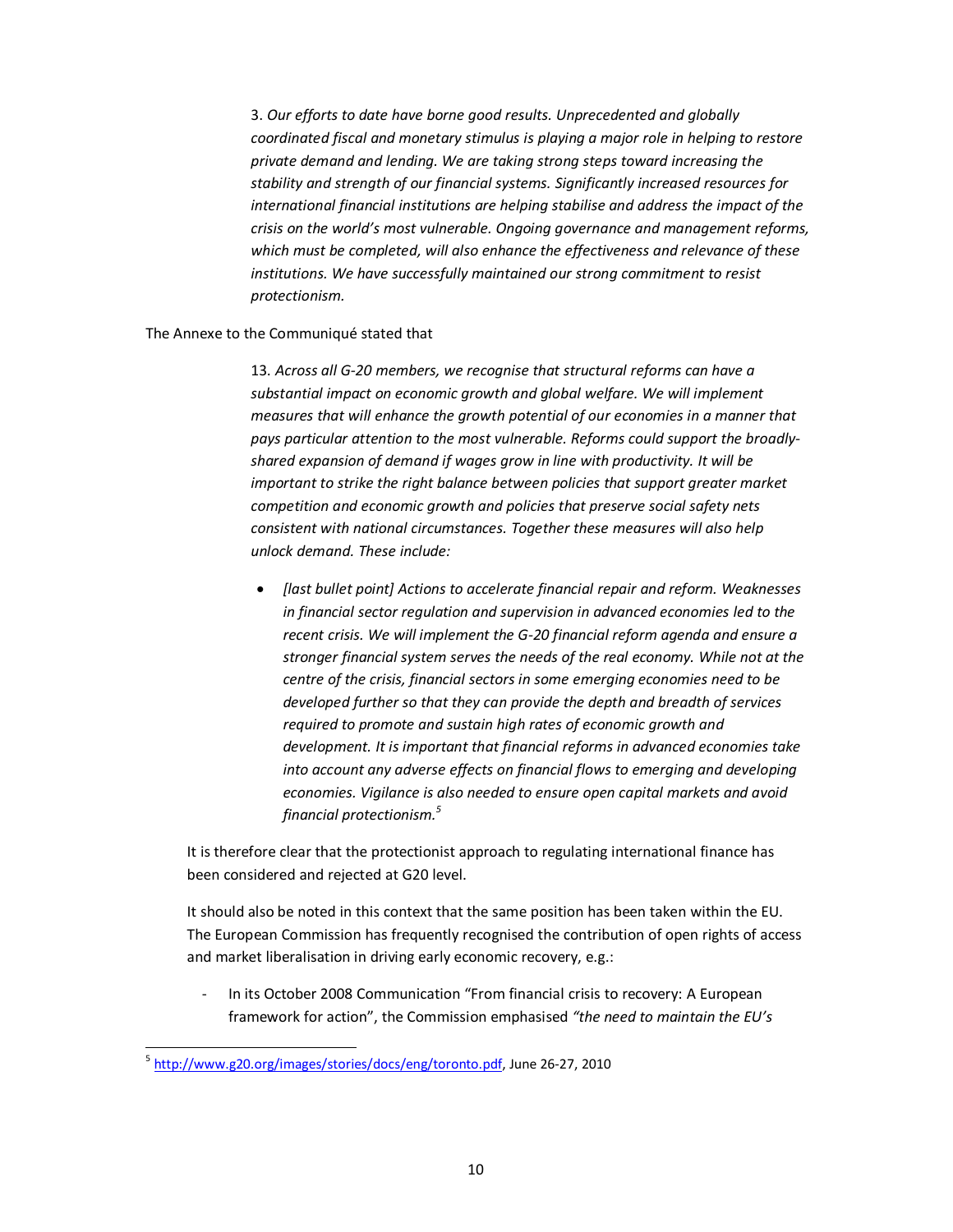> 3. *Our efforts to date have borne good results. Unprecedented and globally coordinated fiscal and monetary stimulus is playing a major role in helping to restore private demand and lending. We are taking strong steps toward increasing the stability and strength of our financial systems. Significantly increased resources for international financial institutions are helping stabilise and address the impact of the crisis on the world's most vulnerable. Ongoing governance and management reforms, which must be completed, will also enhance the effectiveness and relevance of these institutions. We have successfully maintained our strong commitment to resist protectionism.*

The Annexe to the Communiqué stated that

> 13. *Across all G-20 members, we recognise that structural reforms can have a substantial impact on economic growth and global welfare. We will implement measures that will enhance the growth potential of our economies in a manner that pays particular attention to the most vulnerable. Reforms could support the broadly-shared expansion of demand if wages grow in line with productivity. It will be important to strike the right balance between policies that support greater market competition and economic growth and policies that preserve social safety nets consistent with national circumstances. Together these measures will also help unlock demand. These include:*
>
> - *[last bullet point] Actions to accelerate financial repair and reform. Weaknesses in financial sector regulation and supervision in advanced economies led to the recent crisis. We will implement the G-20 financial reform agenda and ensure a stronger financial system serves the needs of the real economy. While not at the centre of the crisis, financial sectors in some emerging economies need to be developed further so that they can provide the depth and breadth of services required to promote and sustain high rates of economic growth and development. It is important that financial reforms in advanced economies take into account any adverse effects on financial flows to emerging and developing economies. Vigilance is also needed to ensure open capital markets and avoid financial protectionism.*[5]

It is therefore clear that the protectionist approach to regulating international finance has been considered and rejected at G20 level.

It should also be noted in this context that the same position has been taken within the EU. The European Commission has frequently recognised the contribution of open rights of access and market liberalisation in driving early economic recovery, e.g.:

- In its October 2008 Communication "From financial crisis to recovery: A European framework for action", the Commission emphasised *"the need to maintain the EU's*

[5] http://www.g20.org/images/stories/docs/eng/toronto.pdf, June 26-27, 2010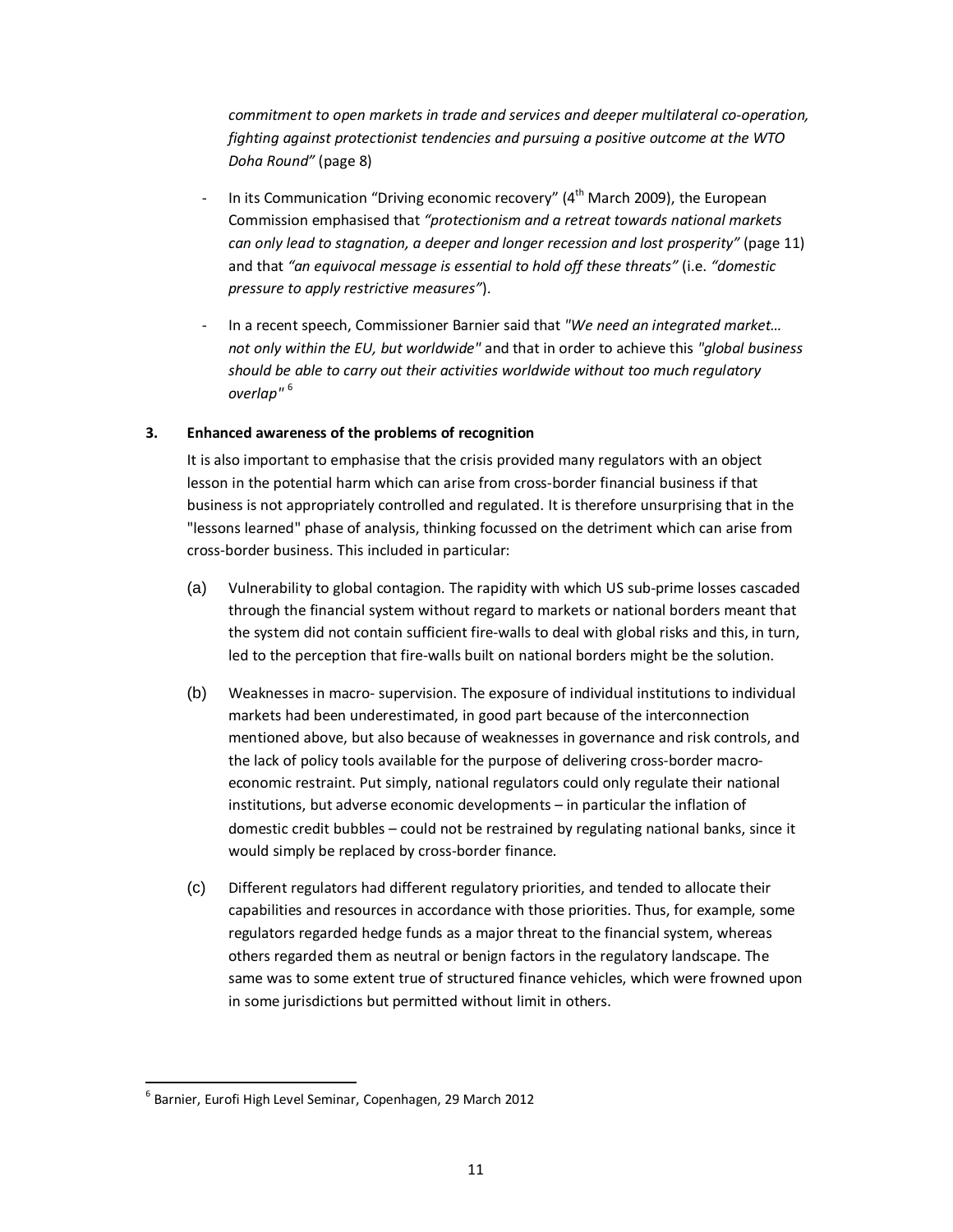*commitment to open markets in trade and services and deeper multilateral co-operation, fighting against protectionist tendencies and pursuing a positive outcome at the WTO Doha Round"* (page 8)

- In its Communication "Driving economic recovery" (4th March 2009), the European Commission emphasised that *"protectionism and a retreat towards national markets can only lead to stagnation, a deeper and longer recession and lost prosperity"* (page 11) and that *"an equivocal message is essential to hold off these threats"* (i.e. *"domestic pressure to apply restrictive measures"*).

- In a recent speech, Commissioner Barnier said that *"We need an integrated market… not only within the EU, but worldwide"* and that in order to achieve this *"global business should be able to carry out their activities worldwide without too much regulatory overlap"* [6]

**3. Enhanced awareness of the problems of recognition**

It is also important to emphasise that the crisis provided many regulators with an object lesson in the potential harm which can arise from cross-border financial business if that business is not appropriately controlled and regulated. It is therefore unsurprising that in the "lessons learned" phase of analysis, thinking focussed on the detriment which can arise from cross-border business. This included in particular:

(a) Vulnerability to global contagion. The rapidity with which US sub-prime losses cascaded through the financial system without regard to markets or national borders meant that the system did not contain sufficient fire-walls to deal with global risks and this, in turn, led to the perception that fire-walls built on national borders might be the solution.

(b) Weaknesses in macro- supervision. The exposure of individual institutions to individual markets had been underestimated, in good part because of the interconnection mentioned above, but also because of weaknesses in governance and risk controls, and the lack of policy tools available for the purpose of delivering cross-border macro-economic restraint. Put simply, national regulators could only regulate their national institutions, but adverse economic developments – in particular the inflation of domestic credit bubbles – could not be restrained by regulating national banks, since it would simply be replaced by cross-border finance.

(c) Different regulators had different regulatory priorities, and tended to allocate their capabilities and resources in accordance with those priorities. Thus, for example, some regulators regarded hedge funds as a major threat to the financial system, whereas others regarded them as neutral or benign factors in the regulatory landscape. The same was to some extent true of structured finance vehicles, which were frowned upon in some jurisdictions but permitted without limit in others.

---

[6] Barnier, Eurofi High Level Seminar, Copenhagen, 29 March 2012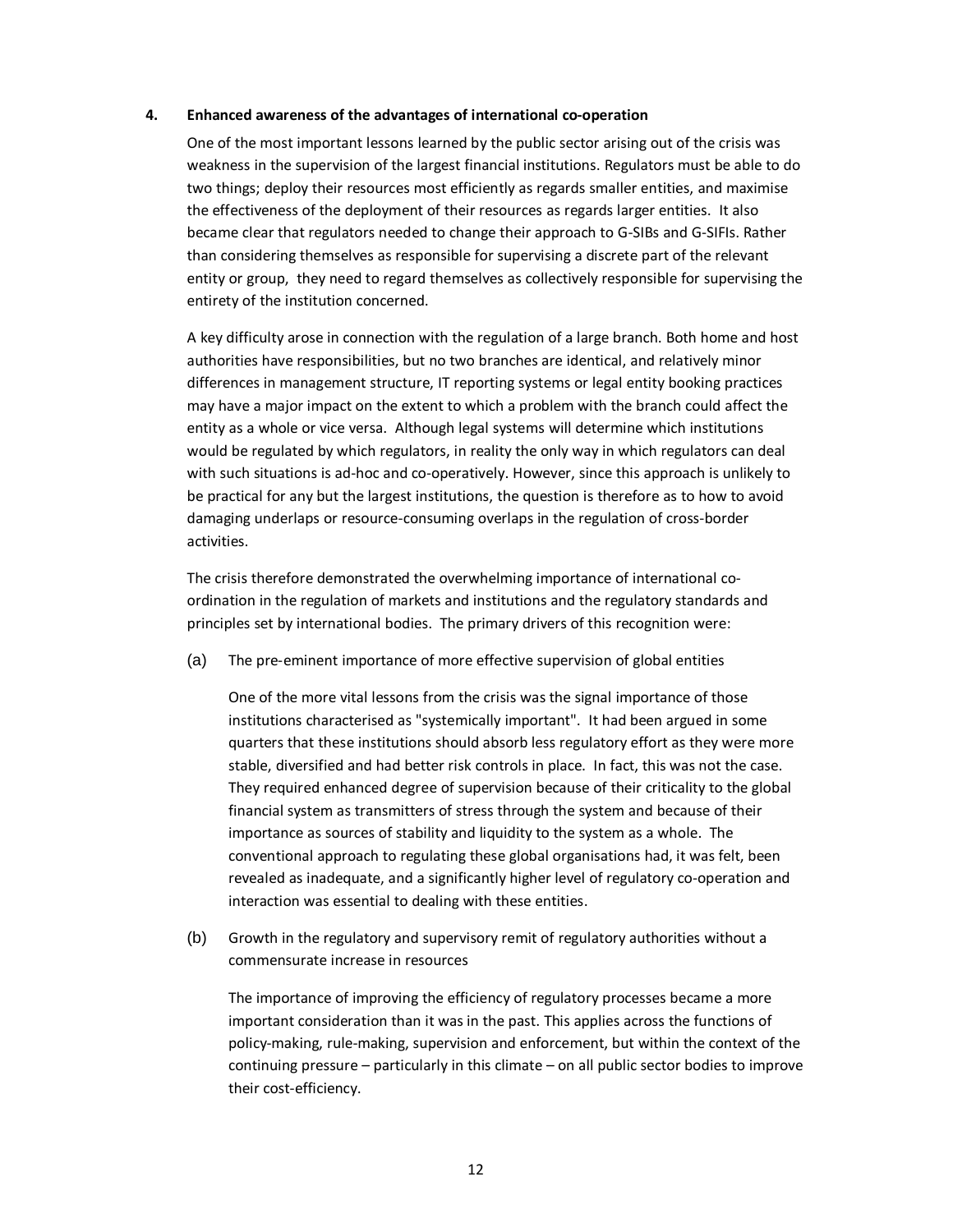### 4. Enhanced awareness of the advantages of international co-operation

One of the most important lessons learned by the public sector arising out of the crisis was weakness in the supervision of the largest financial institutions. Regulators must be able to do two things; deploy their resources most efficiently as regards smaller entities, and maximise the effectiveness of the deployment of their resources as regards larger entities. It also became clear that regulators needed to change their approach to G-SIBs and G-SIFIs. Rather than considering themselves as responsible for supervising a discrete part of the relevant entity or group, they need to regard themselves as collectively responsible for supervising the entirety of the institution concerned.

A key difficulty arose in connection with the regulation of a large branch. Both home and host authorities have responsibilities, but no two branches are identical, and relatively minor differences in management structure, IT reporting systems or legal entity booking practices may have a major impact on the extent to which a problem with the branch could affect the entity as a whole or vice versa. Although legal systems will determine which institutions would be regulated by which regulators, in reality the only way in which regulators can deal with such situations is ad-hoc and co-operatively. However, since this approach is unlikely to be practical for any but the largest institutions, the question is therefore as to how to avoid damaging underlaps or resource-consuming overlaps in the regulation of cross-border activities.

The crisis therefore demonstrated the overwhelming importance of international co-ordination in the regulation of markets and institutions and the regulatory standards and principles set by international bodies. The primary drivers of this recognition were:

(a) The pre-eminent importance of more effective supervision of global entities

One of the more vital lessons from the crisis was the signal importance of those institutions characterised as "systemically important". It had been argued in some quarters that these institutions should absorb less regulatory effort as they were more stable, diversified and had better risk controls in place. In fact, this was not the case. They required enhanced degree of supervision because of their criticality to the global financial system as transmitters of stress through the system and because of their importance as sources of stability and liquidity to the system as a whole. The conventional approach to regulating these global organisations had, it was felt, been revealed as inadequate, and a significantly higher level of regulatory co-operation and interaction was essential to dealing with these entities.

(b) Growth in the regulatory and supervisory remit of regulatory authorities without a commensurate increase in resources

The importance of improving the efficiency of regulatory processes became a more important consideration than it was in the past. This applies across the functions of policy-making, rule-making, supervision and enforcement, but within the context of the continuing pressure – particularly in this climate – on all public sector bodies to improve their cost-efficiency.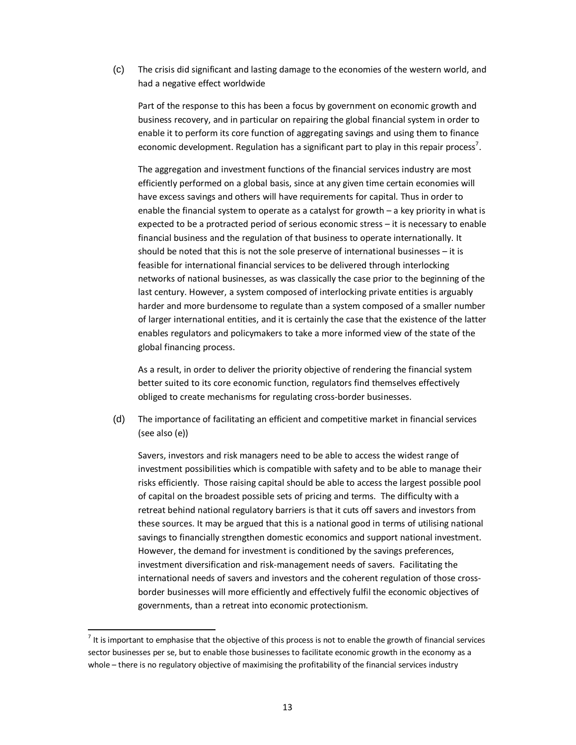(c) The crisis did significant and lasting damage to the economies of the western world, and had a negative effect worldwide

Part of the response to this has been a focus by government on economic growth and business recovery, and in particular on repairing the global financial system in order to enable it to perform its core function of aggregating savings and using them to finance economic development. Regulation has a significant part to play in this repair process[7].

The aggregation and investment functions of the financial services industry are most efficiently performed on a global basis, since at any given time certain economies will have excess savings and others will have requirements for capital. Thus in order to enable the financial system to operate as a catalyst for growth – a key priority in what is expected to be a protracted period of serious economic stress – it is necessary to enable financial business and the regulation of that business to operate internationally. It should be noted that this is not the sole preserve of international businesses – it is feasible for international financial services to be delivered through interlocking networks of national businesses, as was classically the case prior to the beginning of the last century. However, a system composed of interlocking private entities is arguably harder and more burdensome to regulate than a system composed of a smaller number of larger international entities, and it is certainly the case that the existence of the latter enables regulators and policymakers to take a more informed view of the state of the global financing process.

As a result, in order to deliver the priority objective of rendering the financial system better suited to its core economic function, regulators find themselves effectively obliged to create mechanisms for regulating cross-border businesses.

(d) The importance of facilitating an efficient and competitive market in financial services (see also (e))

Savers, investors and risk managers need to be able to access the widest range of investment possibilities which is compatible with safety and to be able to manage their risks efficiently. Those raising capital should be able to access the largest possible pool of capital on the broadest possible sets of pricing and terms. The difficulty with a retreat behind national regulatory barriers is that it cuts off savers and investors from these sources. It may be argued that this is a national good in terms of utilising national savings to financially strengthen domestic economics and support national investment. However, the demand for investment is conditioned by the savings preferences, investment diversification and risk-management needs of savers. Facilitating the international needs of savers and investors and the coherent regulation of those cross-border businesses will more efficiently and effectively fulfil the economic objectives of governments, than a retreat into economic protectionism.

---

[7] It is important to emphasise that the objective of this process is not to enable the growth of financial services sector businesses per se, but to enable those businesses to facilitate economic growth in the economy as a whole – there is no regulatory objective of maximising the profitability of the financial services industry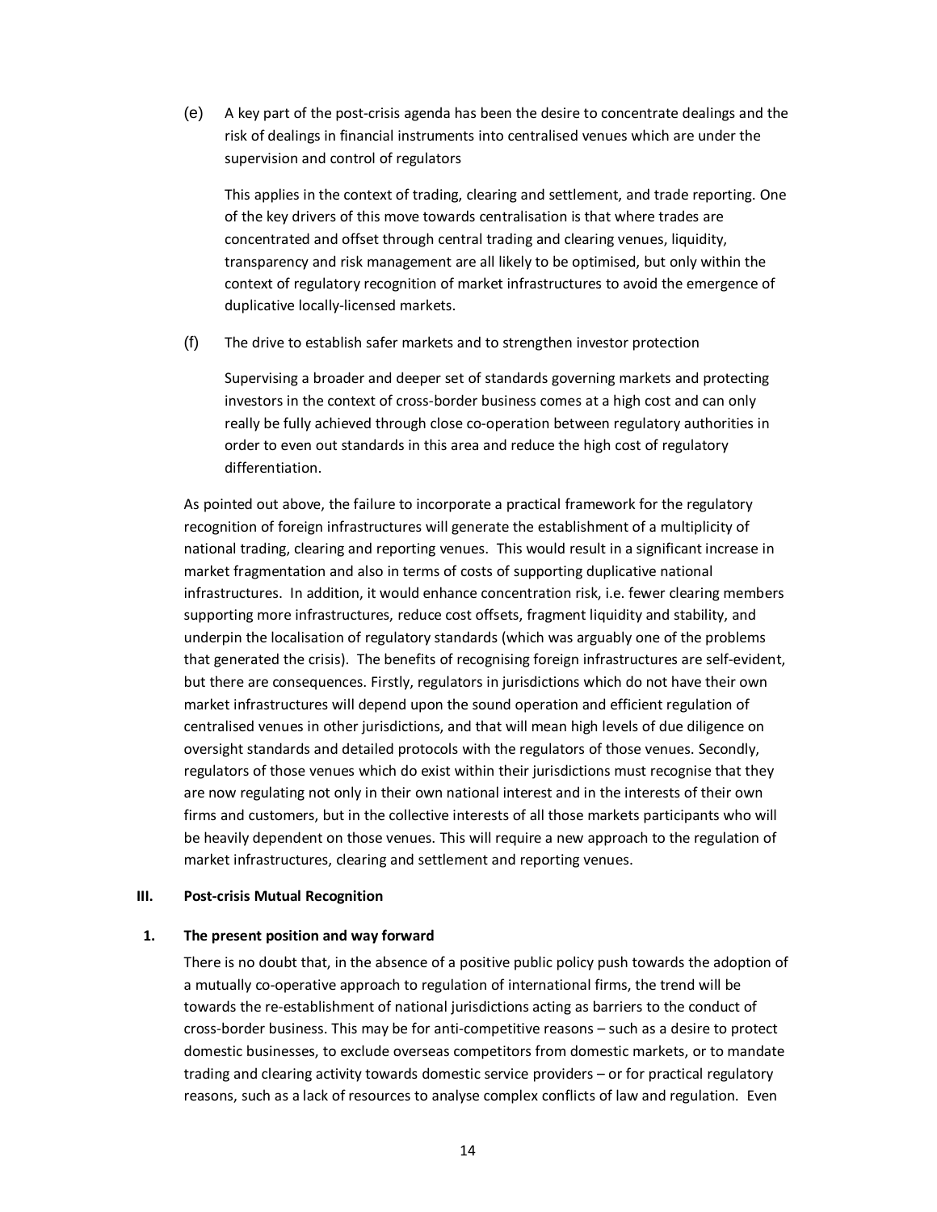(e) A key part of the post-crisis agenda has been the desire to concentrate dealings and the risk of dealings in financial instruments into centralised venues which are under the supervision and control of regulators

This applies in the context of trading, clearing and settlement, and trade reporting. One of the key drivers of this move towards centralisation is that where trades are concentrated and offset through central trading and clearing venues, liquidity, transparency and risk management are all likely to be optimised, but only within the context of regulatory recognition of market infrastructures to avoid the emergence of duplicative locally-licensed markets.

(f) The drive to establish safer markets and to strengthen investor protection

Supervising a broader and deeper set of standards governing markets and protecting investors in the context of cross-border business comes at a high cost and can only really be fully achieved through close co-operation between regulatory authorities in order to even out standards in this area and reduce the high cost of regulatory differentiation.

As pointed out above, the failure to incorporate a practical framework for the regulatory recognition of foreign infrastructures will generate the establishment of a multiplicity of national trading, clearing and reporting venues. This would result in a significant increase in market fragmentation and also in terms of costs of supporting duplicative national infrastructures. In addition, it would enhance concentration risk, i.e. fewer clearing members supporting more infrastructures, reduce cost offsets, fragment liquidity and stability, and underpin the localisation of regulatory standards (which was arguably one of the problems that generated the crisis). The benefits of recognising foreign infrastructures are self-evident, but there are consequences. Firstly, regulators in jurisdictions which do not have their own market infrastructures will depend upon the sound operation and efficient regulation of centralised venues in other jurisdictions, and that will mean high levels of due diligence on oversight standards and detailed protocols with the regulators of those venues. Secondly, regulators of those venues which do exist within their jurisdictions must recognise that they are now regulating not only in their own national interest and in the interests of their own firms and customers, but in the collective interests of all those markets participants who will be heavily dependent on those venues. This will require a new approach to the regulation of market infrastructures, clearing and settlement and reporting venues.

## III. Post-crisis Mutual Recognition

### 1. The present position and way forward

There is no doubt that, in the absence of a positive public policy push towards the adoption of a mutually co-operative approach to regulation of international firms, the trend will be towards the re-establishment of national jurisdictions acting as barriers to the conduct of cross-border business. This may be for anti-competitive reasons – such as a desire to protect domestic businesses, to exclude overseas competitors from domestic markets, or to mandate trading and clearing activity towards domestic service providers – or for practical regulatory reasons, such as a lack of resources to analyse complex conflicts of law and regulation. Even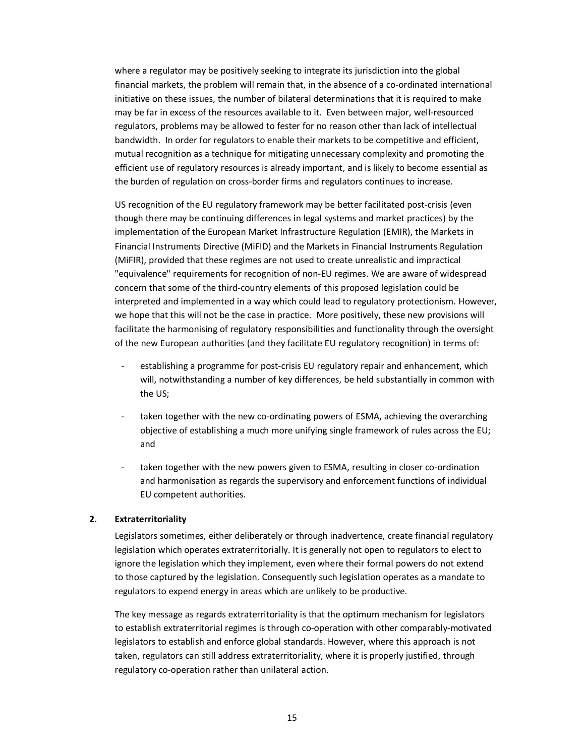where a regulator may be positively seeking to integrate its jurisdiction into the global financial markets, the problem will remain that, in the absence of a co-ordinated international initiative on these issues, the number of bilateral determinations that it is required to make may be far in excess of the resources available to it. Even between major, well-resourced regulators, problems may be allowed to fester for no reason other than lack of intellectual bandwidth. In order for regulators to enable their markets to be competitive and efficient, mutual recognition as a technique for mitigating unnecessary complexity and promoting the efficient use of regulatory resources is already important, and is likely to become essential as the burden of regulation on cross-border firms and regulators continues to increase.

US recognition of the EU regulatory framework may be better facilitated post-crisis (even though there may be continuing differences in legal systems and market practices) by the implementation of the European Market Infrastructure Regulation (EMIR), the Markets in Financial Instruments Directive (MiFID) and the Markets in Financial Instruments Regulation (MiFIR), provided that these regimes are not used to create unrealistic and impractical "equivalence" requirements for recognition of non-EU regimes. We are aware of widespread concern that some of the third-country elements of this proposed legislation could be interpreted and implemented in a way which could lead to regulatory protectionism. However, we hope that this will not be the case in practice. More positively, these new provisions will facilitate the harmonising of regulatory responsibilities and functionality through the oversight of the new European authorities (and they facilitate EU regulatory recognition) in terms of:

- establishing a programme for post-crisis EU regulatory repair and enhancement, which will, notwithstanding a number of key differences, be held substantially in common with the US;
- taken together with the new co-ordinating powers of ESMA, achieving the overarching objective of establishing a much more unifying single framework of rules across the EU; and
- taken together with the new powers given to ESMA, resulting in closer co-ordination and harmonisation as regards the supervisory and enforcement functions of individual EU competent authorities.

## 2. Extraterritoriality

Legislators sometimes, either deliberately or through inadvertence, create financial regulatory legislation which operates extraterritorially. It is generally not open to regulators to elect to ignore the legislation which they implement, even where their formal powers do not extend to those captured by the legislation. Consequently such legislation operates as a mandate to regulators to expend energy in areas which are unlikely to be productive.

The key message as regards extraterritoriality is that the optimum mechanism for legislators to establish extraterritorial regimes is through co-operation with other comparably-motivated legislators to establish and enforce global standards. However, where this approach is not taken, regulators can still address extraterritoriality, where it is properly justified, through regulatory co-operation rather than unilateral action.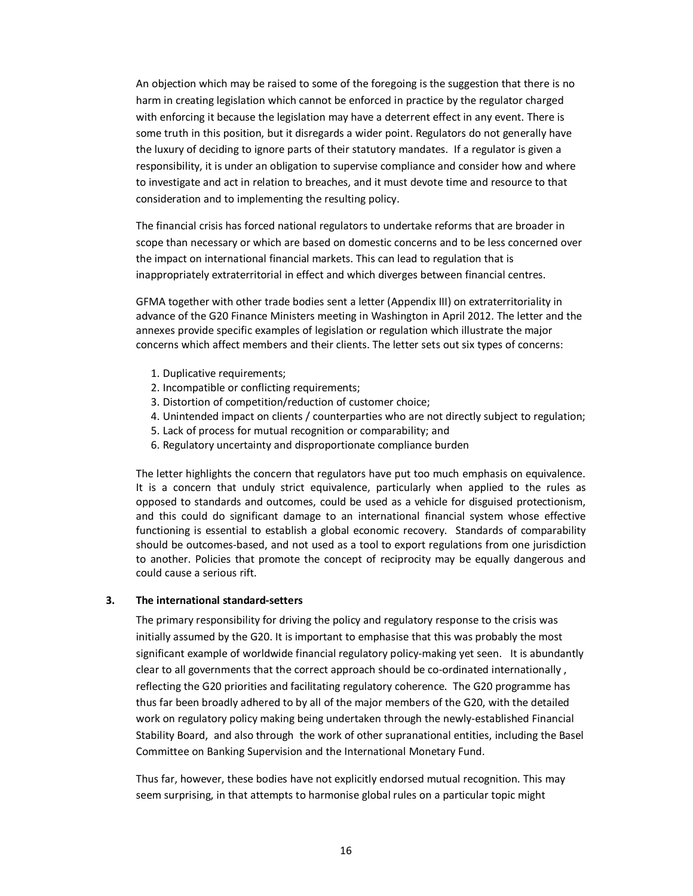An objection which may be raised to some of the foregoing is the suggestion that there is no harm in creating legislation which cannot be enforced in practice by the regulator charged with enforcing it because the legislation may have a deterrent effect in any event. There is some truth in this position, but it disregards a wider point. Regulators do not generally have the luxury of deciding to ignore parts of their statutory mandates. If a regulator is given a responsibility, it is under an obligation to supervise compliance and consider how and where to investigate and act in relation to breaches, and it must devote time and resource to that consideration and to implementing the resulting policy.

The financial crisis has forced national regulators to undertake reforms that are broader in scope than necessary or which are based on domestic concerns and to be less concerned over the impact on international financial markets. This can lead to regulation that is inappropriately extraterritorial in effect and which diverges between financial centres.

GFMA together with other trade bodies sent a letter (Appendix III) on extraterritoriality in advance of the G20 Finance Ministers meeting in Washington in April 2012. The letter and the annexes provide specific examples of legislation or regulation which illustrate the major concerns which affect members and their clients. The letter sets out six types of concerns:

1. Duplicative requirements;
2. Incompatible or conflicting requirements;
3. Distortion of competition/reduction of customer choice;
4. Unintended impact on clients / counterparties who are not directly subject to regulation;
5. Lack of process for mutual recognition or comparability; and
6. Regulatory uncertainty and disproportionate compliance burden

The letter highlights the concern that regulators have put too much emphasis on equivalence. It is a concern that unduly strict equivalence, particularly when applied to the rules as opposed to standards and outcomes, could be used as a vehicle for disguised protectionism, and this could do significant damage to an international financial system whose effective functioning is essential to establish a global economic recovery. Standards of comparability should be outcomes-based, and not used as a tool to export regulations from one jurisdiction to another. Policies that promote the concept of reciprocity may be equally dangerous and could cause a serious rift.

### 3. The international standard-setters

The primary responsibility for driving the policy and regulatory response to the crisis was initially assumed by the G20. It is important to emphasise that this was probably the most significant example of worldwide financial regulatory policy-making yet seen. It is abundantly clear to all governments that the correct approach should be co-ordinated internationally , reflecting the G20 priorities and facilitating regulatory coherence. The G20 programme has thus far been broadly adhered to by all of the major members of the G20, with the detailed work on regulatory policy making being undertaken through the newly-established Financial Stability Board, and also through the work of other supranational entities, including the Basel Committee on Banking Supervision and the International Monetary Fund.

Thus far, however, these bodies have not explicitly endorsed mutual recognition. This may seem surprising, in that attempts to harmonise global rules on a particular topic might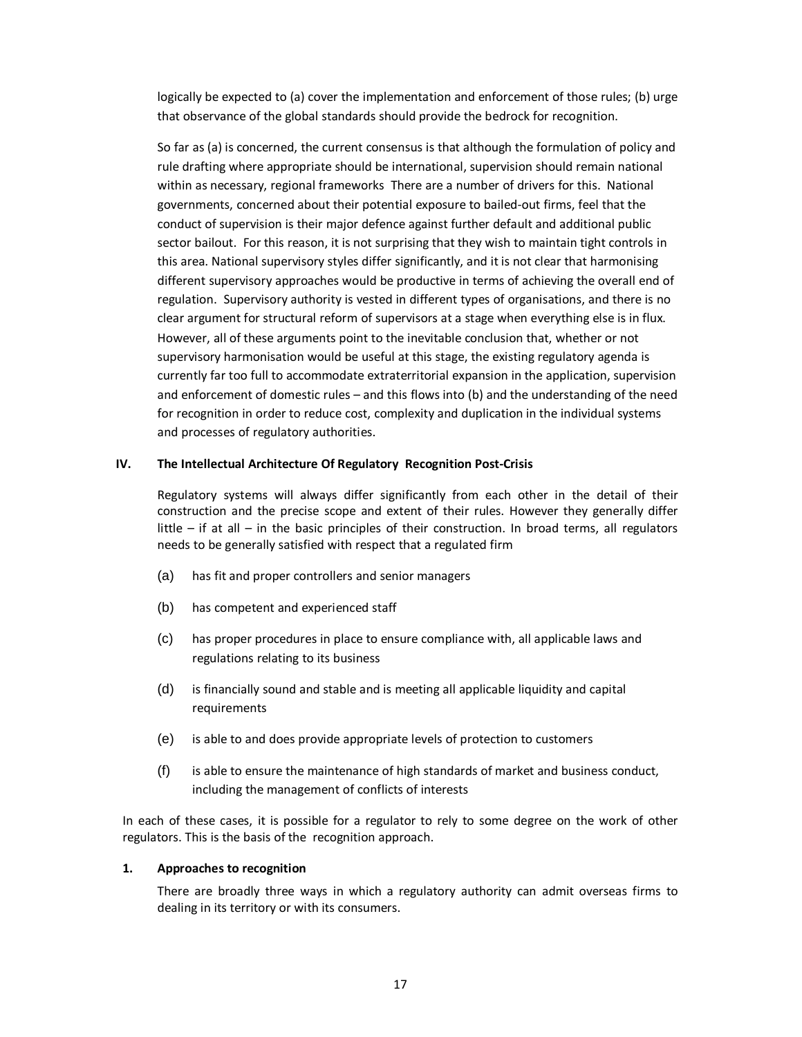logically be expected to (a) cover the implementation and enforcement of those rules; (b) urge that observance of the global standards should provide the bedrock for recognition.

So far as (a) is concerned, the current consensus is that although the formulation of policy and rule drafting where appropriate should be international, supervision should remain national within as necessary, regional frameworks There are a number of drivers for this. National governments, concerned about their potential exposure to bailed-out firms, feel that the conduct of supervision is their major defence against further default and additional public sector bailout. For this reason, it is not surprising that they wish to maintain tight controls in this area. National supervisory styles differ significantly, and it is not clear that harmonising different supervisory approaches would be productive in terms of achieving the overall end of regulation. Supervisory authority is vested in different types of organisations, and there is no clear argument for structural reform of supervisors at a stage when everything else is in flux. However, all of these arguments point to the inevitable conclusion that, whether or not supervisory harmonisation would be useful at this stage, the existing regulatory agenda is currently far too full to accommodate extraterritorial expansion in the application, supervision and enforcement of domestic rules – and this flows into (b) and the understanding of the need for recognition in order to reduce cost, complexity and duplication in the individual systems and processes of regulatory authorities.

## IV. The Intellectual Architecture Of Regulatory Recognition Post-Crisis

Regulatory systems will always differ significantly from each other in the detail of their construction and the precise scope and extent of their rules. However they generally differ little – if at all – in the basic principles of their construction. In broad terms, all regulators needs to be generally satisfied with respect that a regulated firm

(a) has fit and proper controllers and senior managers

(b) has competent and experienced staff

(c) has proper procedures in place to ensure compliance with, all applicable laws and regulations relating to its business

(d) is financially sound and stable and is meeting all applicable liquidity and capital requirements

(e) is able to and does provide appropriate levels of protection to customers

(f) is able to ensure the maintenance of high standards of market and business conduct, including the management of conflicts of interests

In each of these cases, it is possible for a regulator to rely to some degree on the work of other regulators. This is the basis of the recognition approach.

### 1. Approaches to recognition

There are broadly three ways in which a regulatory authority can admit overseas firms to dealing in its territory or with its consumers.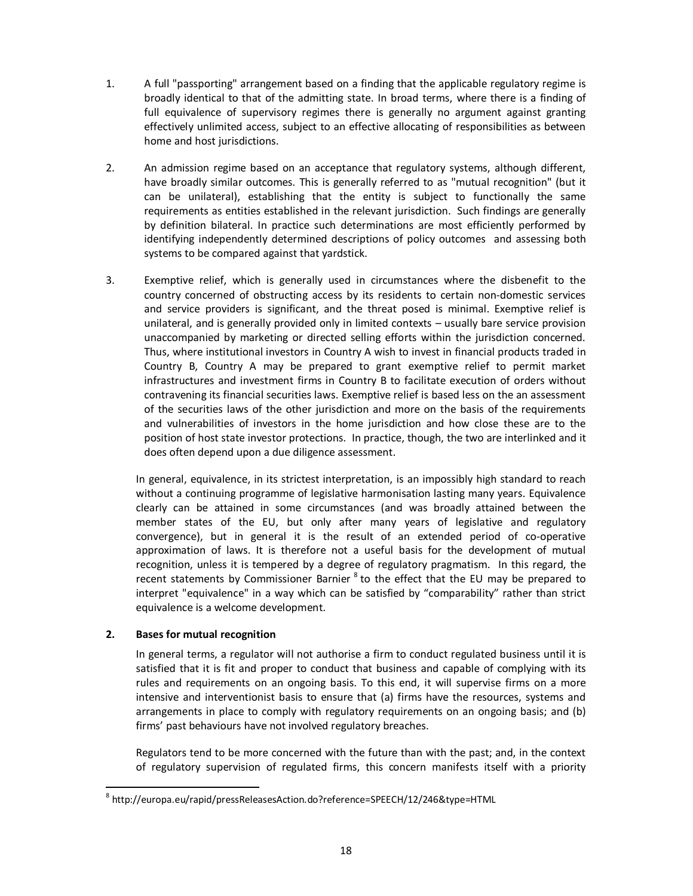1. A full "passporting" arrangement based on a finding that the applicable regulatory regime is broadly identical to that of the admitting state. In broad terms, where there is a finding of full equivalence of supervisory regimes there is generally no argument against granting effectively unlimited access, subject to an effective allocating of responsibilities as between home and host jurisdictions.

2. An admission regime based on an acceptance that regulatory systems, although different, have broadly similar outcomes. This is generally referred to as "mutual recognition" (but it can be unilateral), establishing that the entity is subject to functionally the same requirements as entities established in the relevant jurisdiction. Such findings are generally by definition bilateral. In practice such determinations are most efficiently performed by identifying independently determined descriptions of policy outcomes and assessing both systems to be compared against that yardstick.

3. Exemptive relief, which is generally used in circumstances where the disbenefit to the country concerned of obstructing access by its residents to certain non-domestic services and service providers is significant, and the threat posed is minimal. Exemptive relief is unilateral, and is generally provided only in limited contexts – usually bare service provision unaccompanied by marketing or directed selling efforts within the jurisdiction concerned. Thus, where institutional investors in Country A wish to invest in financial products traded in Country B, Country A may be prepared to grant exemptive relief to permit market infrastructures and investment firms in Country B to facilitate execution of orders without contravening its financial securities laws. Exemptive relief is based less on the an assessment of the securities laws of the other jurisdiction and more on the basis of the requirements and vulnerabilities of investors in the home jurisdiction and how close these are to the position of host state investor protections. In practice, though, the two are interlinked and it does often depend upon a due diligence assessment.

In general, equivalence, in its strictest interpretation, is an impossibly high standard to reach without a continuing programme of legislative harmonisation lasting many years. Equivalence clearly can be attained in some circumstances (and was broadly attained between the member states of the EU, but only after many years of legislative and regulatory convergence), but in general it is the result of an extended period of co-operative approximation of laws. It is therefore not a useful basis for the development of mutual recognition, unless it is tempered by a degree of regulatory pragmatism. In this regard, the recent statements by Commissioner Barnier [8] to the effect that the EU may be prepared to interpret "equivalence" in a way which can be satisfied by "comparability" rather than strict equivalence is a welcome development.

## 2. Bases for mutual recognition

In general terms, a regulator will not authorise a firm to conduct regulated business until it is satisfied that it is fit and proper to conduct that business and capable of complying with its rules and requirements on an ongoing basis. To this end, it will supervise firms on a more intensive and interventionist basis to ensure that (a) firms have the resources, systems and arrangements in place to comply with regulatory requirements on an ongoing basis; and (b) firms' past behaviours have not involved regulatory breaches.

Regulators tend to be more concerned with the future than with the past; and, in the context of regulatory supervision of regulated firms, this concern manifests itself with a priority

[8] http://europa.eu/rapid/pressReleasesAction.do?reference=SPEECH/12/246&type=HTML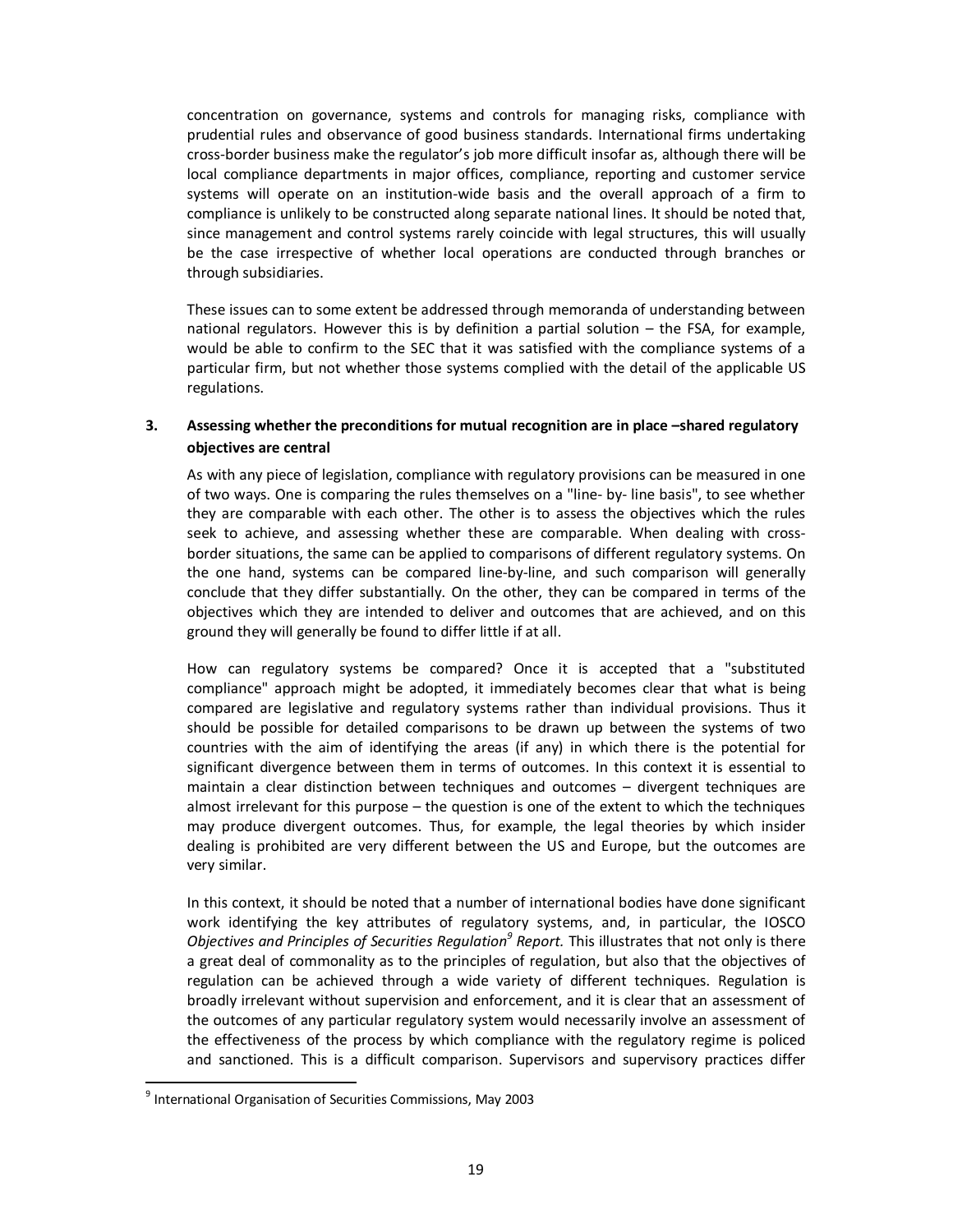concentration on governance, systems and controls for managing risks, compliance with prudential rules and observance of good business standards. International firms undertaking cross-border business make the regulator's job more difficult insofar as, although there will be local compliance departments in major offices, compliance, reporting and customer service systems will operate on an institution-wide basis and the overall approach of a firm to compliance is unlikely to be constructed along separate national lines. It should be noted that, since management and control systems rarely coincide with legal structures, this will usually be the case irrespective of whether local operations are conducted through branches or through subsidiaries.

These issues can to some extent be addressed through memoranda of understanding between national regulators. However this is by definition a partial solution – the FSA, for example, would be able to confirm to the SEC that it was satisfied with the compliance systems of a particular firm, but not whether those systems complied with the detail of the applicable US regulations.

### 3. Assessing whether the preconditions for mutual recognition are in place –shared regulatory objectives are central

As with any piece of legislation, compliance with regulatory provisions can be measured in one of two ways. One is comparing the rules themselves on a "line- by- line basis", to see whether they are comparable with each other. The other is to assess the objectives which the rules seek to achieve, and assessing whether these are comparable. When dealing with cross-border situations, the same can be applied to comparisons of different regulatory systems. On the one hand, systems can be compared line-by-line, and such comparison will generally conclude that they differ substantially. On the other, they can be compared in terms of the objectives which they are intended to deliver and outcomes that are achieved, and on this ground they will generally be found to differ little if at all.

How can regulatory systems be compared? Once it is accepted that a "substituted compliance" approach might be adopted, it immediately becomes clear that what is being compared are legislative and regulatory systems rather than individual provisions. Thus it should be possible for detailed comparisons to be drawn up between the systems of two countries with the aim of identifying the areas (if any) in which there is the potential for significant divergence between them in terms of outcomes. In this context it is essential to maintain a clear distinction between techniques and outcomes – divergent techniques are almost irrelevant for this purpose – the question is one of the extent to which the techniques may produce divergent outcomes. Thus, for example, the legal theories by which insider dealing is prohibited are very different between the US and Europe, but the outcomes are very similar.

In this context, it should be noted that a number of international bodies have done significant work identifying the key attributes of regulatory systems, and, in particular, the IOSCO *Objectives and Principles of Securities Regulation*[9] *Report.* This illustrates that not only is there a great deal of commonality as to the principles of regulation, but also that the objectives of regulation can be achieved through a wide variety of different techniques. Regulation is broadly irrelevant without supervision and enforcement, and it is clear that an assessment of the outcomes of any particular regulatory system would necessarily involve an assessment of the effectiveness of the process by which compliance with the regulatory regime is policed and sanctioned. This is a difficult comparison. Supervisors and supervisory practices differ

[9] International Organisation of Securities Commissions, May 2003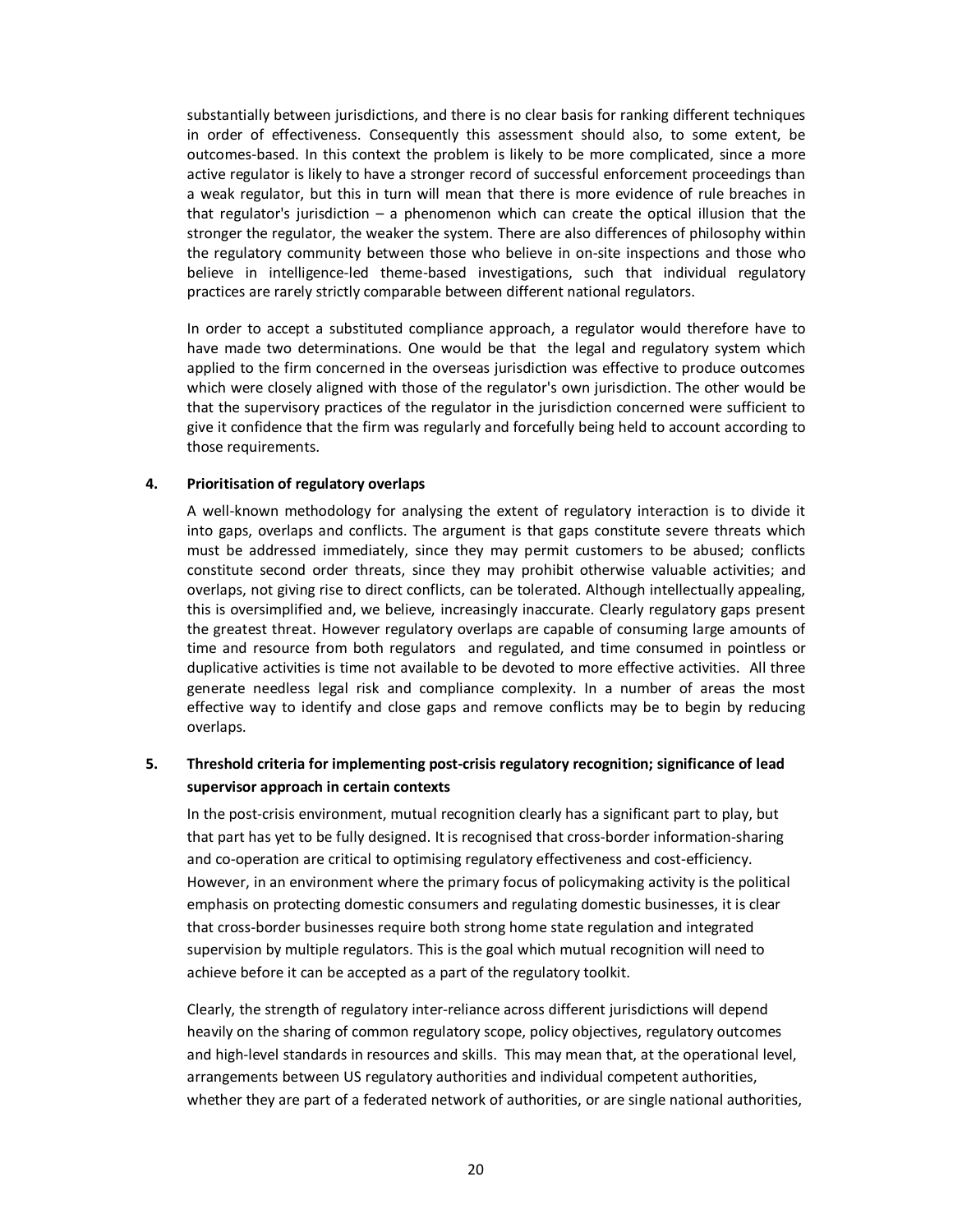substantially between jurisdictions, and there is no clear basis for ranking different techniques in order of effectiveness. Consequently this assessment should also, to some extent, be outcomes-based. In this context the problem is likely to be more complicated, since a more active regulator is likely to have a stronger record of successful enforcement proceedings than a weak regulator, but this in turn will mean that there is more evidence of rule breaches in that regulator's jurisdiction – a phenomenon which can create the optical illusion that the stronger the regulator, the weaker the system. There are also differences of philosophy within the regulatory community between those who believe in on-site inspections and those who believe in intelligence-led theme-based investigations, such that individual regulatory practices are rarely strictly comparable between different national regulators.

In order to accept a substituted compliance approach, a regulator would therefore have to have made two determinations. One would be that the legal and regulatory system which applied to the firm concerned in the overseas jurisdiction was effective to produce outcomes which were closely aligned with those of the regulator's own jurisdiction. The other would be that the supervisory practices of the regulator in the jurisdiction concerned were sufficient to give it confidence that the firm was regularly and forcefully being held to account according to those requirements.

## 4. Prioritisation of regulatory overlaps

A well-known methodology for analysing the extent of regulatory interaction is to divide it into gaps, overlaps and conflicts. The argument is that gaps constitute severe threats which must be addressed immediately, since they may permit customers to be abused; conflicts constitute second order threats, since they may prohibit otherwise valuable activities; and overlaps, not giving rise to direct conflicts, can be tolerated. Although intellectually appealing, this is oversimplified and, we believe, increasingly inaccurate. Clearly regulatory gaps present the greatest threat. However regulatory overlaps are capable of consuming large amounts of time and resource from both regulators and regulated, and time consumed in pointless or duplicative activities is time not available to be devoted to more effective activities. All three generate needless legal risk and compliance complexity. In a number of areas the most effective way to identify and close gaps and remove conflicts may be to begin by reducing overlaps.

## 5. Threshold criteria for implementing post-crisis regulatory recognition; significance of lead supervisor approach in certain contexts

In the post-crisis environment, mutual recognition clearly has a significant part to play, but that part has yet to be fully designed. It is recognised that cross-border information-sharing and co-operation are critical to optimising regulatory effectiveness and cost-efficiency. However, in an environment where the primary focus of policymaking activity is the political emphasis on protecting domestic consumers and regulating domestic businesses, it is clear that cross-border businesses require both strong home state regulation and integrated supervision by multiple regulators. This is the goal which mutual recognition will need to achieve before it can be accepted as a part of the regulatory toolkit.

Clearly, the strength of regulatory inter-reliance across different jurisdictions will depend heavily on the sharing of common regulatory scope, policy objectives, regulatory outcomes and high-level standards in resources and skills. This may mean that, at the operational level, arrangements between US regulatory authorities and individual competent authorities, whether they are part of a federated network of authorities, or are single national authorities,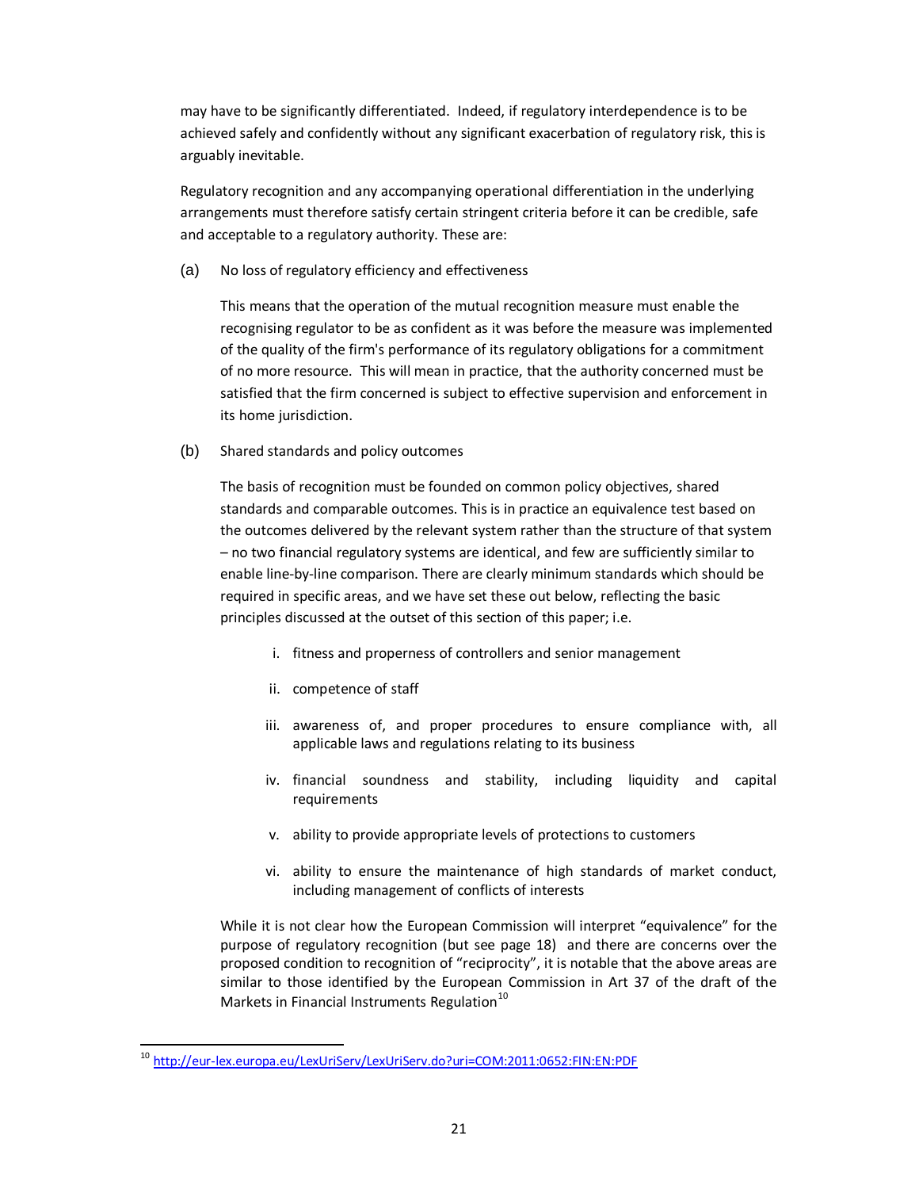may have to be significantly differentiated. Indeed, if regulatory interdependence is to be achieved safely and confidently without any significant exacerbation of regulatory risk, this is arguably inevitable.

Regulatory recognition and any accompanying operational differentiation in the underlying arrangements must therefore satisfy certain stringent criteria before it can be credible, safe and acceptable to a regulatory authority. These are:

(a) No loss of regulatory efficiency and effectiveness

This means that the operation of the mutual recognition measure must enable the recognising regulator to be as confident as it was before the measure was implemented of the quality of the firm's performance of its regulatory obligations for a commitment of no more resource. This will mean in practice, that the authority concerned must be satisfied that the firm concerned is subject to effective supervision and enforcement in its home jurisdiction.

(b) Shared standards and policy outcomes

The basis of recognition must be founded on common policy objectives, shared standards and comparable outcomes. This is in practice an equivalence test based on the outcomes delivered by the relevant system rather than the structure of that system – no two financial regulatory systems are identical, and few are sufficiently similar to enable line-by-line comparison. There are clearly minimum standards which should be required in specific areas, and we have set these out below, reflecting the basic principles discussed at the outset of this section of this paper; i.e.

i. fitness and properness of controllers and senior management
ii. competence of staff
iii. awareness of, and proper procedures to ensure compliance with, all applicable laws and regulations relating to its business
iv. financial soundness and stability, including liquidity and capital requirements
v. ability to provide appropriate levels of protections to customers
vi. ability to ensure the maintenance of high standards of market conduct, including management of conflicts of interests

While it is not clear how the European Commission will interpret "equivalence" for the purpose of regulatory recognition (but see page 18) and there are concerns over the proposed condition to recognition of "reciprocity", it is notable that the above areas are similar to those identified by the European Commission in Art 37 of the draft of the Markets in Financial Instruments Regulation[10]

[10] http://eur-lex.europa.eu/LexUriServ/LexUriServ.do?uri=COM:2011:0652:FIN:EN:PDF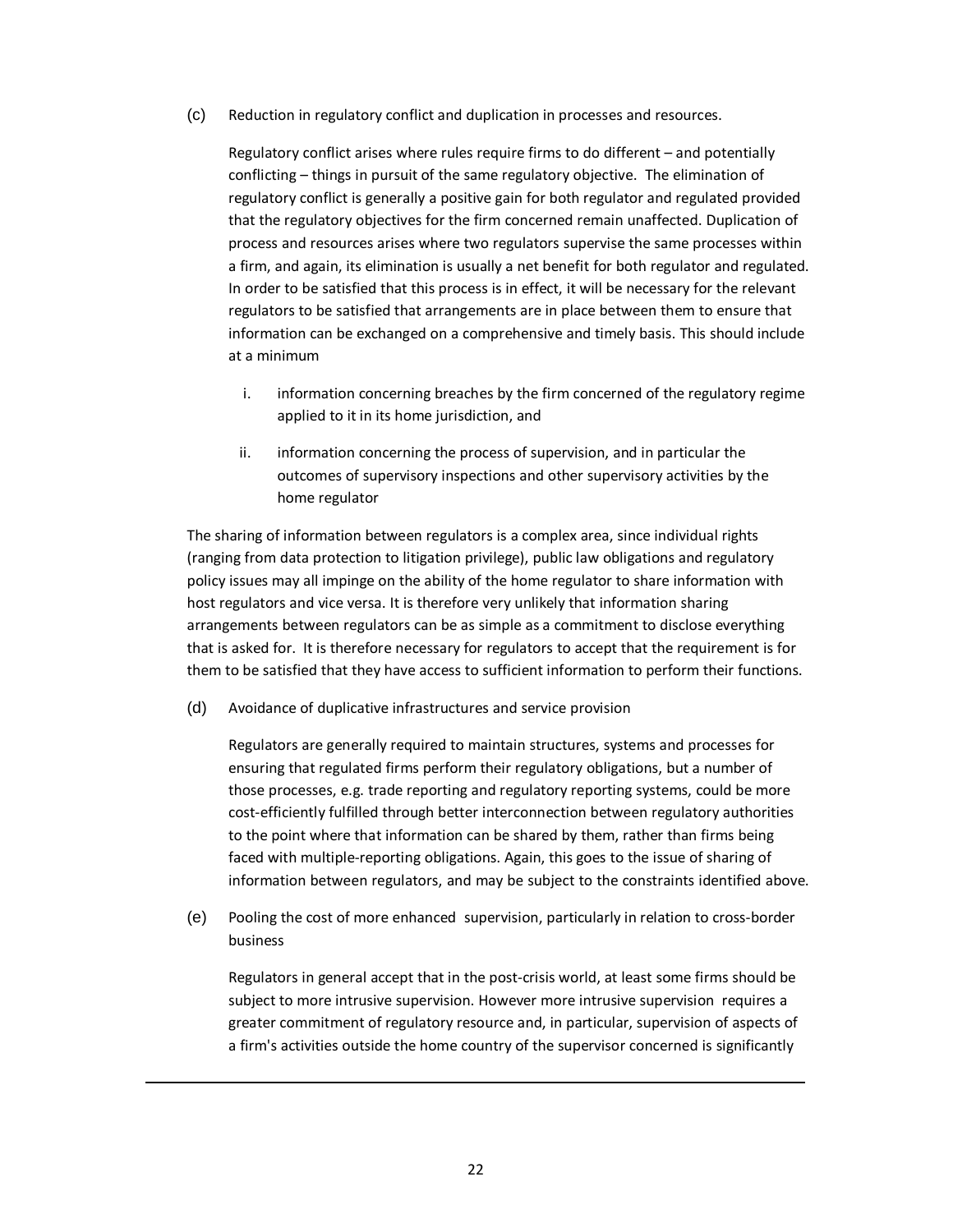(c) Reduction in regulatory conflict and duplication in processes and resources.

Regulatory conflict arises where rules require firms to do different – and potentially conflicting – things in pursuit of the same regulatory objective. The elimination of regulatory conflict is generally a positive gain for both regulator and regulated provided that the regulatory objectives for the firm concerned remain unaffected. Duplication of process and resources arises where two regulators supervise the same processes within a firm, and again, its elimination is usually a net benefit for both regulator and regulated. In order to be satisfied that this process is in effect, it will be necessary for the relevant regulators to be satisfied that arrangements are in place between them to ensure that information can be exchanged on a comprehensive and timely basis. This should include at a minimum

i. information concerning breaches by the firm concerned of the regulatory regime applied to it in its home jurisdiction, and

ii. information concerning the process of supervision, and in particular the outcomes of supervisory inspections and other supervisory activities by the home regulator

The sharing of information between regulators is a complex area, since individual rights (ranging from data protection to litigation privilege), public law obligations and regulatory policy issues may all impinge on the ability of the home regulator to share information with host regulators and vice versa. It is therefore very unlikely that information sharing arrangements between regulators can be as simple as a commitment to disclose everything that is asked for. It is therefore necessary for regulators to accept that the requirement is for them to be satisfied that they have access to sufficient information to perform their functions.

(d) Avoidance of duplicative infrastructures and service provision

Regulators are generally required to maintain structures, systems and processes for ensuring that regulated firms perform their regulatory obligations, but a number of those processes, e.g. trade reporting and regulatory reporting systems, could be more cost-efficiently fulfilled through better interconnection between regulatory authorities to the point where that information can be shared by them, rather than firms being faced with multiple-reporting obligations. Again, this goes to the issue of sharing of information between regulators, and may be subject to the constraints identified above.

(e) Pooling the cost of more enhanced supervision, particularly in relation to cross-border business

Regulators in general accept that in the post-crisis world, at least some firms should be subject to more intrusive supervision. However more intrusive supervision requires a greater commitment of regulatory resource and, in particular, supervision of aspects of a firm's activities outside the home country of the supervisor concerned is significantly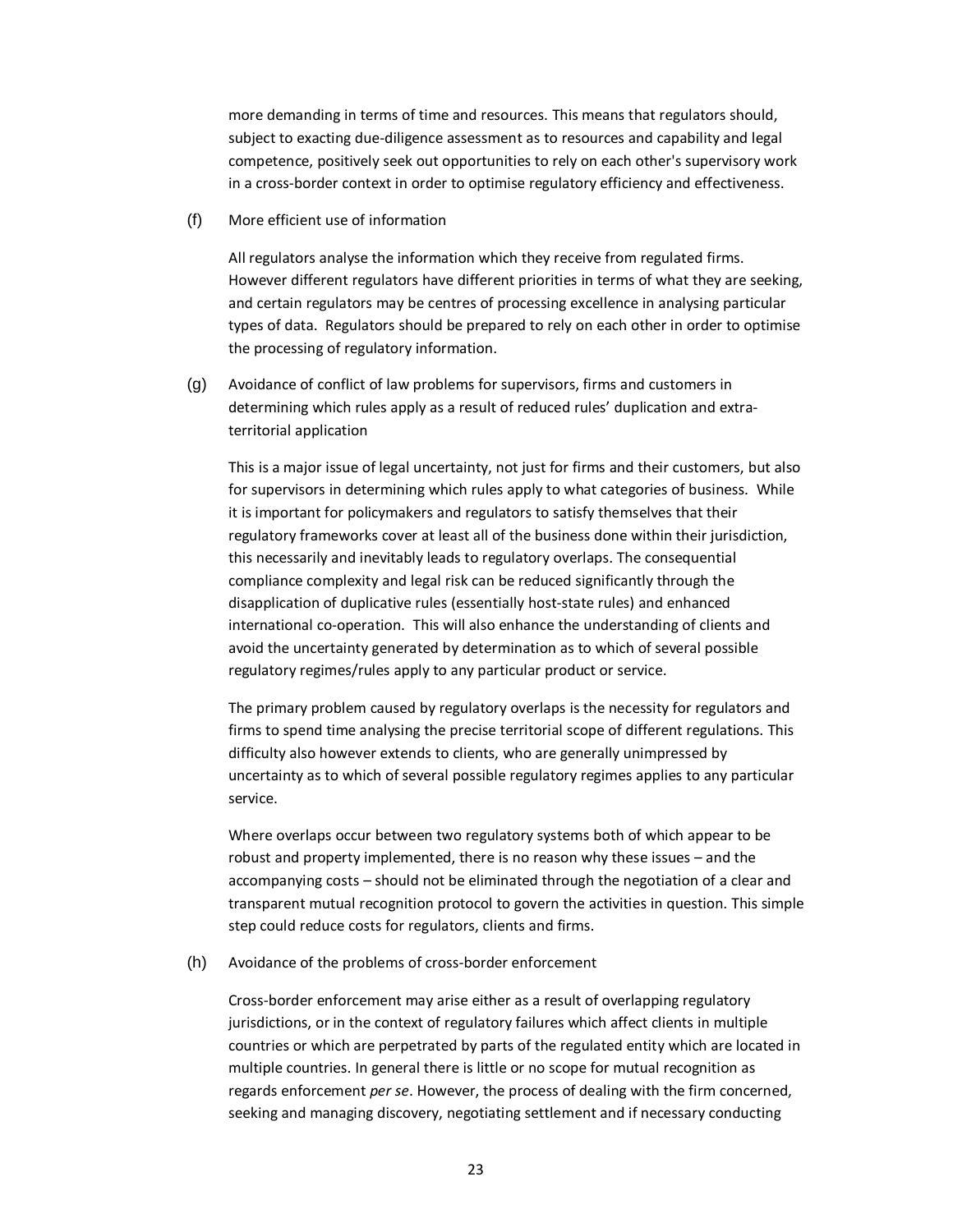more demanding in terms of time and resources. This means that regulators should, subject to exacting due-diligence assessment as to resources and capability and legal competence, positively seek out opportunities to rely on each other's supervisory work in a cross-border context in order to optimise regulatory efficiency and effectiveness.

(f) More efficient use of information

All regulators analyse the information which they receive from regulated firms. However different regulators have different priorities in terms of what they are seeking, and certain regulators may be centres of processing excellence in analysing particular types of data. Regulators should be prepared to rely on each other in order to optimise the processing of regulatory information.

(g) Avoidance of conflict of law problems for supervisors, firms and customers in determining which rules apply as a result of reduced rules' duplication and extra-territorial application

This is a major issue of legal uncertainty, not just for firms and their customers, but also for supervisors in determining which rules apply to what categories of business. While it is important for policymakers and regulators to satisfy themselves that their regulatory frameworks cover at least all of the business done within their jurisdiction, this necessarily and inevitably leads to regulatory overlaps. The consequential compliance complexity and legal risk can be reduced significantly through the disapplication of duplicative rules (essentially host-state rules) and enhanced international co-operation. This will also enhance the understanding of clients and avoid the uncertainty generated by determination as to which of several possible regulatory regimes/rules apply to any particular product or service.

The primary problem caused by regulatory overlaps is the necessity for regulators and firms to spend time analysing the precise territorial scope of different regulations. This difficulty also however extends to clients, who are generally unimpressed by uncertainty as to which of several possible regulatory regimes applies to any particular service.

Where overlaps occur between two regulatory systems both of which appear to be robust and property implemented, there is no reason why these issues – and the accompanying costs – should not be eliminated through the negotiation of a clear and transparent mutual recognition protocol to govern the activities in question. This simple step could reduce costs for regulators, clients and firms.

(h) Avoidance of the problems of cross-border enforcement

Cross-border enforcement may arise either as a result of overlapping regulatory jurisdictions, or in the context of regulatory failures which affect clients in multiple countries or which are perpetrated by parts of the regulated entity which are located in multiple countries. In general there is little or no scope for mutual recognition as regards enforcement *per se*. However, the process of dealing with the firm concerned, seeking and managing discovery, negotiating settlement and if necessary conducting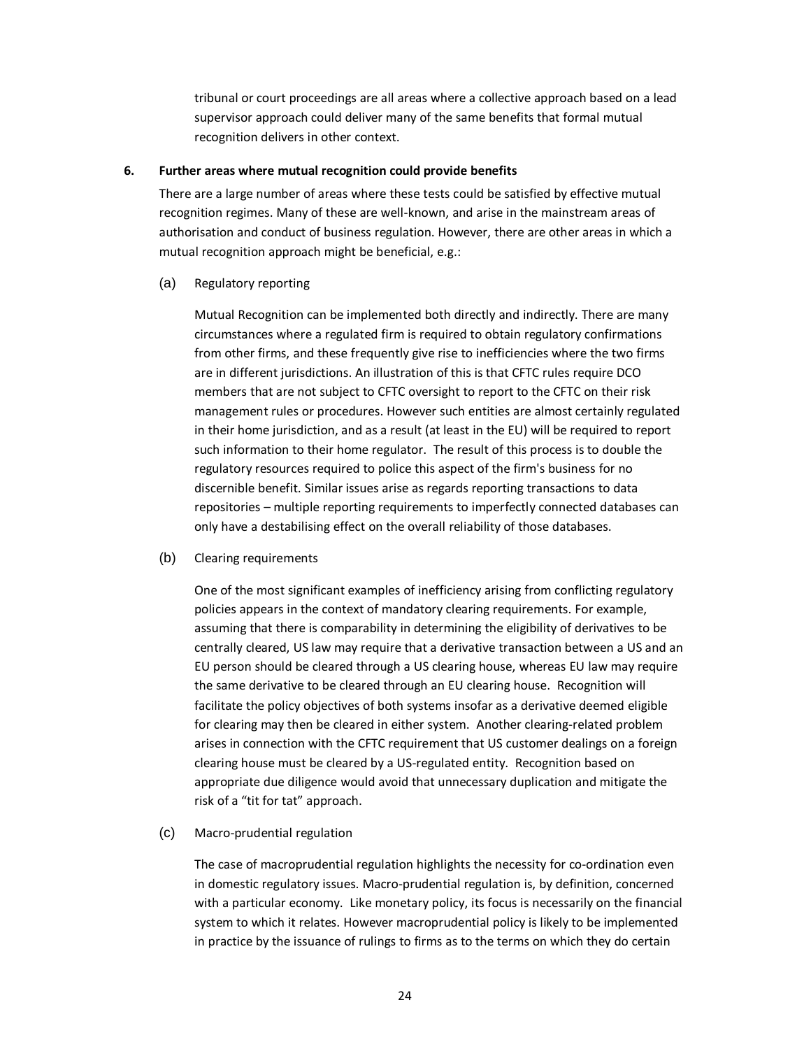tribunal or court proceedings are all areas where a collective approach based on a lead supervisor approach could deliver many of the same benefits that formal mutual recognition delivers in other context.

**6. Further areas where mutual recognition could provide benefits**

There are a large number of areas where these tests could be satisfied by effective mutual recognition regimes. Many of these are well-known, and arise in the mainstream areas of authorisation and conduct of business regulation. However, there are other areas in which a mutual recognition approach might be beneficial, e.g.:

(a) Regulatory reporting

Mutual Recognition can be implemented both directly and indirectly. There are many circumstances where a regulated firm is required to obtain regulatory confirmations from other firms, and these frequently give rise to inefficiencies where the two firms are in different jurisdictions. An illustration of this is that CFTC rules require DCO members that are not subject to CFTC oversight to report to the CFTC on their risk management rules or procedures. However such entities are almost certainly regulated in their home jurisdiction, and as a result (at least in the EU) will be required to report such information to their home regulator. The result of this process is to double the regulatory resources required to police this aspect of the firm's business for no discernible benefit. Similar issues arise as regards reporting transactions to data repositories – multiple reporting requirements to imperfectly connected databases can only have a destabilising effect on the overall reliability of those databases.

(b) Clearing requirements

One of the most significant examples of inefficiency arising from conflicting regulatory policies appears in the context of mandatory clearing requirements. For example, assuming that there is comparability in determining the eligibility of derivatives to be centrally cleared, US law may require that a derivative transaction between a US and an EU person should be cleared through a US clearing house, whereas EU law may require the same derivative to be cleared through an EU clearing house. Recognition will facilitate the policy objectives of both systems insofar as a derivative deemed eligible for clearing may then be cleared in either system. Another clearing-related problem arises in connection with the CFTC requirement that US customer dealings on a foreign clearing house must be cleared by a US-regulated entity. Recognition based on appropriate due diligence would avoid that unnecessary duplication and mitigate the risk of a "tit for tat" approach.

(c) Macro-prudential regulation

The case of macroprudential regulation highlights the necessity for co-ordination even in domestic regulatory issues. Macro-prudential regulation is, by definition, concerned with a particular economy. Like monetary policy, its focus is necessarily on the financial system to which it relates. However macroprudential policy is likely to be implemented in practice by the issuance of rulings to firms as to the terms on which they do certain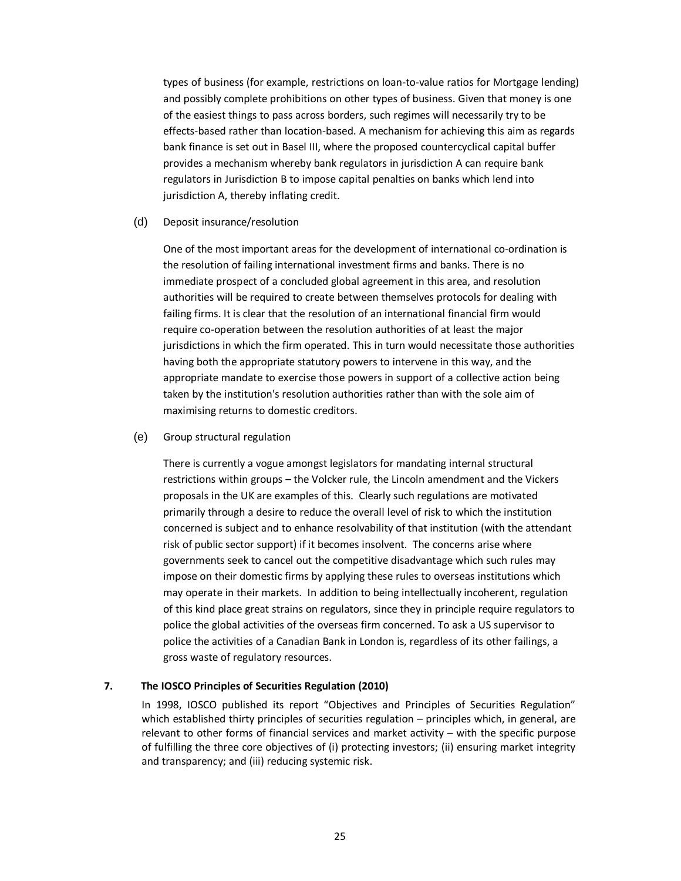types of business (for example, restrictions on loan-to-value ratios for Mortgage lending) and possibly complete prohibitions on other types of business. Given that money is one of the easiest things to pass across borders, such regimes will necessarily try to be effects-based rather than location-based. A mechanism for achieving this aim as regards bank finance is set out in Basel III, where the proposed countercyclical capital buffer provides a mechanism whereby bank regulators in jurisdiction A can require bank regulators in Jurisdiction B to impose capital penalties on banks which lend into jurisdiction A, thereby inflating credit.

(d) Deposit insurance/resolution

One of the most important areas for the development of international co-ordination is the resolution of failing international investment firms and banks. There is no immediate prospect of a concluded global agreement in this area, and resolution authorities will be required to create between themselves protocols for dealing with failing firms. It is clear that the resolution of an international financial firm would require co-operation between the resolution authorities of at least the major jurisdictions in which the firm operated. This in turn would necessitate those authorities having both the appropriate statutory powers to intervene in this way, and the appropriate mandate to exercise those powers in support of a collective action being taken by the institution's resolution authorities rather than with the sole aim of maximising returns to domestic creditors.

(e) Group structural regulation

There is currently a vogue amongst legislators for mandating internal structural restrictions within groups – the Volcker rule, the Lincoln amendment and the Vickers proposals in the UK are examples of this. Clearly such regulations are motivated primarily through a desire to reduce the overall level of risk to which the institution concerned is subject and to enhance resolvability of that institution (with the attendant risk of public sector support) if it becomes insolvent. The concerns arise where governments seek to cancel out the competitive disadvantage which such rules may impose on their domestic firms by applying these rules to overseas institutions which may operate in their markets. In addition to being intellectually incoherent, regulation of this kind place great strains on regulators, since they in principle require regulators to police the global activities of the overseas firm concerned. To ask a US supervisor to police the activities of a Canadian Bank in London is, regardless of its other failings, a gross waste of regulatory resources.

## 7. The IOSCO Principles of Securities Regulation (2010)

In 1998, IOSCO published its report "Objectives and Principles of Securities Regulation" which established thirty principles of securities regulation – principles which, in general, are relevant to other forms of financial services and market activity – with the specific purpose of fulfilling the three core objectives of (i) protecting investors; (ii) ensuring market integrity and transparency; and (iii) reducing systemic risk.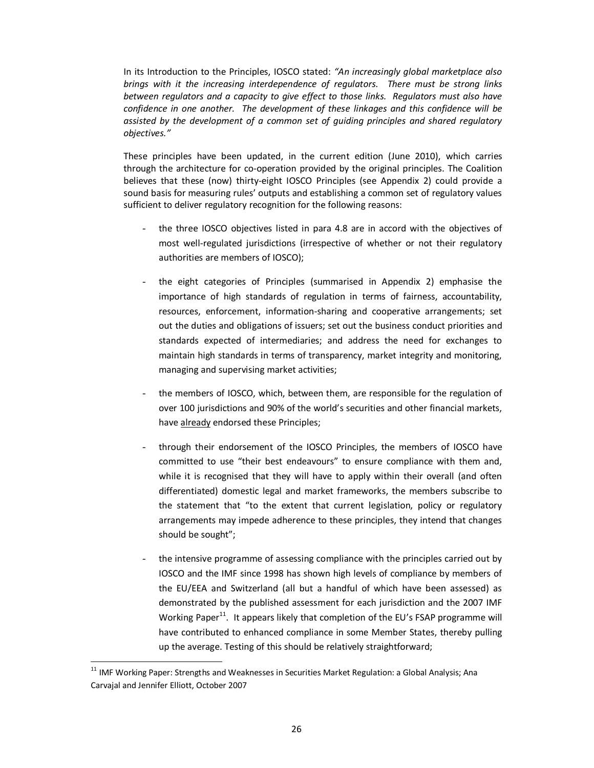In its Introduction to the Principles, IOSCO stated: *"An increasingly global marketplace also brings with it the increasing interdependence of regulators. There must be strong links between regulators and a capacity to give effect to those links. Regulators must also have confidence in one another. The development of these linkages and this confidence will be assisted by the development of a common set of guiding principles and shared regulatory objectives."*

These principles have been updated, in the current edition (June 2010), which carries through the architecture for co-operation provided by the original principles. The Coalition believes that these (now) thirty-eight IOSCO Principles (see Appendix 2) could provide a sound basis for measuring rules' outputs and establishing a common set of regulatory values sufficient to deliver regulatory recognition for the following reasons:

- the three IOSCO objectives listed in para 4.8 are in accord with the objectives of most well-regulated jurisdictions (irrespective of whether or not their regulatory authorities are members of IOSCO);

- the eight categories of Principles (summarised in Appendix 2) emphasise the importance of high standards of regulation in terms of fairness, accountability, resources, enforcement, information-sharing and cooperative arrangements; set out the duties and obligations of issuers; set out the business conduct priorities and standards expected of intermediaries; and address the need for exchanges to maintain high standards in terms of transparency, market integrity and monitoring, managing and supervising market activities;

- the members of IOSCO, which, between them, are responsible for the regulation of over 100 jurisdictions and 90% of the world's securities and other financial markets, have already endorsed these Principles;

- through their endorsement of the IOSCO Principles, the members of IOSCO have committed to use "their best endeavours" to ensure compliance with them and, while it is recognised that they will have to apply within their overall (and often differentiated) domestic legal and market frameworks, the members subscribe to the statement that "to the extent that current legislation, policy or regulatory arrangements may impede adherence to these principles, they intend that changes should be sought";

- the intensive programme of assessing compliance with the principles carried out by IOSCO and the IMF since 1998 has shown high levels of compliance by members of the EU/EEA and Switzerland (all but a handful of which have been assessed) as demonstrated by the published assessment for each jurisdiction and the 2007 IMF Working Paper[11]. It appears likely that completion of the EU's FSAP programme will have contributed to enhanced compliance in some Member States, thereby pulling up the average. Testing of this should be relatively straightforward;

[11] IMF Working Paper: Strengths and Weaknesses in Securities Market Regulation: a Global Analysis; Ana Carvajal and Jennifer Elliott, October 2007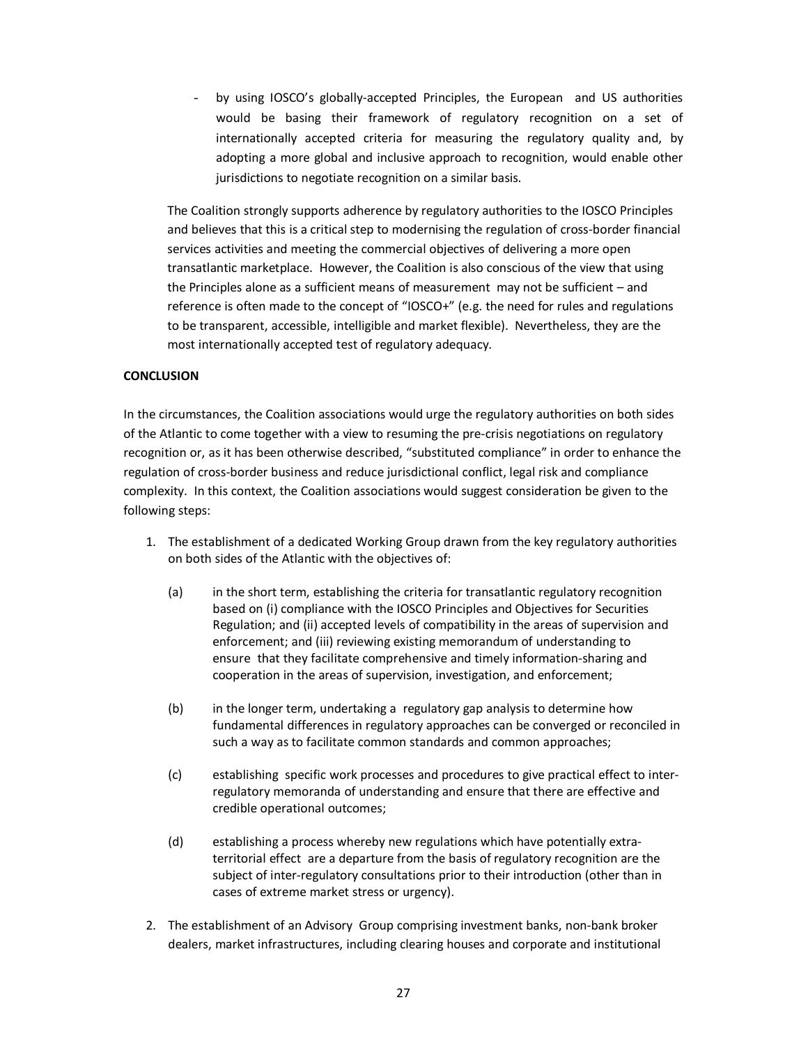- by using IOSCO's globally-accepted Principles, the European and US authorities would be basing their framework of regulatory recognition on a set of internationally accepted criteria for measuring the regulatory quality and, by adopting a more global and inclusive approach to recognition, would enable other jurisdictions to negotiate recognition on a similar basis.

The Coalition strongly supports adherence by regulatory authorities to the IOSCO Principles and believes that this is a critical step to modernising the regulation of cross-border financial services activities and meeting the commercial objectives of delivering a more open transatlantic marketplace. However, the Coalition is also conscious of the view that using the Principles alone as a sufficient means of measurement may not be sufficient – and reference is often made to the concept of "IOSCO+" (e.g. the need for rules and regulations to be transparent, accessible, intelligible and market flexible). Nevertheless, they are the most internationally accepted test of regulatory adequacy.

**CONCLUSION**

In the circumstances, the Coalition associations would urge the regulatory authorities on both sides of the Atlantic to come together with a view to resuming the pre-crisis negotiations on regulatory recognition or, as it has been otherwise described, "substituted compliance" in order to enhance the regulation of cross-border business and reduce jurisdictional conflict, legal risk and compliance complexity. In this context, the Coalition associations would suggest consideration be given to the following steps:

1. The establishment of a dedicated Working Group drawn from the key regulatory authorities on both sides of the Atlantic with the objectives of:

   (a) in the short term, establishing the criteria for transatlantic regulatory recognition based on (i) compliance with the IOSCO Principles and Objectives for Securities Regulation; and (ii) accepted levels of compatibility in the areas of supervision and enforcement; and (iii) reviewing existing memorandum of understanding to ensure that they facilitate comprehensive and timely information-sharing and cooperation in the areas of supervision, investigation, and enforcement;

   (b) in the longer term, undertaking a regulatory gap analysis to determine how fundamental differences in regulatory approaches can be converged or reconciled in such a way as to facilitate common standards and common approaches;

   (c) establishing specific work processes and procedures to give practical effect to inter-regulatory memoranda of understanding and ensure that there are effective and credible operational outcomes;

   (d) establishing a process whereby new regulations which have potentially extra-territorial effect are a departure from the basis of regulatory recognition are the subject of inter-regulatory consultations prior to their introduction (other than in cases of extreme market stress or urgency).

2. The establishment of an Advisory Group comprising investment banks, non-bank broker dealers, market infrastructures, including clearing houses and corporate and institutional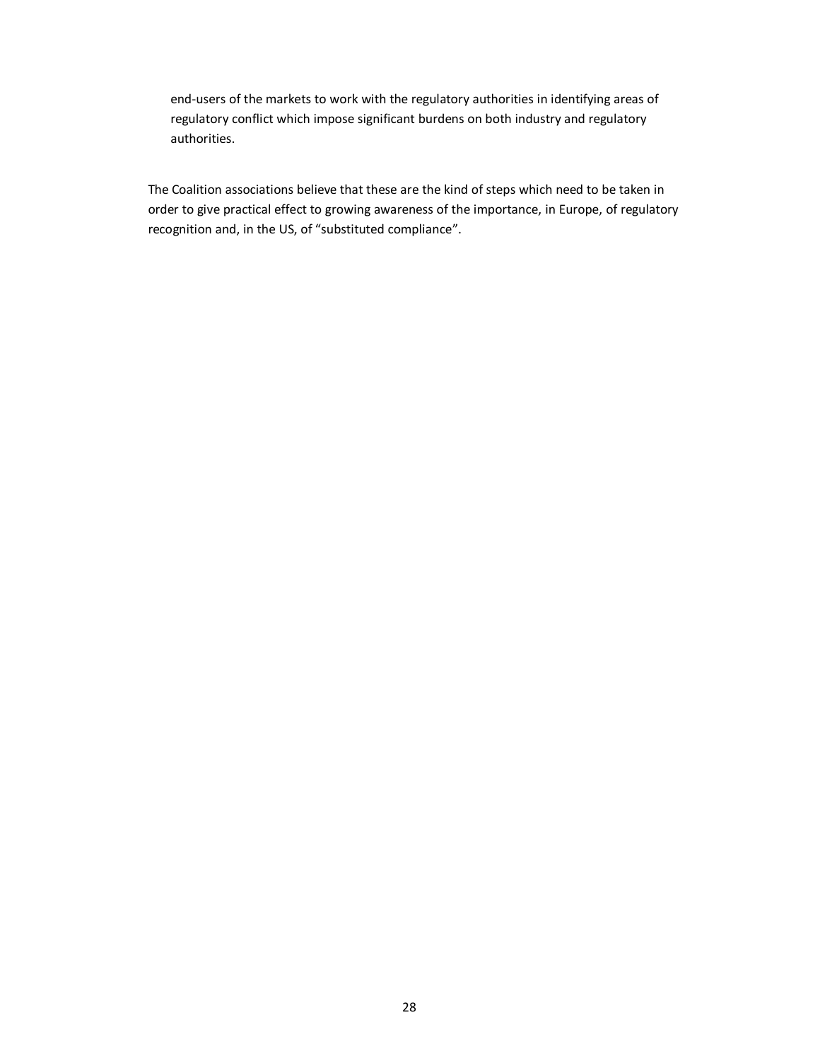end-users of the markets to work with the regulatory authorities in identifying areas of regulatory conflict which impose significant burdens on both industry and regulatory authorities.

The Coalition associations believe that these are the kind of steps which need to be taken in order to give practical effect to growing awareness of the importance, in Europe, of regulatory recognition and, in the US, of "substituted compliance".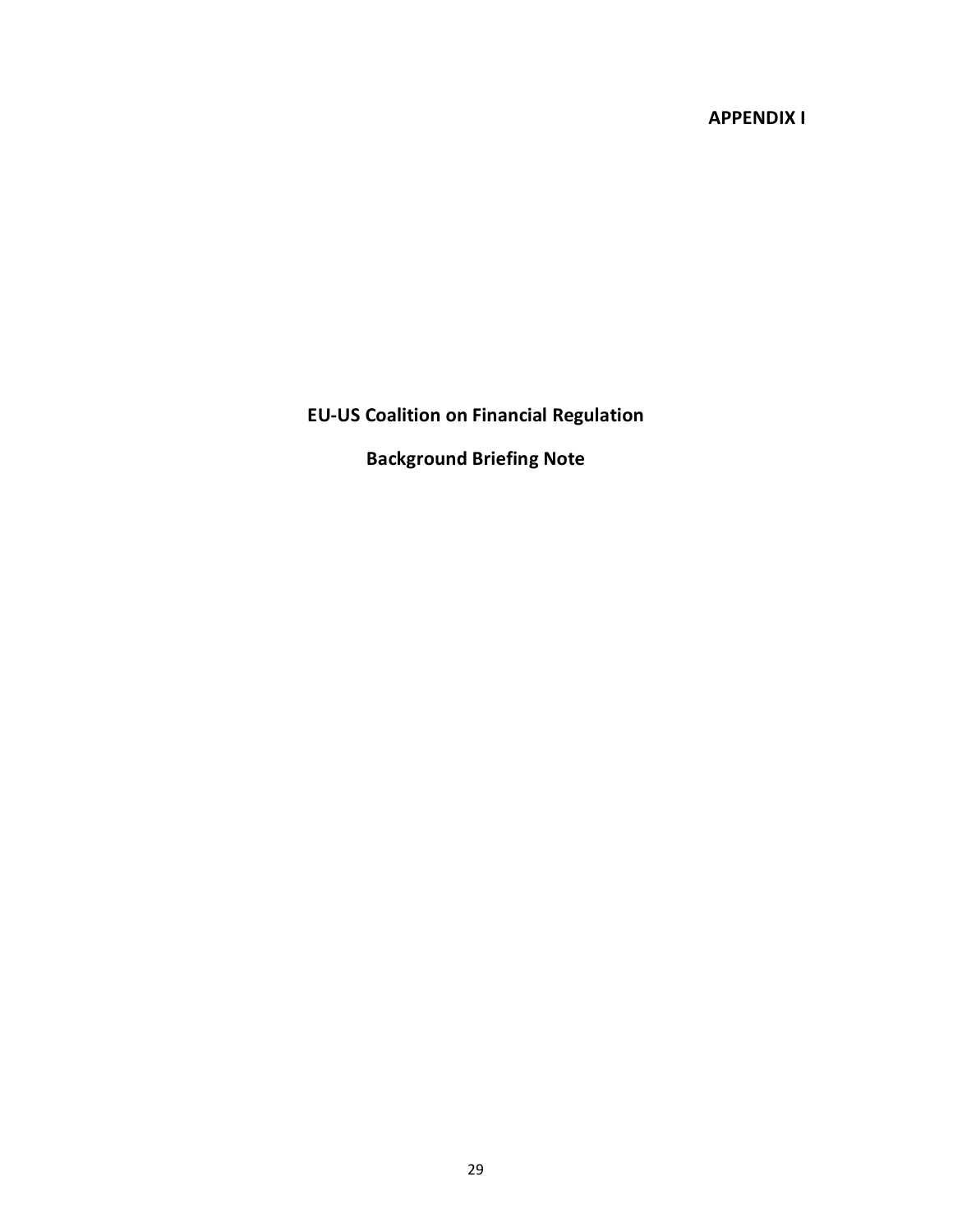**APPENDIX I**

# EU-US Coalition on Financial Regulation

## Background Briefing Note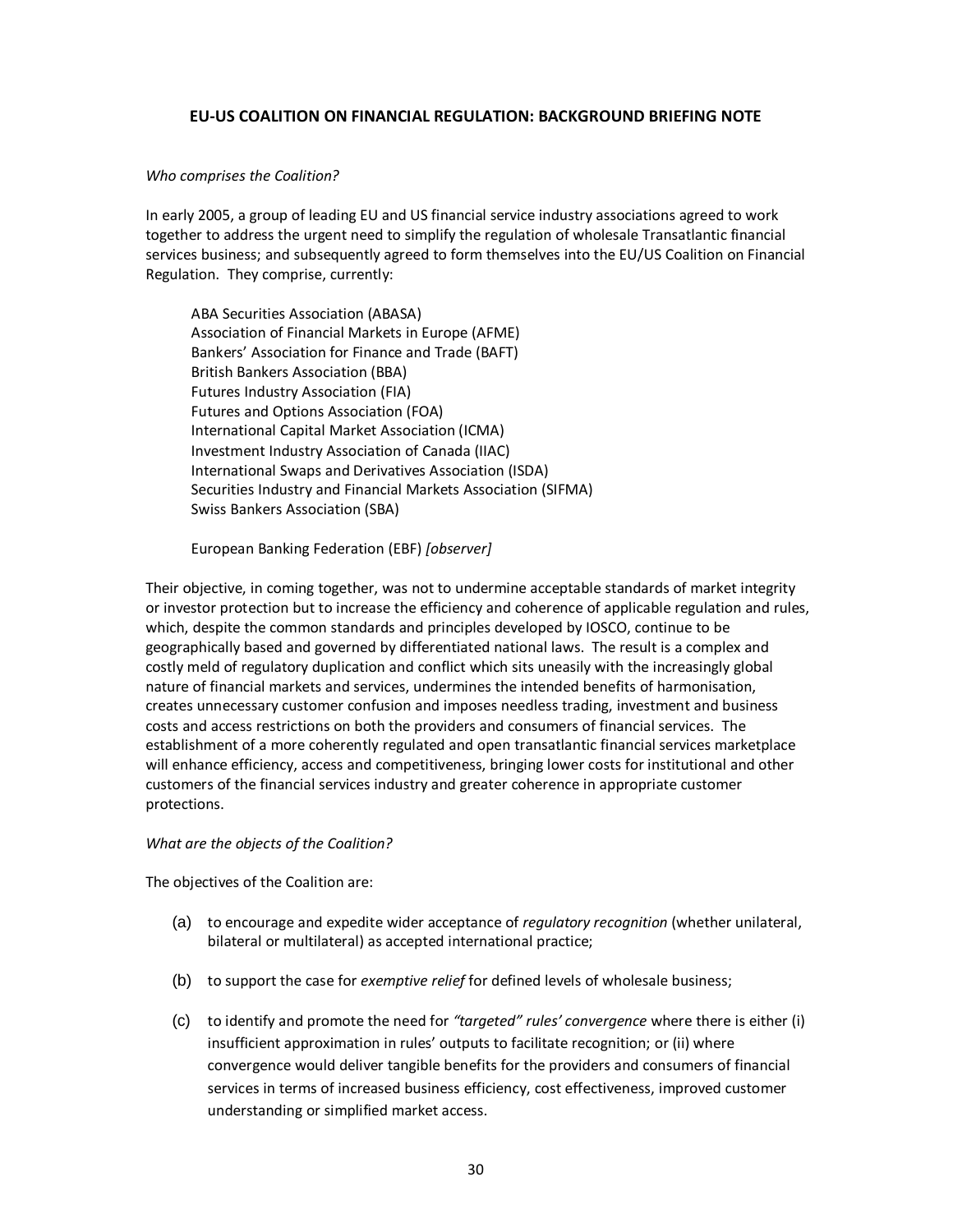## EU-US COALITION ON FINANCIAL REGULATION: BACKGROUND BRIEFING NOTE

*Who comprises the Coalition?*

In early 2005, a group of leading EU and US financial service industry associations agreed to work together to address the urgent need to simplify the regulation of wholesale Transatlantic financial services business; and subsequently agreed to form themselves into the EU/US Coalition on Financial Regulation. They comprise, currently:

ABA Securities Association (ABASA)  
Association of Financial Markets in Europe (AFME)  
Bankers' Association for Finance and Trade (BAFT)  
British Bankers Association (BBA)  
Futures Industry Association (FIA)  
Futures and Options Association (FOA)  
International Capital Market Association (ICMA)  
Investment Industry Association of Canada (IIAC)  
International Swaps and Derivatives Association (ISDA)  
Securities Industry and Financial Markets Association (SIFMA)  
Swiss Bankers Association (SBA)

European Banking Federation (EBF) *[observer]*

Their objective, in coming together, was not to undermine acceptable standards of market integrity or investor protection but to increase the efficiency and coherence of applicable regulation and rules, which, despite the common standards and principles developed by IOSCO, continue to be geographically based and governed by differentiated national laws. The result is a complex and costly meld of regulatory duplication and conflict which sits uneasily with the increasingly global nature of financial markets and services, undermines the intended benefits of harmonisation, creates unnecessary customer confusion and imposes needless trading, investment and business costs and access restrictions on both the providers and consumers of financial services. The establishment of a more coherently regulated and open transatlantic financial services marketplace will enhance efficiency, access and competitiveness, bringing lower costs for institutional and other customers of the financial services industry and greater coherence in appropriate customer protections.

*What are the objects of the Coalition?*

The objectives of the Coalition are:

(a) to encourage and expedite wider acceptance of *regulatory recognition* (whether unilateral, bilateral or multilateral) as accepted international practice;

(b) to support the case for *exemptive relief* for defined levels of wholesale business;

(c) to identify and promote the need for *"targeted" rules' convergence* where there is either (i) insufficient approximation in rules' outputs to facilitate recognition; or (ii) where convergence would deliver tangible benefits for the providers and consumers of financial services in terms of increased business efficiency, cost effectiveness, improved customer understanding or simplified market access.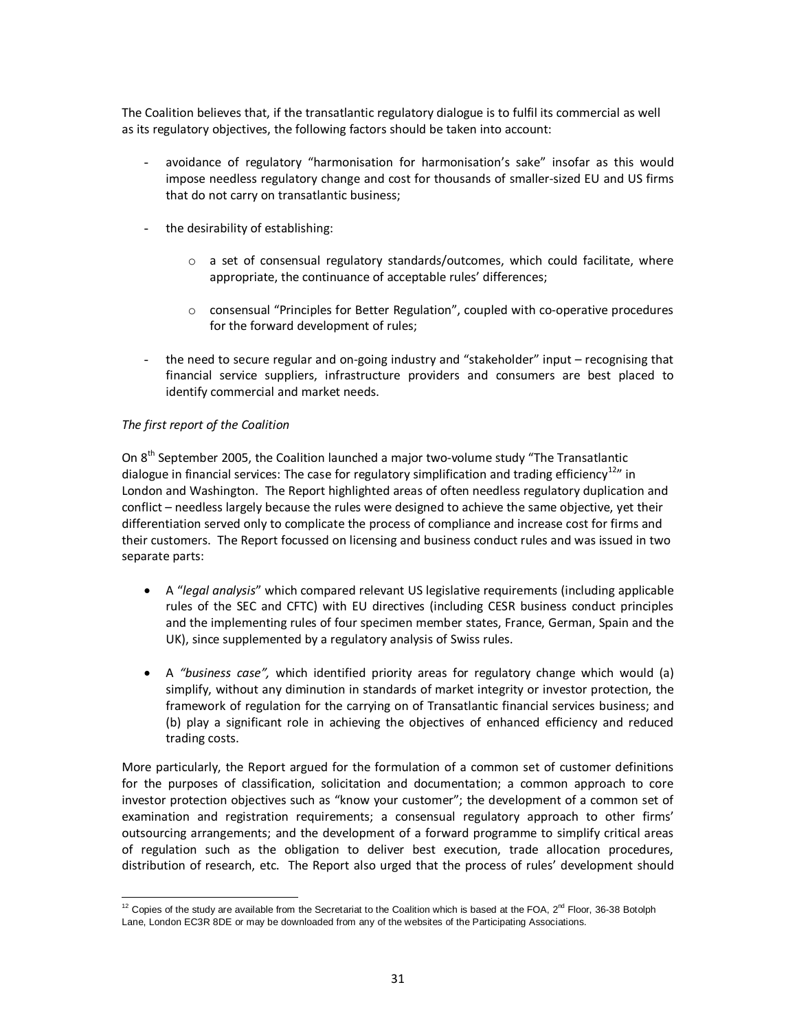The Coalition believes that, if the transatlantic regulatory dialogue is to fulfil its commercial as well as its regulatory objectives, the following factors should be taken into account:

- avoidance of regulatory "harmonisation for harmonisation's sake" insofar as this would impose needless regulatory change and cost for thousands of smaller-sized EU and US firms that do not carry on transatlantic business;

- the desirability of establishing:

  - a set of consensual regulatory standards/outcomes, which could facilitate, where appropriate, the continuance of acceptable rules' differences;

  - consensual "Principles for Better Regulation", coupled with co-operative procedures for the forward development of rules;

- the need to secure regular and on-going industry and "stakeholder" input – recognising that financial service suppliers, infrastructure providers and consumers are best placed to identify commercial and market needs.

*The first report of the Coalition*

On 8th September 2005, the Coalition launched a major two-volume study "The Transatlantic dialogue in financial services: The case for regulatory simplification and trading efficiency[12]" in London and Washington. The Report highlighted areas of often needless regulatory duplication and conflict – needless largely because the rules were designed to achieve the same objective, yet their differentiation served only to complicate the process of compliance and increase cost for firms and their customers. The Report focussed on licensing and business conduct rules and was issued in two separate parts:

- A "*legal analysis*" which compared relevant US legislative requirements (including applicable rules of the SEC and CFTC) with EU directives (including CESR business conduct principles and the implementing rules of four specimen member states, France, German, Spain and the UK), since supplemented by a regulatory analysis of Swiss rules.

- A *"business case",* which identified priority areas for regulatory change which would (a) simplify, without any diminution in standards of market integrity or investor protection, the framework of regulation for the carrying on of Transatlantic financial services business; and (b) play a significant role in achieving the objectives of enhanced efficiency and reduced trading costs.

More particularly, the Report argued for the formulation of a common set of customer definitions for the purposes of classification, solicitation and documentation; a common approach to core investor protection objectives such as "know your customer"; the development of a common set of examination and registration requirements; a consensual regulatory approach to other firms' outsourcing arrangements; and the development of a forward programme to simplify critical areas of regulation such as the obligation to deliver best execution, trade allocation procedures, distribution of research, etc. The Report also urged that the process of rules' development should

[12] Copies of the study are available from the Secretariat to the Coalition which is based at the FOA, 2nd Floor, 36-38 Botolph Lane, London EC3R 8DE or may be downloaded from any of the websites of the Participating Associations.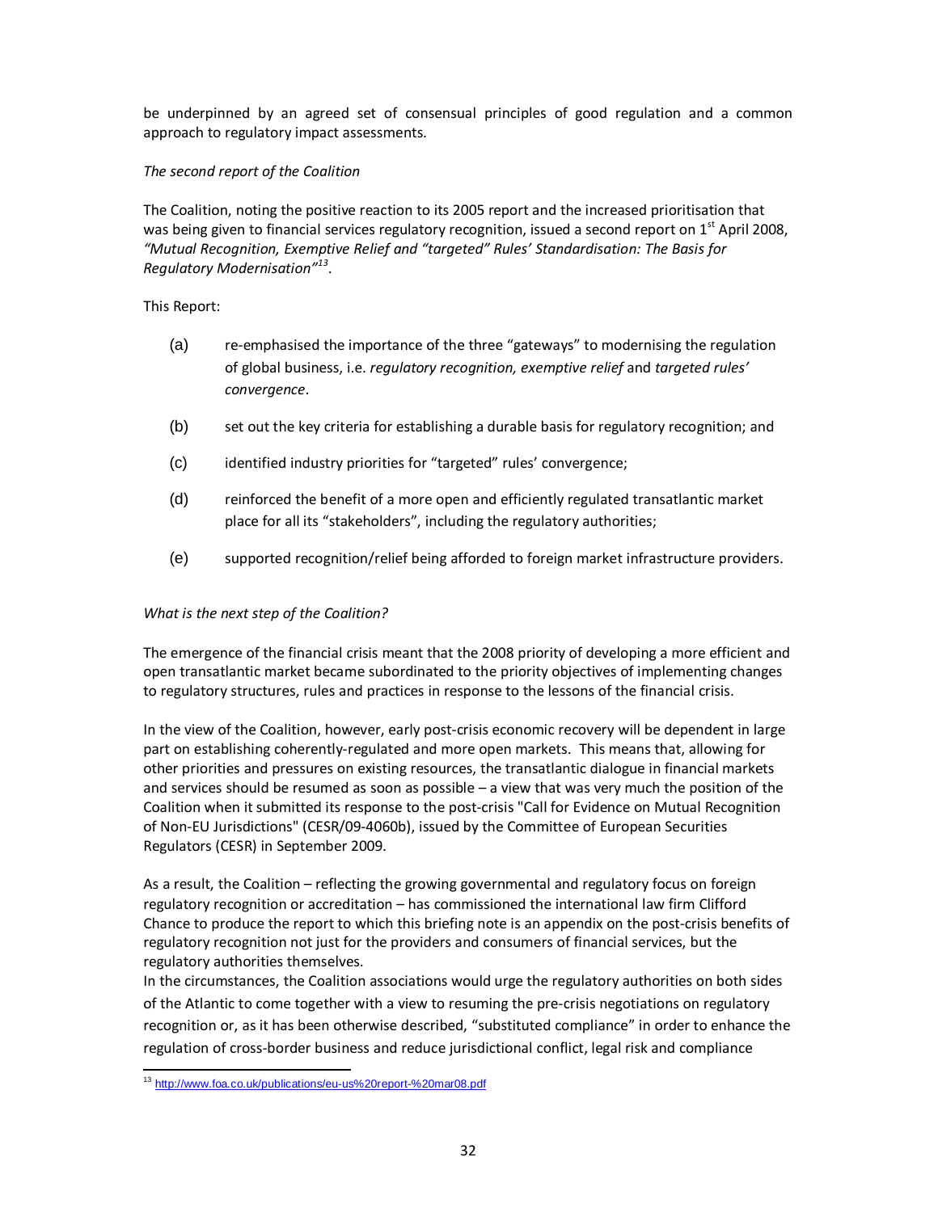be underpinned by an agreed set of consensual principles of good regulation and a common approach to regulatory impact assessments.

*The second report of the Coalition*

The Coalition, noting the positive reaction to its 2005 report and the increased prioritisation that was being given to financial services regulatory recognition, issued a second report on 1st April 2008, *"Mutual Recognition, Exemptive Relief and "targeted" Rules' Standardisation: The Basis for Regulatory Modernisation"*[13].

This Report:

(a) re-emphasised the importance of the three "gateways" to modernising the regulation of global business, i.e. *regulatory recognition, exemptive relief* and *targeted rules' convergence*.

(b) set out the key criteria for establishing a durable basis for regulatory recognition; and

(c) identified industry priorities for "targeted" rules' convergence;

(d) reinforced the benefit of a more open and efficiently regulated transatlantic market place for all its "stakeholders", including the regulatory authorities;

(e) supported recognition/relief being afforded to foreign market infrastructure providers.

*What is the next step of the Coalition?*

The emergence of the financial crisis meant that the 2008 priority of developing a more efficient and open transatlantic market became subordinated to the priority objectives of implementing changes to regulatory structures, rules and practices in response to the lessons of the financial crisis.

In the view of the Coalition, however, early post-crisis economic recovery will be dependent in large part on establishing coherently-regulated and more open markets. This means that, allowing for other priorities and pressures on existing resources, the transatlantic dialogue in financial markets and services should be resumed as soon as possible – a view that was very much the position of the Coalition when it submitted its response to the post-crisis "Call for Evidence on Mutual Recognition of Non-EU Jurisdictions" (CESR/09-4060b), issued by the Committee of European Securities Regulators (CESR) in September 2009.

As a result, the Coalition – reflecting the growing governmental and regulatory focus on foreign regulatory recognition or accreditation – has commissioned the international law firm Clifford Chance to produce the report to which this briefing note is an appendix on the post-crisis benefits of regulatory recognition not just for the providers and consumers of financial services, but the regulatory authorities themselves.

In the circumstances, the Coalition associations would urge the regulatory authorities on both sides of the Atlantic to come together with a view to resuming the pre-crisis negotiations on regulatory recognition or, as it has been otherwise described, "substituted compliance" in order to enhance the regulation of cross-border business and reduce jurisdictional conflict, legal risk and compliance

[13] http://www.foa.co.uk/publications/eu-us%20report-%20mar08.pdf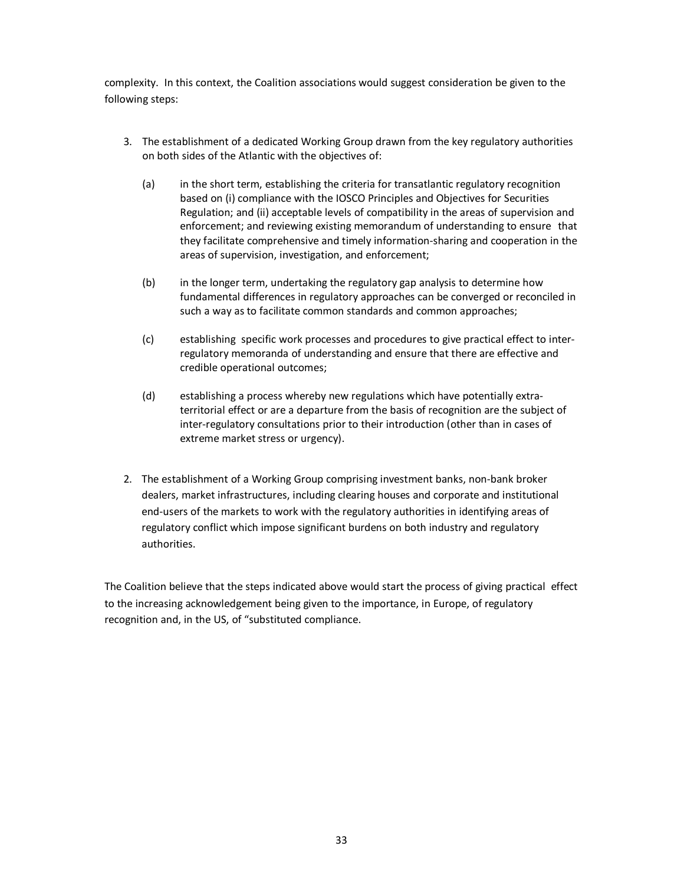complexity. In this context, the Coalition associations would suggest consideration be given to the following steps:

3. The establishment of a dedicated Working Group drawn from the key regulatory authorities on both sides of the Atlantic with the objectives of:

    (a) in the short term, establishing the criteria for transatlantic regulatory recognition based on (i) compliance with the IOSCO Principles and Objectives for Securities Regulation; and (ii) acceptable levels of compatibility in the areas of supervision and enforcement; and reviewing existing memorandum of understanding to ensure that they facilitate comprehensive and timely information-sharing and cooperation in the areas of supervision, investigation, and enforcement;

    (b) in the longer term, undertaking the regulatory gap analysis to determine how fundamental differences in regulatory approaches can be converged or reconciled in such a way as to facilitate common standards and common approaches;

    (c) establishing specific work processes and procedures to give practical effect to inter-regulatory memoranda of understanding and ensure that there are effective and credible operational outcomes;

    (d) establishing a process whereby new regulations which have potentially extra-territorial effect or are a departure from the basis of recognition are the subject of inter-regulatory consultations prior to their introduction (other than in cases of extreme market stress or urgency).

2. The establishment of a Working Group comprising investment banks, non-bank broker dealers, market infrastructures, including clearing houses and corporate and institutional end-users of the markets to work with the regulatory authorities in identifying areas of regulatory conflict which impose significant burdens on both industry and regulatory authorities.

The Coalition believe that the steps indicated above would start the process of giving practical effect to the increasing acknowledgement being given to the importance, in Europe, of regulatory recognition and, in the US, of "substituted compliance.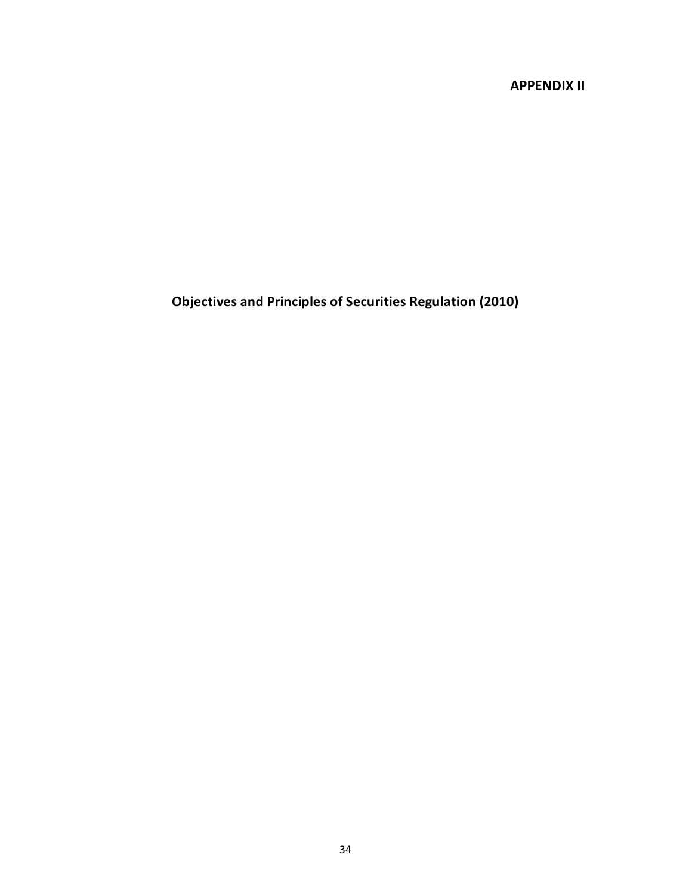**APPENDIX II**

# Objectives and Principles of Securities Regulation (2010)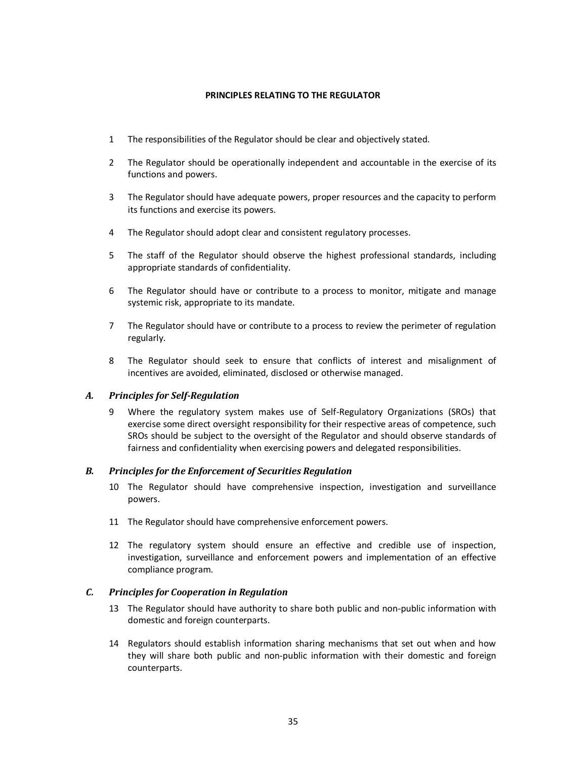## PRINCIPLES RELATING TO THE REGULATOR

1 The responsibilities of the Regulator should be clear and objectively stated.

2 The Regulator should be operationally independent and accountable in the exercise of its functions and powers.

3 The Regulator should have adequate powers, proper resources and the capacity to perform its functions and exercise its powers.

4 The Regulator should adopt clear and consistent regulatory processes.

5 The staff of the Regulator should observe the highest professional standards, including appropriate standards of confidentiality.

6 The Regulator should have or contribute to a process to monitor, mitigate and manage systemic risk, appropriate to its mandate.

7 The Regulator should have or contribute to a process to review the perimeter of regulation regularly.

8 The Regulator should seek to ensure that conflicts of interest and misalignment of incentives are avoided, eliminated, disclosed or otherwise managed.

### *A. Principles for Self-Regulation*

9 Where the regulatory system makes use of Self-Regulatory Organizations (SROs) that exercise some direct oversight responsibility for their respective areas of competence, such SROs should be subject to the oversight of the Regulator and should observe standards of fairness and confidentiality when exercising powers and delegated responsibilities.

### *B. Principles for the Enforcement of Securities Regulation*

10 The Regulator should have comprehensive inspection, investigation and surveillance powers.

11 The Regulator should have comprehensive enforcement powers.

12 The regulatory system should ensure an effective and credible use of inspection, investigation, surveillance and enforcement powers and implementation of an effective compliance program.

### *C. Principles for Cooperation in Regulation*

13 The Regulator should have authority to share both public and non-public information with domestic and foreign counterparts.

14 Regulators should establish information sharing mechanisms that set out when and how they will share both public and non-public information with their domestic and foreign counterparts.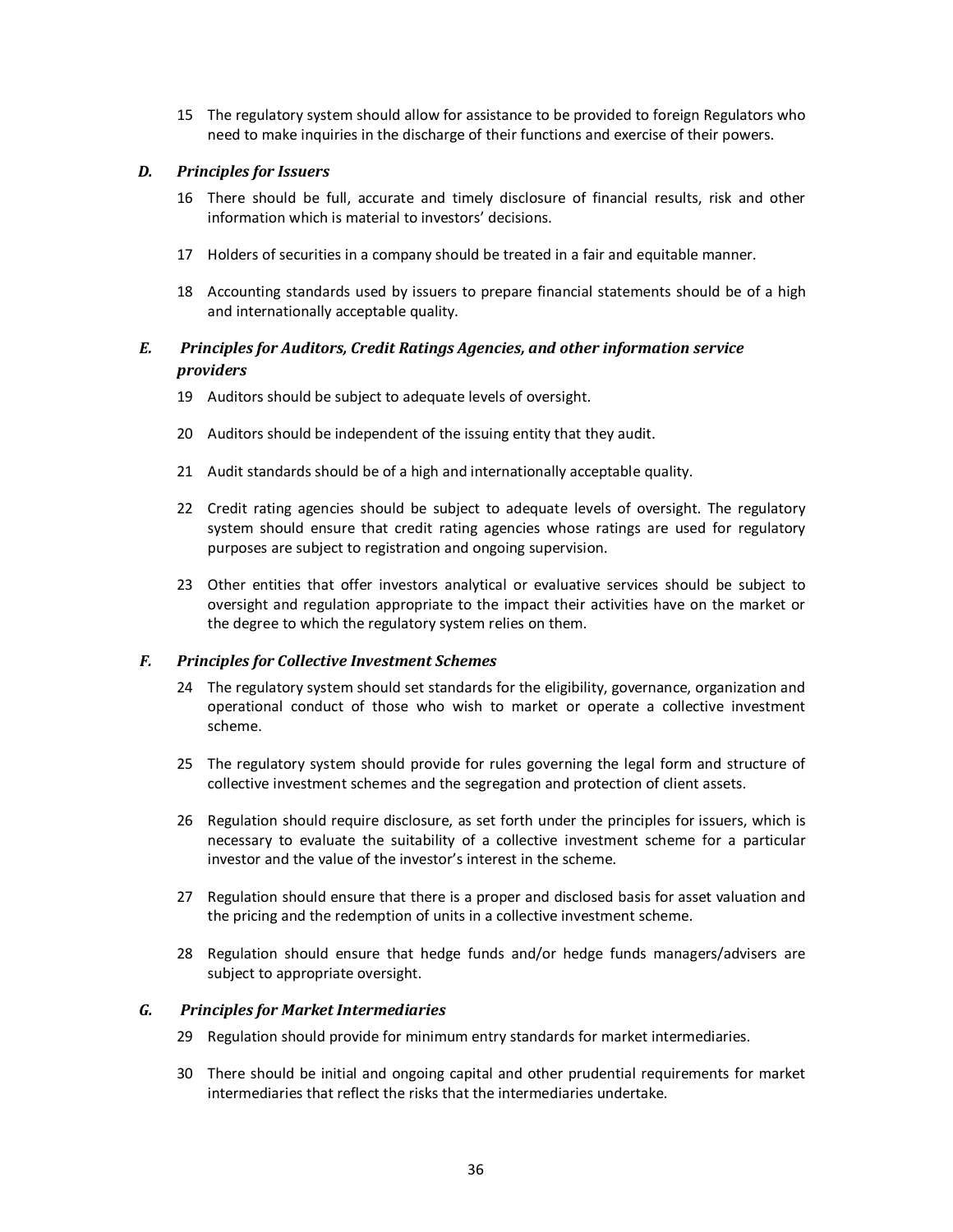15 The regulatory system should allow for assistance to be provided to foreign Regulators who need to make inquiries in the discharge of their functions and exercise of their powers.

### *D. Principles for Issuers*

16 There should be full, accurate and timely disclosure of financial results, risk and other information which is material to investors' decisions.

17 Holders of securities in a company should be treated in a fair and equitable manner.

18 Accounting standards used by issuers to prepare financial statements should be of a high and internationally acceptable quality.

### *E. Principles for Auditors, Credit Ratings Agencies, and other information service providers*

19 Auditors should be subject to adequate levels of oversight.

20 Auditors should be independent of the issuing entity that they audit.

21 Audit standards should be of a high and internationally acceptable quality.

22 Credit rating agencies should be subject to adequate levels of oversight. The regulatory system should ensure that credit rating agencies whose ratings are used for regulatory purposes are subject to registration and ongoing supervision.

23 Other entities that offer investors analytical or evaluative services should be subject to oversight and regulation appropriate to the impact their activities have on the market or the degree to which the regulatory system relies on them.

### *F. Principles for Collective Investment Schemes*

24 The regulatory system should set standards for the eligibility, governance, organization and operational conduct of those who wish to market or operate a collective investment scheme.

25 The regulatory system should provide for rules governing the legal form and structure of collective investment schemes and the segregation and protection of client assets.

26 Regulation should require disclosure, as set forth under the principles for issuers, which is necessary to evaluate the suitability of a collective investment scheme for a particular investor and the value of the investor's interest in the scheme.

27 Regulation should ensure that there is a proper and disclosed basis for asset valuation and the pricing and the redemption of units in a collective investment scheme.

28 Regulation should ensure that hedge funds and/or hedge funds managers/advisers are subject to appropriate oversight.

### *G. Principles for Market Intermediaries*

29 Regulation should provide for minimum entry standards for market intermediaries.

30 There should be initial and ongoing capital and other prudential requirements for market intermediaries that reflect the risks that the intermediaries undertake.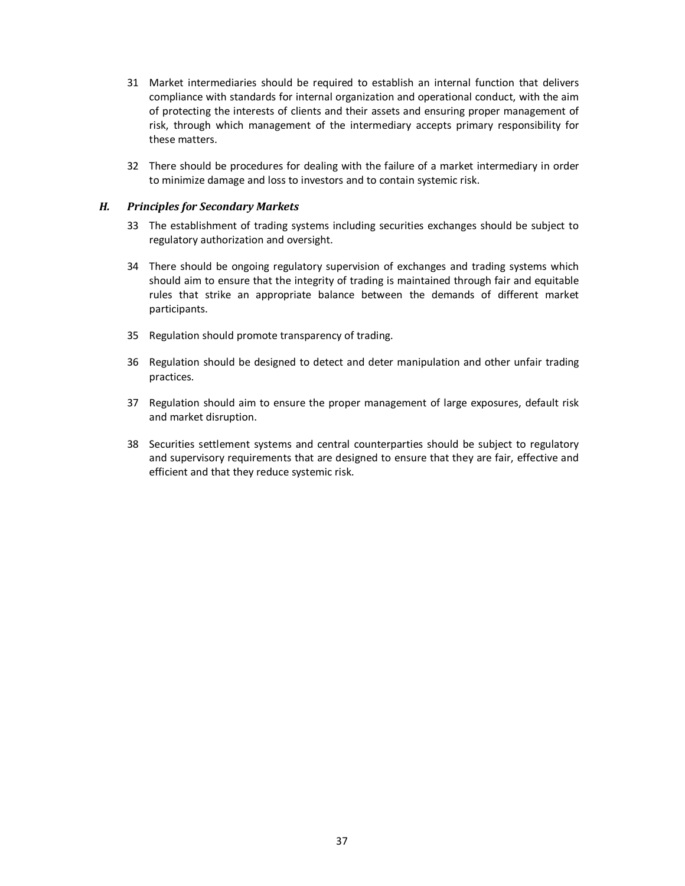31 Market intermediaries should be required to establish an internal function that delivers compliance with standards for internal organization and operational conduct, with the aim of protecting the interests of clients and their assets and ensuring proper management of risk, through which management of the intermediary accepts primary responsibility for these matters.

32 There should be procedures for dealing with the failure of a market intermediary in order to minimize damage and loss to investors and to contain systemic risk.

### *H. Principles for Secondary Markets*

33 The establishment of trading systems including securities exchanges should be subject to regulatory authorization and oversight.

34 There should be ongoing regulatory supervision of exchanges and trading systems which should aim to ensure that the integrity of trading is maintained through fair and equitable rules that strike an appropriate balance between the demands of different market participants.

35 Regulation should promote transparency of trading.

36 Regulation should be designed to detect and deter manipulation and other unfair trading practices.

37 Regulation should aim to ensure the proper management of large exposures, default risk and market disruption.

38 Securities settlement systems and central counterparties should be subject to regulatory and supervisory requirements that are designed to ensure that they are fair, effective and efficient and that they reduce systemic risk.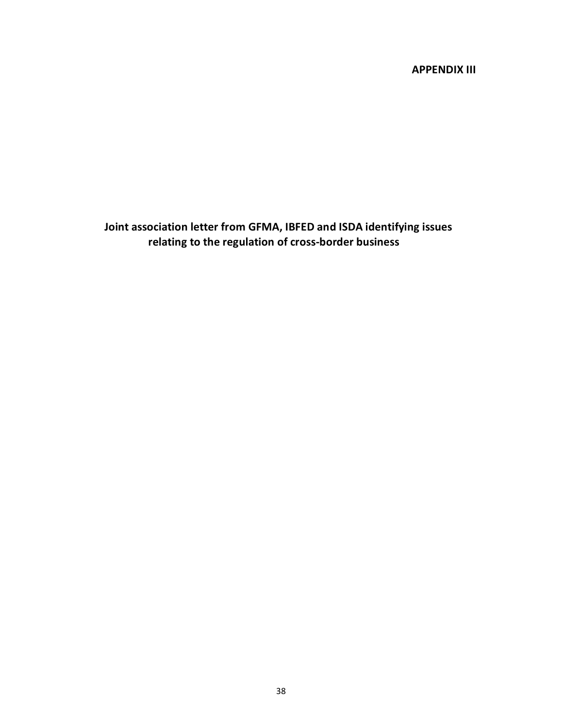**APPENDIX III**

**Joint association letter from GFMA, IBFED and ISDA identifying issues relating to the regulation of cross-border business**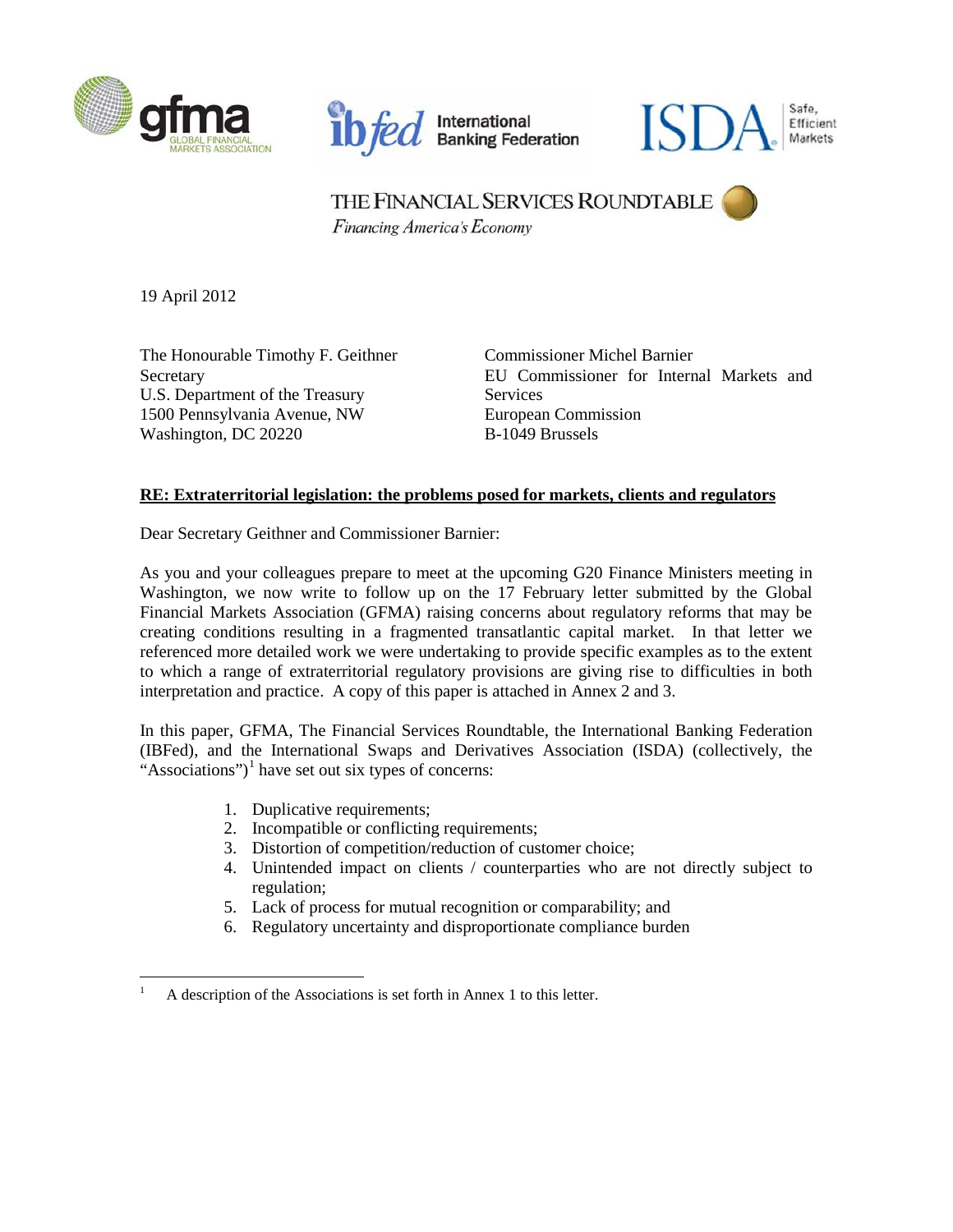THE FINANCIAL SERVICES ROUNDTABLE
*Financing America's Economy*

19 April 2012

The Honourable Timothy F. Geithner
Secretary
U.S. Department of the Treasury
1500 Pennsylvania Avenue, NW
Washington, DC 20220

Commissioner Michel Barnier
EU Commissioner for Internal Markets and Services
European Commission
B-1049 Brussels

**RE: Extraterritorial legislation: the problems posed for markets, clients and regulators**

Dear Secretary Geithner and Commissioner Barnier:

As you and your colleagues prepare to meet at the upcoming G20 Finance Ministers meeting in Washington, we now write to follow up on the 17 February letter submitted by the Global Financial Markets Association (GFMA) raising concerns about regulatory reforms that may be creating conditions resulting in a fragmented transatlantic capital market. In that letter we referenced more detailed work we were undertaking to provide specific examples as to the extent to which a range of extraterritorial regulatory provisions are giving rise to difficulties in both interpretation and practice. A copy of this paper is attached in Annex 2 and 3.

In this paper, GFMA, The Financial Services Roundtable, the International Banking Federation (IBFed), and the International Swaps and Derivatives Association (ISDA) (collectively, the "Associations")[1] have set out six types of concerns:

1. Duplicative requirements;
2. Incompatible or conflicting requirements;
3. Distortion of competition/reduction of customer choice;
4. Unintended impact on clients / counterparties who are not directly subject to regulation;
5. Lack of process for mutual recognition or comparability; and
6. Regulatory uncertainty and disproportionate compliance burden

[1] A description of the Associations is set forth in Annex 1 to this letter.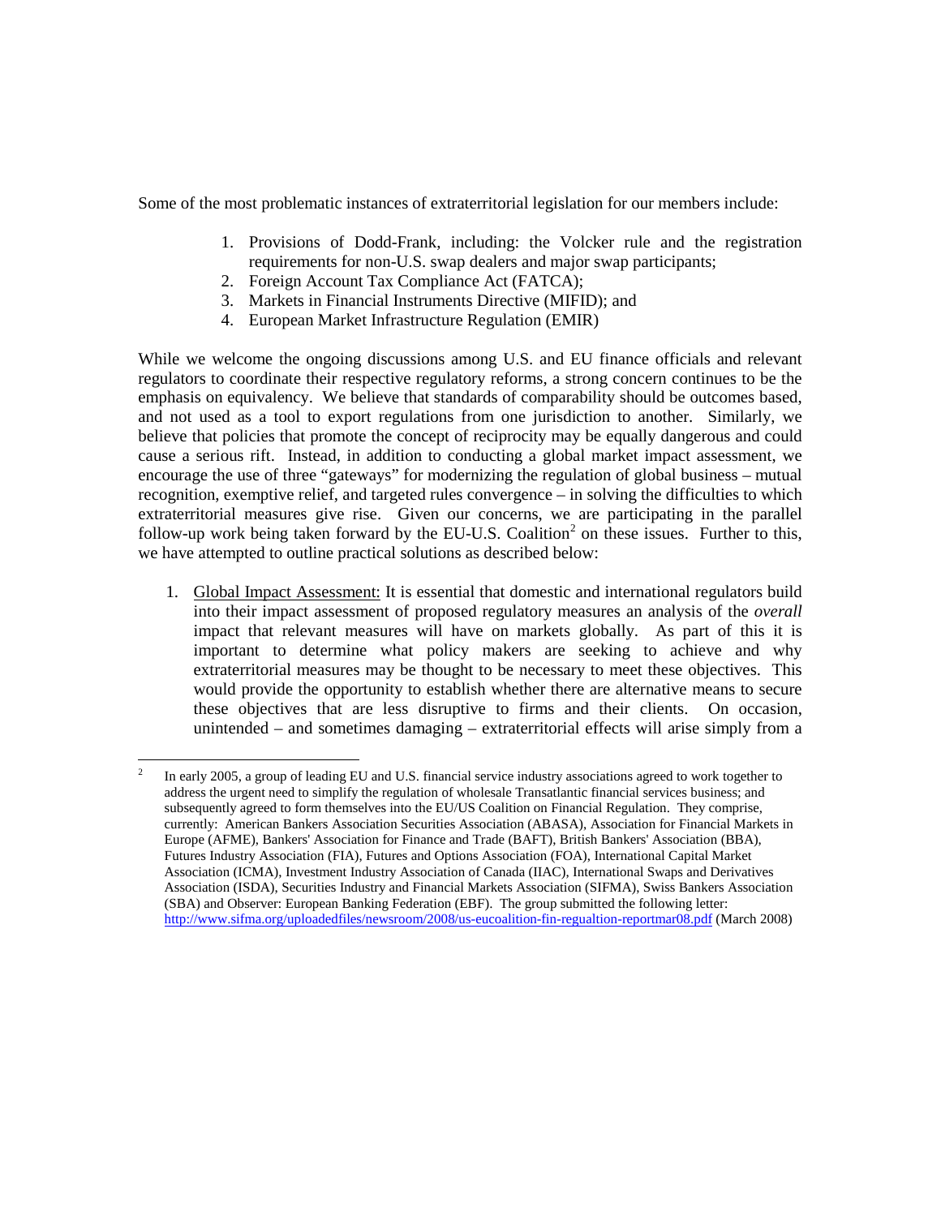Some of the most problematic instances of extraterritorial legislation for our members include:

1. Provisions of Dodd-Frank, including: the Volcker rule and the registration requirements for non-U.S. swap dealers and major swap participants;
2. Foreign Account Tax Compliance Act (FATCA);
3. Markets in Financial Instruments Directive (MIFID); and
4. European Market Infrastructure Regulation (EMIR)

While we welcome the ongoing discussions among U.S. and EU finance officials and relevant regulators to coordinate their respective regulatory reforms, a strong concern continues to be the emphasis on equivalency. We believe that standards of comparability should be outcomes based, and not used as a tool to export regulations from one jurisdiction to another. Similarly, we believe that policies that promote the concept of reciprocity may be equally dangerous and could cause a serious rift. Instead, in addition to conducting a global market impact assessment, we encourage the use of three "gateways" for modernizing the regulation of global business – mutual recognition, exemptive relief, and targeted rules convergence – in solving the difficulties to which extraterritorial measures give rise. Given our concerns, we are participating in the parallel follow-up work being taken forward by the EU-U.S. Coalition[2] on these issues. Further to this, we have attempted to outline practical solutions as described below:

1. Global Impact Assessment: It is essential that domestic and international regulators build into their impact assessment of proposed regulatory measures an analysis of the *overall* impact that relevant measures will have on markets globally. As part of this it is important to determine what policy makers are seeking to achieve and why extraterritorial measures may be thought to be necessary to meet these objectives. This would provide the opportunity to establish whether there are alternative means to secure these objectives that are less disruptive to firms and their clients. On occasion, unintended – and sometimes damaging – extraterritorial effects will arise simply from a

[2] In early 2005, a group of leading EU and U.S. financial service industry associations agreed to work together to address the urgent need to simplify the regulation of wholesale Transatlantic financial services business; and subsequently agreed to form themselves into the EU/US Coalition on Financial Regulation. They comprise, currently: American Bankers Association Securities Association (ABASA), Association for Financial Markets in Europe (AFME), Bankers' Association for Finance and Trade (BAFT), British Bankers' Association (BBA), Futures Industry Association (FIA), Futures and Options Association (FOA), International Capital Market Association (ICMA), Investment Industry Association of Canada (IIAC), International Swaps and Derivatives Association (ISDA), Securities Industry and Financial Markets Association (SIFMA), Swiss Bankers Association (SBA) and Observer: European Banking Federation (EBF). The group submitted the following letter: http://www.sifma.org/uploadedfiles/newsroom/2008/us-eucoalition-fin-regualtion-reportmar08.pdf (March 2008)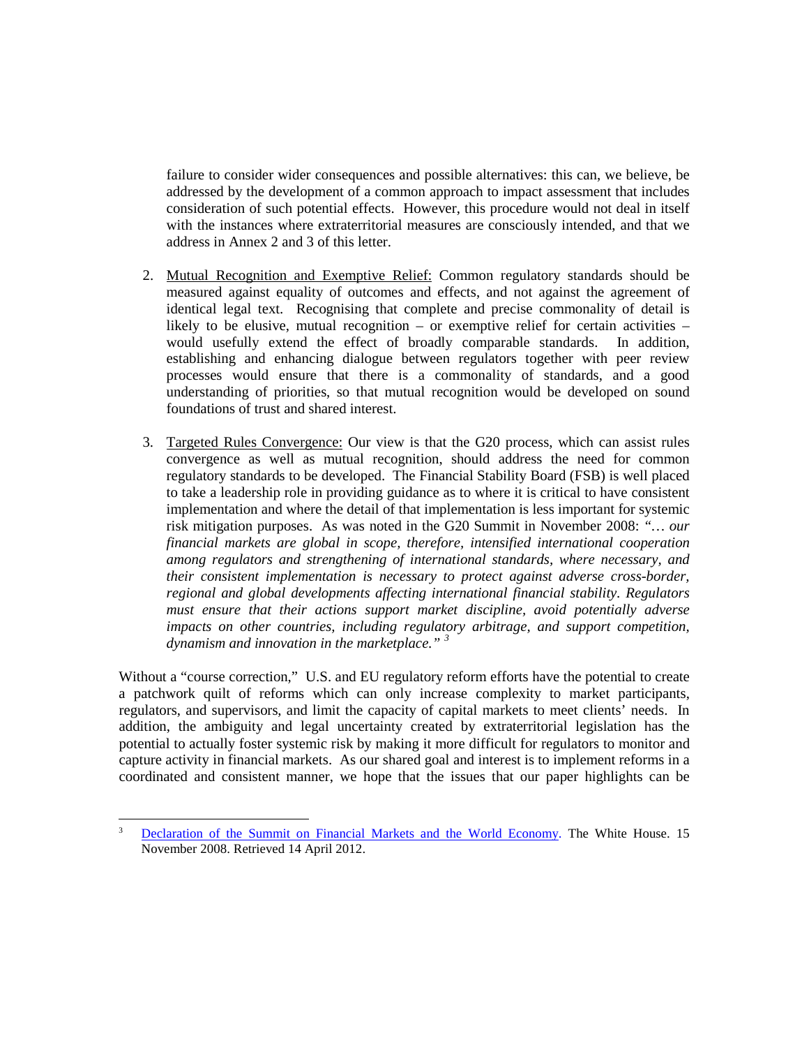failure to consider wider consequences and possible alternatives: this can, we believe, be addressed by the development of a common approach to impact assessment that includes consideration of such potential effects. However, this procedure would not deal in itself with the instances where extraterritorial measures are consciously intended, and that we address in Annex 2 and 3 of this letter.

2. Mutual Recognition and Exemptive Relief: Common regulatory standards should be measured against equality of outcomes and effects, and not against the agreement of identical legal text. Recognising that complete and precise commonality of detail is likely to be elusive, mutual recognition – or exemptive relief for certain activities – would usefully extend the effect of broadly comparable standards. In addition, establishing and enhancing dialogue between regulators together with peer review processes would ensure that there is a commonality of standards, and a good understanding of priorities, so that mutual recognition would be developed on sound foundations of trust and shared interest.

3. Targeted Rules Convergence: Our view is that the G20 process, which can assist rules convergence as well as mutual recognition, should address the need for common regulatory standards to be developed. The Financial Stability Board (FSB) is well placed to take a leadership role in providing guidance as to where it is critical to have consistent implementation and where the detail of that implementation is less important for systemic risk mitigation purposes. As was noted in the G20 Summit in November 2008: *"… our financial markets are global in scope, therefore, intensified international cooperation among regulators and strengthening of international standards, where necessary, and their consistent implementation is necessary to protect against adverse cross-border, regional and global developments affecting international financial stability. Regulators must ensure that their actions support market discipline, avoid potentially adverse impacts on other countries, including regulatory arbitrage, and support competition, dynamism and innovation in the marketplace."* [3]

Without a "course correction," U.S. and EU regulatory reform efforts have the potential to create a patchwork quilt of reforms which can only increase complexity to market participants, regulators, and supervisors, and limit the capacity of capital markets to meet clients' needs. In addition, the ambiguity and legal uncertainty created by extraterritorial legislation has the potential to actually foster systemic risk by making it more difficult for regulators to monitor and capture activity in financial markets. As our shared goal and interest is to implement reforms in a coordinated and consistent manner, we hope that the issues that our paper highlights can be

[3] Declaration of the Summit on Financial Markets and the World Economy. The White House. 15 November 2008. Retrieved 14 April 2012.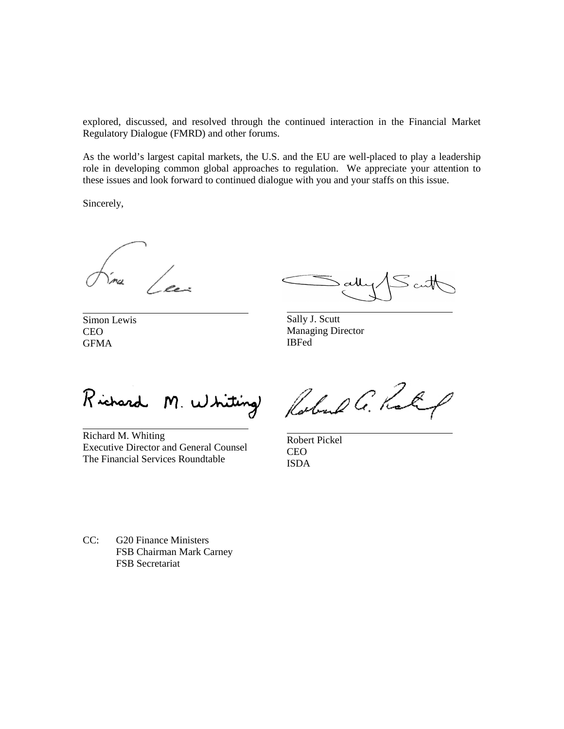explored, discussed, and resolved through the continued interaction in the Financial Market Regulatory Dialogue (FMRD) and other forums.

As the world's largest capital markets, the U.S. and the EU are well-placed to play a leadership role in developing common global approaches to regulation. We appreciate your attention to these issues and look forward to continued dialogue with you and your staffs on this issue.

Sincerely,

Simon Lewis
CEO
GFMA

Sally J. Scutt
Managing Director
IBFed

Richard M. Whiting
Executive Director and General Counsel
The Financial Services Roundtable

Robert Pickel
CEO
ISDA

CC: G20 Finance Ministers
FSB Chairman Mark Carney
FSB Secretariat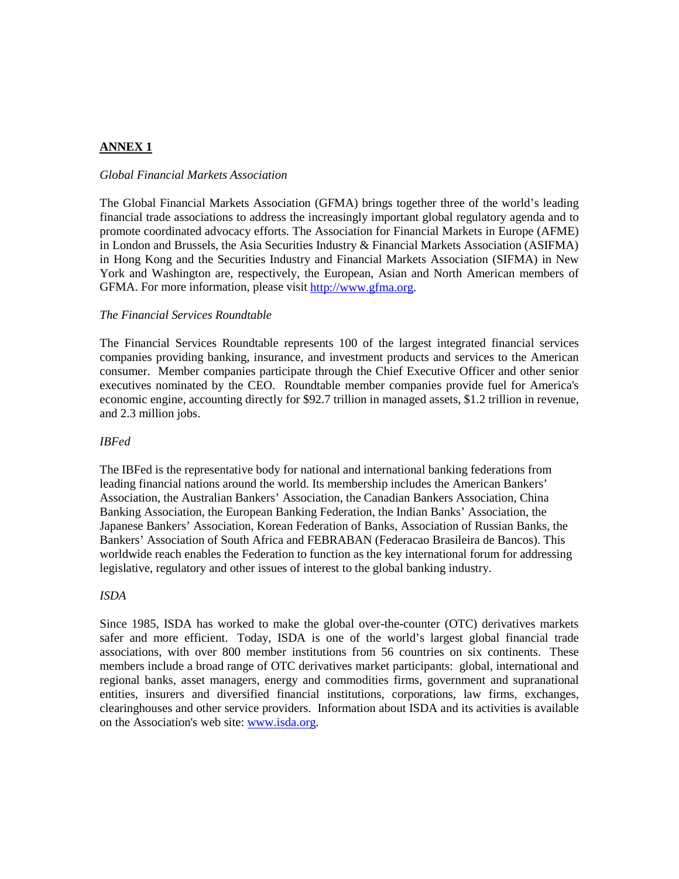## ANNEX 1

*Global Financial Markets Association*

The Global Financial Markets Association (GFMA) brings together three of the world's leading financial trade associations to address the increasingly important global regulatory agenda and to promote coordinated advocacy efforts. The Association for Financial Markets in Europe (AFME) in London and Brussels, the Asia Securities Industry & Financial Markets Association (ASIFMA) in Hong Kong and the Securities Industry and Financial Markets Association (SIFMA) in New York and Washington are, respectively, the European, Asian and North American members of GFMA. For more information, please visit http://www.gfma.org.

*The Financial Services Roundtable*

The Financial Services Roundtable represents 100 of the largest integrated financial services companies providing banking, insurance, and investment products and services to the American consumer. Member companies participate through the Chief Executive Officer and other senior executives nominated by the CEO. Roundtable member companies provide fuel for America's economic engine, accounting directly for $92.7 trillion in managed assets, $1.2 trillion in revenue, and 2.3 million jobs.

*IBFed*

The IBFed is the representative body for national and international banking federations from leading financial nations around the world. Its membership includes the American Bankers' Association, the Australian Bankers' Association, the Canadian Bankers Association, China Banking Association, the European Banking Federation, the Indian Banks' Association, the Japanese Bankers' Association, Korean Federation of Banks, Association of Russian Banks, the Bankers' Association of South Africa and FEBRABAN (Federacao Brasileira de Bancos). This worldwide reach enables the Federation to function as the key international forum for addressing legislative, regulatory and other issues of interest to the global banking industry.

*ISDA*

Since 1985, ISDA has worked to make the global over-the-counter (OTC) derivatives markets safer and more efficient. Today, ISDA is one of the world's largest global financial trade associations, with over 800 member institutions from 56 countries on six continents. These members include a broad range of OTC derivatives market participants: global, international and regional banks, asset managers, energy and commodities firms, government and supranational entities, insurers and diversified financial institutions, corporations, law firms, exchanges, clearinghouses and other service providers. Information about ISDA and its activities is available on the Association's web site: www.isda.org.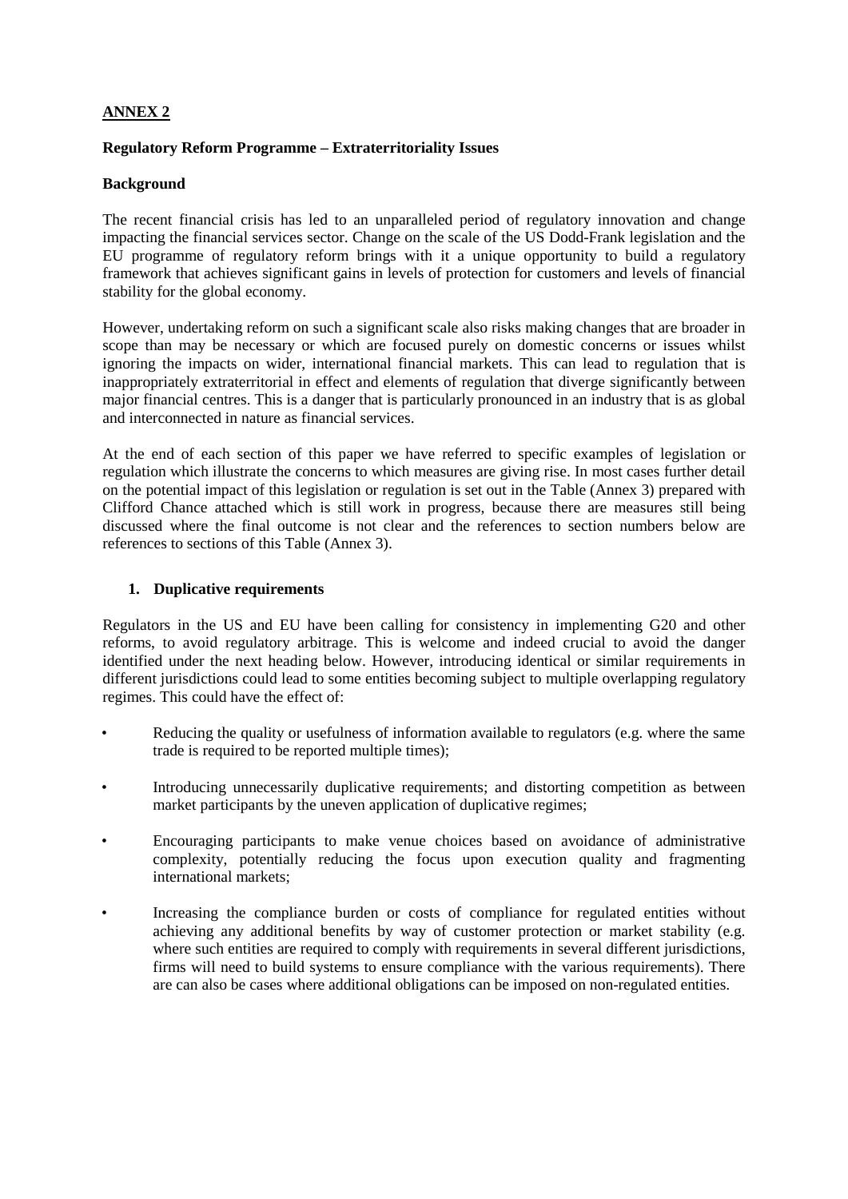**ANNEX 2**

**Regulatory Reform Programme – Extraterritoriality Issues**

**Background**

The recent financial crisis has led to an unparalleled period of regulatory innovation and change impacting the financial services sector. Change on the scale of the US Dodd-Frank legislation and the EU programme of regulatory reform brings with it a unique opportunity to build a regulatory framework that achieves significant gains in levels of protection for customers and levels of financial stability for the global economy.

However, undertaking reform on such a significant scale also risks making changes that are broader in scope than may be necessary or which are focused purely on domestic concerns or issues whilst ignoring the impacts on wider, international financial markets. This can lead to regulation that is inappropriately extraterritorial in effect and elements of regulation that diverge significantly between major financial centres. This is a danger that is particularly pronounced in an industry that is as global and interconnected in nature as financial services.

At the end of each section of this paper we have referred to specific examples of legislation or regulation which illustrate the concerns to which measures are giving rise. In most cases further detail on the potential impact of this legislation or regulation is set out in the Table (Annex 3) prepared with Clifford Chance attached which is still work in progress, because there are measures still being discussed where the final outcome is not clear and the references to section numbers below are references to sections of this Table (Annex 3).

**1. Duplicative requirements**

Regulators in the US and EU have been calling for consistency in implementing G20 and other reforms, to avoid regulatory arbitrage. This is welcome and indeed crucial to avoid the danger identified under the next heading below. However, introducing identical or similar requirements in different jurisdictions could lead to some entities becoming subject to multiple overlapping regulatory regimes. This could have the effect of:

- Reducing the quality or usefulness of information available to regulators (e.g. where the same trade is required to be reported multiple times);
- Introducing unnecessarily duplicative requirements; and distorting competition as between market participants by the uneven application of duplicative regimes;
- Encouraging participants to make venue choices based on avoidance of administrative complexity, potentially reducing the focus upon execution quality and fragmenting international markets;
- Increasing the compliance burden or costs of compliance for regulated entities without achieving any additional benefits by way of customer protection or market stability (e.g. where such entities are required to comply with requirements in several different jurisdictions, firms will need to build systems to ensure compliance with the various requirements). There are can also be cases where additional obligations can be imposed on non-regulated entities.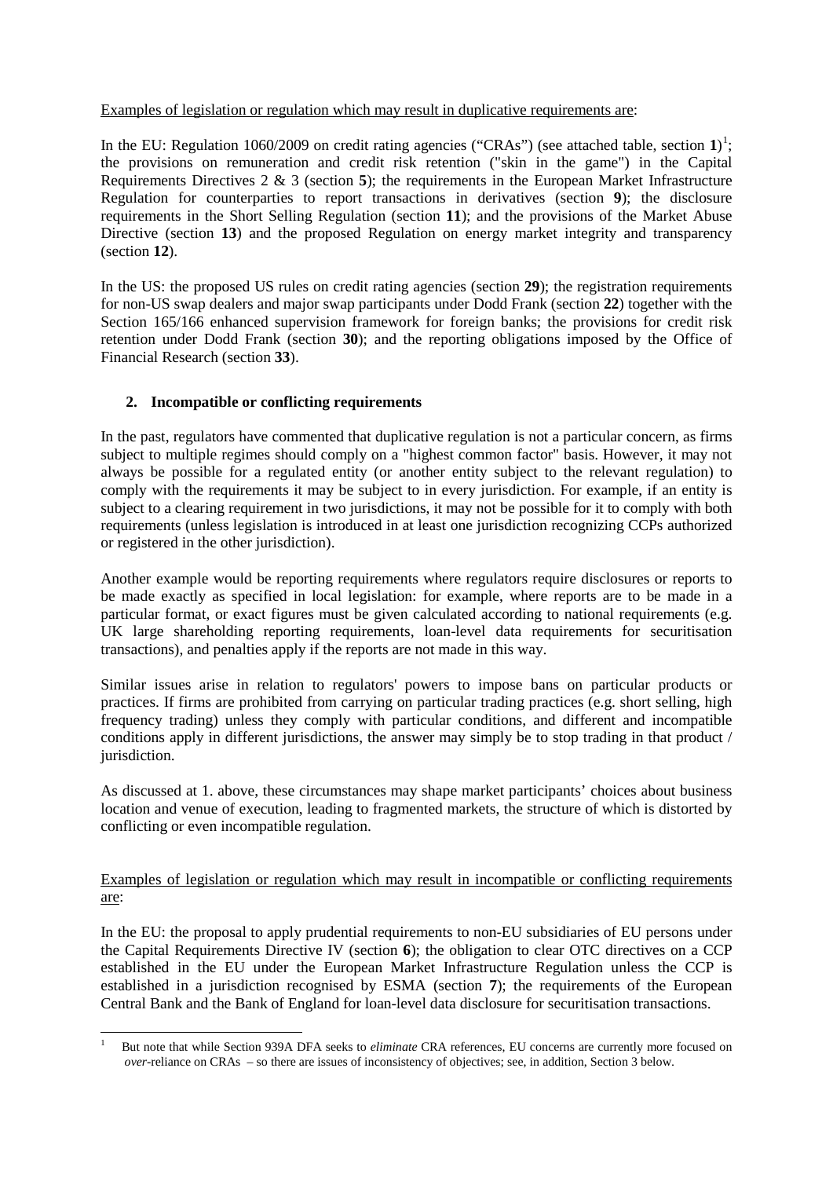Examples of legislation or regulation which may result in duplicative requirements are:

In the EU: Regulation 1060/2009 on credit rating agencies ("CRAs") (see attached table, section **1**)[1]; the provisions on remuneration and credit risk retention ("skin in the game") in the Capital Requirements Directives 2 & 3 (section **5**); the requirements in the European Market Infrastructure Regulation for counterparties to report transactions in derivatives (section **9**); the disclosure requirements in the Short Selling Regulation (section **11**); and the provisions of the Market Abuse Directive (section **13**) and the proposed Regulation on energy market integrity and transparency (section **12**).

In the US: the proposed US rules on credit rating agencies (section **29**); the registration requirements for non-US swap dealers and major swap participants under Dodd Frank (section **22**) together with the Section 165/166 enhanced supervision framework for foreign banks; the provisions for credit risk retention under Dodd Frank (section **30**); and the reporting obligations imposed by the Office of Financial Research (section **33**).

## 2. Incompatible or conflicting requirements

In the past, regulators have commented that duplicative regulation is not a particular concern, as firms subject to multiple regimes should comply on a "highest common factor" basis. However, it may not always be possible for a regulated entity (or another entity subject to the relevant regulation) to comply with the requirements it may be subject to in every jurisdiction. For example, if an entity is subject to a clearing requirement in two jurisdictions, it may not be possible for it to comply with both requirements (unless legislation is introduced in at least one jurisdiction recognizing CCPs authorized or registered in the other jurisdiction).

Another example would be reporting requirements where regulators require disclosures or reports to be made exactly as specified in local legislation: for example, where reports are to be made in a particular format, or exact figures must be given calculated according to national requirements (e.g. UK large shareholding reporting requirements, loan-level data requirements for securitisation transactions), and penalties apply if the reports are not made in this way.

Similar issues arise in relation to regulators' powers to impose bans on particular products or practices. If firms are prohibited from carrying on particular trading practices (e.g. short selling, high frequency trading) unless they comply with particular conditions, and different and incompatible conditions apply in different jurisdictions, the answer may simply be to stop trading in that product / jurisdiction.

As discussed at 1. above, these circumstances may shape market participants' choices about business location and venue of execution, leading to fragmented markets, the structure of which is distorted by conflicting or even incompatible regulation.

Examples of legislation or regulation which may result in incompatible or conflicting requirements are:

In the EU: the proposal to apply prudential requirements to non-EU subsidiaries of EU persons under the Capital Requirements Directive IV (section **6**); the obligation to clear OTC directives on a CCP established in the EU under the European Market Infrastructure Regulation unless the CCP is established in a jurisdiction recognised by ESMA (section **7**); the requirements of the European Central Bank and the Bank of England for loan-level data disclosure for securitisation transactions.

[1] But note that while Section 939A DFA seeks to *eliminate* CRA references, EU concerns are currently more focused on *over*-reliance on CRAs – so there are issues of inconsistency of objectives; see, in addition, Section 3 below.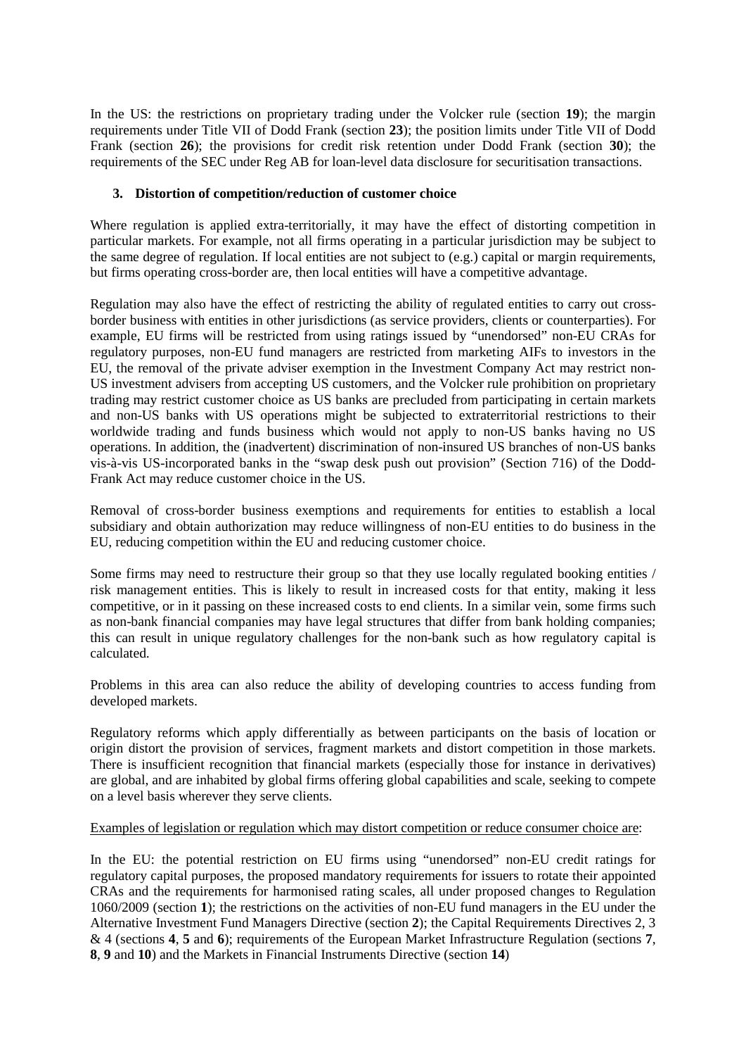In the US: the restrictions on proprietary trading under the Volcker rule (section **19**); the margin requirements under Title VII of Dodd Frank (section **23**); the position limits under Title VII of Dodd Frank (section **26**); the provisions for credit risk retention under Dodd Frank (section **30**); the requirements of the SEC under Reg AB for loan-level data disclosure for securitisation transactions.

### 3. Distortion of competition/reduction of customer choice

Where regulation is applied extra-territorially, it may have the effect of distorting competition in particular markets. For example, not all firms operating in a particular jurisdiction may be subject to the same degree of regulation. If local entities are not subject to (e.g.) capital or margin requirements, but firms operating cross-border are, then local entities will have a competitive advantage.

Regulation may also have the effect of restricting the ability of regulated entities to carry out cross-border business with entities in other jurisdictions (as service providers, clients or counterparties). For example, EU firms will be restricted from using ratings issued by "unendorsed" non-EU CRAs for regulatory purposes, non-EU fund managers are restricted from marketing AIFs to investors in the EU, the removal of the private adviser exemption in the Investment Company Act may restrict non-US investment advisers from accepting US customers, and the Volcker rule prohibition on proprietary trading may restrict customer choice as US banks are precluded from participating in certain markets and non-US banks with US operations might be subjected to extraterritorial restrictions to their worldwide trading and funds business which would not apply to non-US banks having no US operations. In addition, the (inadvertent) discrimination of non-insured US branches of non-US banks vis-à-vis US-incorporated banks in the "swap desk push out provision" (Section 716) of the Dodd-Frank Act may reduce customer choice in the US.

Removal of cross-border business exemptions and requirements for entities to establish a local subsidiary and obtain authorization may reduce willingness of non-EU entities to do business in the EU, reducing competition within the EU and reducing customer choice.

Some firms may need to restructure their group so that they use locally regulated booking entities / risk management entities. This is likely to result in increased costs for that entity, making it less competitive, or in it passing on these increased costs to end clients. In a similar vein, some firms such as non-bank financial companies may have legal structures that differ from bank holding companies; this can result in unique regulatory challenges for the non-bank such as how regulatory capital is calculated.

Problems in this area can also reduce the ability of developing countries to access funding from developed markets.

Regulatory reforms which apply differentially as between participants on the basis of location or origin distort the provision of services, fragment markets and distort competition in those markets. There is insufficient recognition that financial markets (especially those for instance in derivatives) are global, and are inhabited by global firms offering global capabilities and scale, seeking to compete on a level basis wherever they serve clients.

<u>Examples of legislation or regulation which may distort competition or reduce consumer choice are</u>:

In the EU: the potential restriction on EU firms using "unendorsed" non-EU credit ratings for regulatory capital purposes, the proposed mandatory requirements for issuers to rotate their appointed CRAs and the requirements for harmonised rating scales, all under proposed changes to Regulation 1060/2009 (section **1**); the restrictions on the activities of non-EU fund managers in the EU under the Alternative Investment Fund Managers Directive (section **2**); the Capital Requirements Directives 2, 3 & 4 (sections **4**, **5** and **6**); requirements of the European Market Infrastructure Regulation (sections **7**, **8**, **9** and **10**) and the Markets in Financial Instruments Directive (section **14**)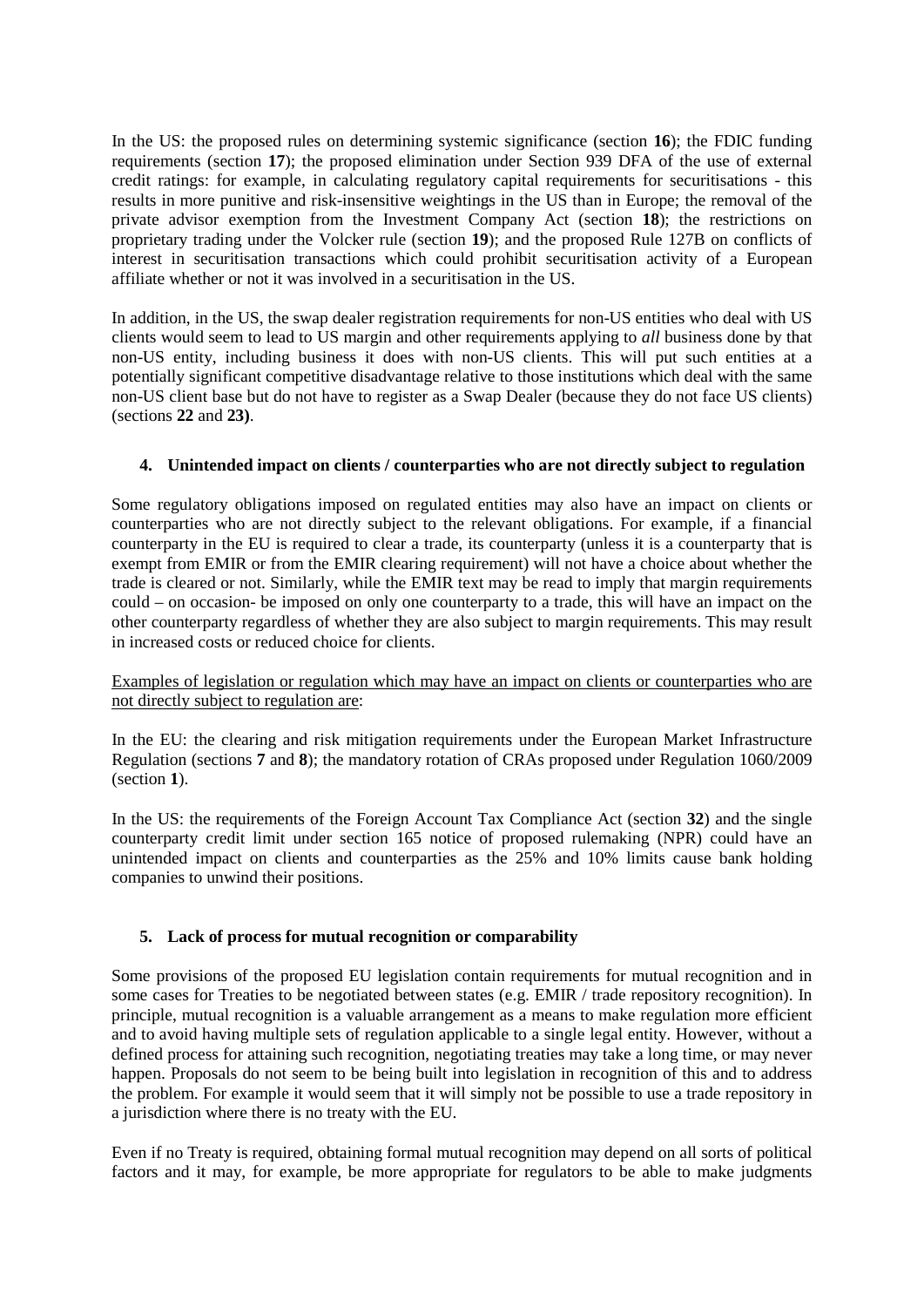In the US: the proposed rules on determining systemic significance (section **16**); the FDIC funding requirements (section **17**); the proposed elimination under Section 939 DFA of the use of external credit ratings: for example, in calculating regulatory capital requirements for securitisations - this results in more punitive and risk-insensitive weightings in the US than in Europe; the removal of the private advisor exemption from the Investment Company Act (section **18**); the restrictions on proprietary trading under the Volcker rule (section **19**); and the proposed Rule 127B on conflicts of interest in securitisation transactions which could prohibit securitisation activity of a European affiliate whether or not it was involved in a securitisation in the US.

In addition, in the US, the swap dealer registration requirements for non-US entities who deal with US clients would seem to lead to US margin and other requirements applying to *all* business done by that non-US entity, including business it does with non-US clients. This will put such entities at a potentially significant competitive disadvantage relative to those institutions which deal with the same non-US client base but do not have to register as a Swap Dealer (because they do not face US clients) (sections **22** and **23)**.

## 4. Unintended impact on clients / counterparties who are not directly subject to regulation

Some regulatory obligations imposed on regulated entities may also have an impact on clients or counterparties who are not directly subject to the relevant obligations. For example, if a financial counterparty in the EU is required to clear a trade, its counterparty (unless it is a counterparty that is exempt from EMIR or from the EMIR clearing requirement) will not have a choice about whether the trade is cleared or not. Similarly, while the EMIR text may be read to imply that margin requirements could – on occasion- be imposed on only one counterparty to a trade, this will have an impact on the other counterparty regardless of whether they are also subject to margin requirements. This may result in increased costs or reduced choice for clients.

Examples of legislation or regulation which may have an impact on clients or counterparties who are not directly subject to regulation are:

In the EU: the clearing and risk mitigation requirements under the European Market Infrastructure Regulation (sections **7** and **8**); the mandatory rotation of CRAs proposed under Regulation 1060/2009 (section **1**).

In the US: the requirements of the Foreign Account Tax Compliance Act (section **32**) and the single counterparty credit limit under section 165 notice of proposed rulemaking (NPR) could have an unintended impact on clients and counterparties as the 25% and 10% limits cause bank holding companies to unwind their positions.

## 5. Lack of process for mutual recognition or comparability

Some provisions of the proposed EU legislation contain requirements for mutual recognition and in some cases for Treaties to be negotiated between states (e.g. EMIR / trade repository recognition). In principle, mutual recognition is a valuable arrangement as a means to make regulation more efficient and to avoid having multiple sets of regulation applicable to a single legal entity. However, without a defined process for attaining such recognition, negotiating treaties may take a long time, or may never happen. Proposals do not seem to be being built into legislation in recognition of this and to address the problem. For example it would seem that it will simply not be possible to use a trade repository in a jurisdiction where there is no treaty with the EU.

Even if no Treaty is required, obtaining formal mutual recognition may depend on all sorts of political factors and it may, for example, be more appropriate for regulators to be able to make judgments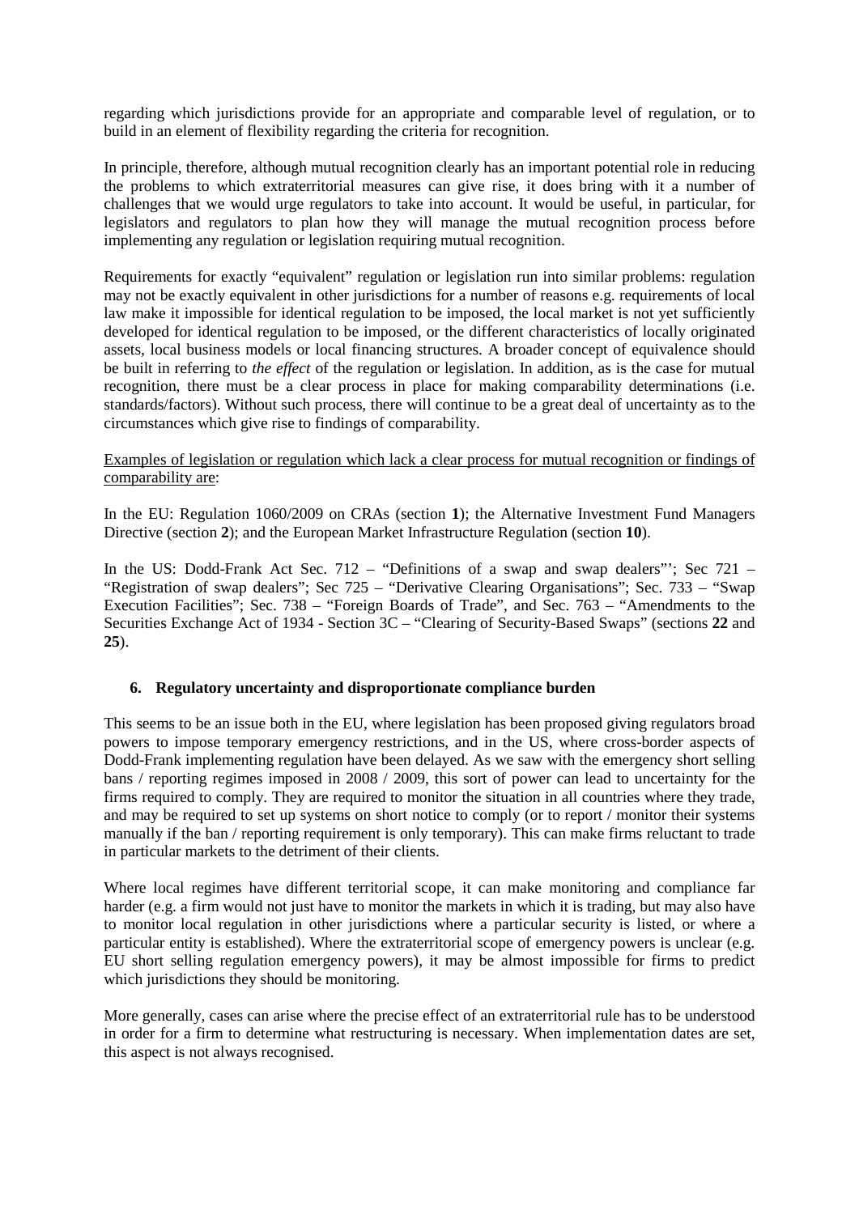regarding which jurisdictions provide for an appropriate and comparable level of regulation, or to build in an element of flexibility regarding the criteria for recognition.

In principle, therefore, although mutual recognition clearly has an important potential role in reducing the problems to which extraterritorial measures can give rise, it does bring with it a number of challenges that we would urge regulators to take into account. It would be useful, in particular, for legislators and regulators to plan how they will manage the mutual recognition process before implementing any regulation or legislation requiring mutual recognition.

Requirements for exactly "equivalent" regulation or legislation run into similar problems: regulation may not be exactly equivalent in other jurisdictions for a number of reasons e.g. requirements of local law make it impossible for identical regulation to be imposed, the local market is not yet sufficiently developed for identical regulation to be imposed, or the different characteristics of locally originated assets, local business models or local financing structures. A broader concept of equivalence should be built in referring to *the effect* of the regulation or legislation. In addition, as is the case for mutual recognition, there must be a clear process in place for making comparability determinations (i.e. standards/factors). Without such process, there will continue to be a great deal of uncertainty as to the circumstances which give rise to findings of comparability.

<u>Examples of legislation or regulation which lack a clear process for mutual recognition or findings of comparability are</u>:

In the EU: Regulation 1060/2009 on CRAs (section **1**); the Alternative Investment Fund Managers Directive (section **2**); and the European Market Infrastructure Regulation (section **10**).

In the US: Dodd-Frank Act Sec. 712 – "Definitions of a swap and swap dealers"'; Sec 721 – "Registration of swap dealers"; Sec 725 – "Derivative Clearing Organisations"; Sec. 733 – "Swap Execution Facilities"; Sec. 738 – "Foreign Boards of Trade", and Sec. 763 – "Amendments to the Securities Exchange Act of 1934 - Section 3C – "Clearing of Security-Based Swaps" (sections **22** and **25**).

## 6. Regulatory uncertainty and disproportionate compliance burden

This seems to be an issue both in the EU, where legislation has been proposed giving regulators broad powers to impose temporary emergency restrictions, and in the US, where cross-border aspects of Dodd-Frank implementing regulation have been delayed. As we saw with the emergency short selling bans / reporting regimes imposed in 2008 / 2009, this sort of power can lead to uncertainty for the firms required to comply. They are required to monitor the situation in all countries where they trade, and may be required to set up systems on short notice to comply (or to report / monitor their systems manually if the ban / reporting requirement is only temporary). This can make firms reluctant to trade in particular markets to the detriment of their clients.

Where local regimes have different territorial scope, it can make monitoring and compliance far harder (e.g. a firm would not just have to monitor the markets in which it is trading, but may also have to monitor local regulation in other jurisdictions where a particular security is listed, or where a particular entity is established). Where the extraterritorial scope of emergency powers is unclear (e.g. EU short selling regulation emergency powers), it may be almost impossible for firms to predict which jurisdictions they should be monitoring.

More generally, cases can arise where the precise effect of an extraterritorial rule has to be understood in order for a firm to determine what restructuring is necessary. When implementation dates are set, this aspect is not always recognised.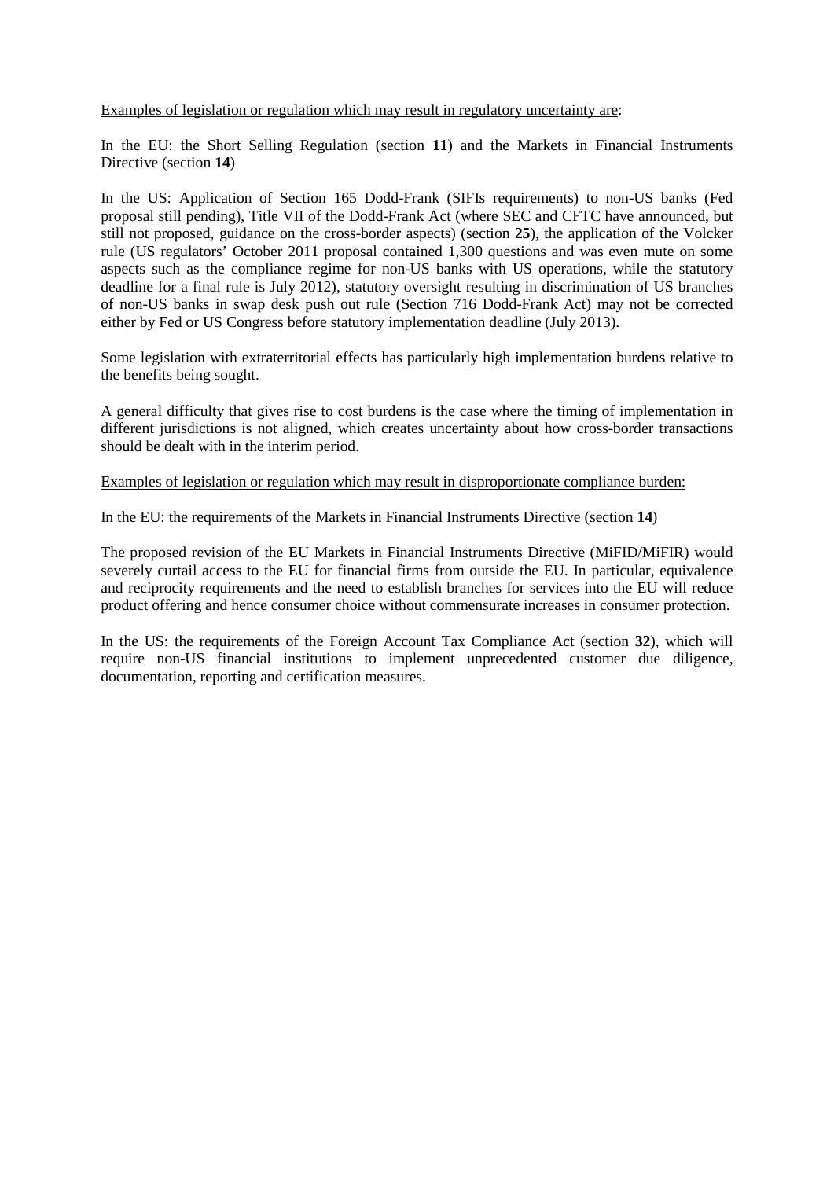<u>Examples of legislation or regulation which may result in regulatory uncertainty are</u>:

In the EU: the Short Selling Regulation (section **11**) and the Markets in Financial Instruments Directive (section **14**)

In the US: Application of Section 165 Dodd-Frank (SIFIs requirements) to non-US banks (Fed proposal still pending), Title VII of the Dodd-Frank Act (where SEC and CFTC have announced, but still not proposed, guidance on the cross-border aspects) (section **25**), the application of the Volcker rule (US regulators' October 2011 proposal contained 1,300 questions and was even mute on some aspects such as the compliance regime for non-US banks with US operations, while the statutory deadline for a final rule is July 2012), statutory oversight resulting in discrimination of US branches of non-US banks in swap desk push out rule (Section 716 Dodd-Frank Act) may not be corrected either by Fed or US Congress before statutory implementation deadline (July 2013).

Some legislation with extraterritorial effects has particularly high implementation burdens relative to the benefits being sought.

A general difficulty that gives rise to cost burdens is the case where the timing of implementation in different jurisdictions is not aligned, which creates uncertainty about how cross-border transactions should be dealt with in the interim period.

<u>Examples of legislation or regulation which may result in disproportionate compliance burden:</u>

In the EU: the requirements of the Markets in Financial Instruments Directive (section **14**)

The proposed revision of the EU Markets in Financial Instruments Directive (MiFID/MiFIR) would severely curtail access to the EU for financial firms from outside the EU. In particular, equivalence and reciprocity requirements and the need to establish branches for services into the EU will reduce product offering and hence consumer choice without commensurate increases in consumer protection.

In the US: the requirements of the Foreign Account Tax Compliance Act (section **32**), which will require non-US financial institutions to implement unprecedented customer due diligence, documentation, reporting and certification measures.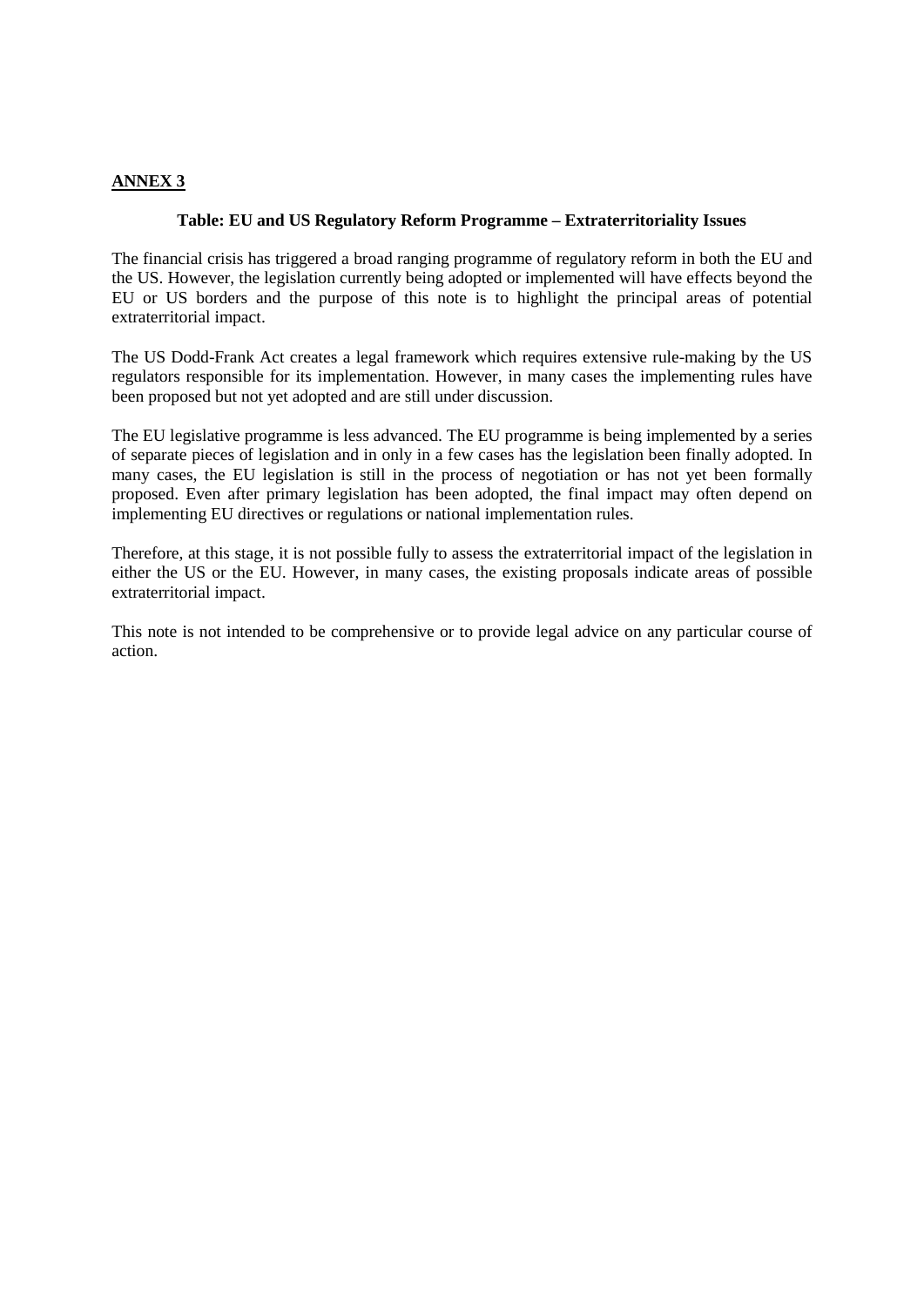**ANNEX 3**

**Table: EU and US Regulatory Reform Programme – Extraterritoriality Issues**

The financial crisis has triggered a broad ranging programme of regulatory reform in both the EU and the US. However, the legislation currently being adopted or implemented will have effects beyond the EU or US borders and the purpose of this note is to highlight the principal areas of potential extraterritorial impact.

The US Dodd-Frank Act creates a legal framework which requires extensive rule-making by the US regulators responsible for its implementation. However, in many cases the implementing rules have been proposed but not yet adopted and are still under discussion.

The EU legislative programme is less advanced. The EU programme is being implemented by a series of separate pieces of legislation and in only in a few cases has the legislation been finally adopted. In many cases, the EU legislation is still in the process of negotiation or has not yet been formally proposed. Even after primary legislation has been adopted, the final impact may often depend on implementing EU directives or regulations or national implementation rules.

Therefore, at this stage, it is not possible fully to assess the extraterritorial impact of the legislation in either the US or the EU. However, in many cases, the existing proposals indicate areas of possible extraterritorial impact.

This note is not intended to be comprehensive or to provide legal advice on any particular course of action.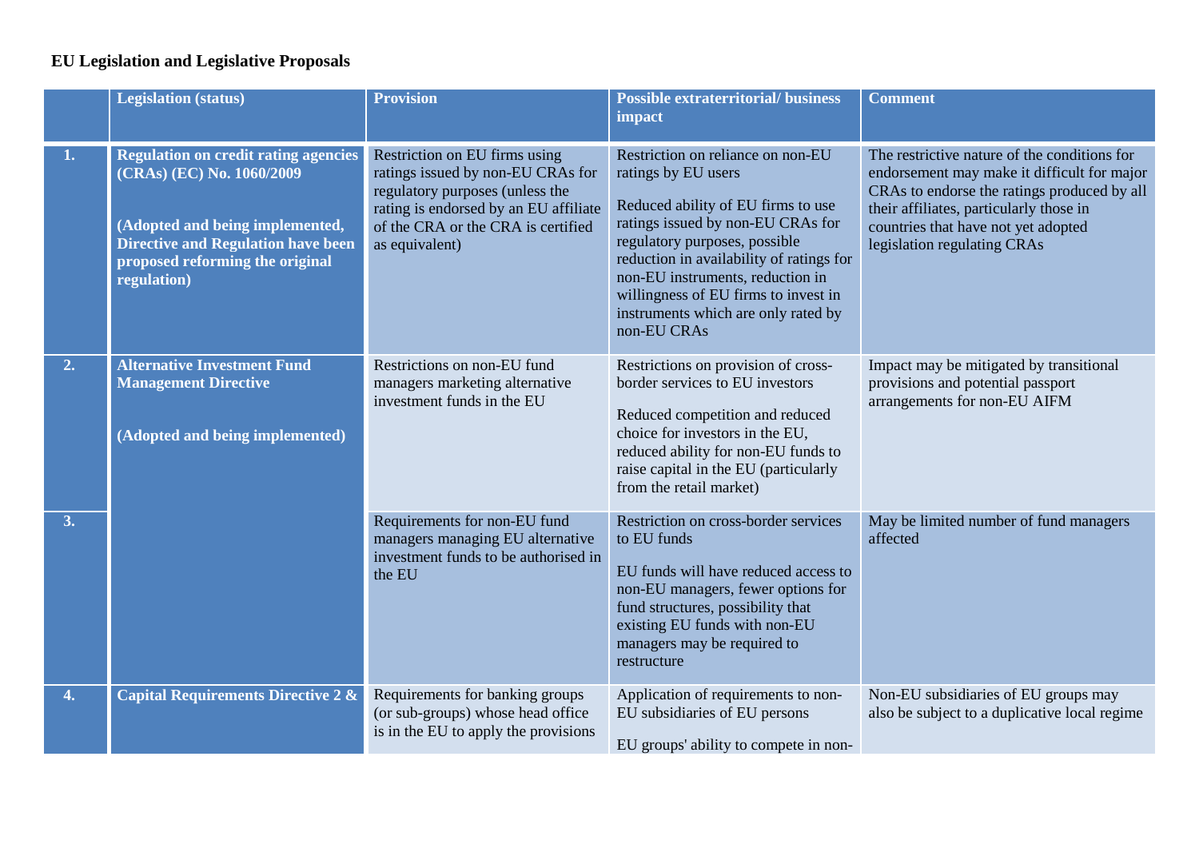**EU Legislation and Legislative Proposals**

| | Legislation (status) | Provision | Possible extraterritorial/ business impact | Comment |
|---|---|---|---|---|
| **1.** | **Regulation on credit rating agencies (CRAs) (EC) No. 1060/2009**<br><br>**(Adopted and being implemented, Directive and Regulation have been proposed reforming the original regulation)** | Restriction on EU firms using ratings issued by non-EU CRAs for regulatory purposes (unless the rating is endorsed by an EU affiliate of the CRA or the CRA is certified as equivalent) | Restriction on reliance on non-EU ratings by EU users<br><br>Reduced ability of EU firms to use ratings issued by non-EU CRAs for regulatory purposes, possible reduction in availability of ratings for non-EU instruments, reduction in willingness of EU firms to invest in instruments which are only rated by non-EU CRAs | The restrictive nature of the conditions for endorsement may make it difficult for major CRAs to endorse the ratings produced by all their affiliates, particularly those in countries that have not yet adopted legislation regulating CRAs |
| **2.** | **Alternative Investment Fund Management Directive**<br><br>**(Adopted and being implemented)** | Restrictions on non-EU fund managers marketing alternative investment funds in the EU | Restrictions on provision of cross-border services to EU investors<br><br>Reduced competition and reduced choice for investors in the EU, reduced ability for non-EU funds to raise capital in the EU (particularly from the retail market) | Impact may be mitigated by transitional provisions and potential passport arrangements for non-EU AIFM |
| **3.** | | Requirements for non-EU fund managers managing EU alternative investment funds to be authorised in the EU | Restriction on cross-border services to EU funds<br><br>EU funds will have reduced access to non-EU managers, fewer options for fund structures, possibility that existing EU funds with non-EU managers may be required to restructure | May be limited number of fund managers affected |
| **4.** | **Capital Requirements Directive 2 &** | Requirements for banking groups (or sub-groups) whose head office is in the EU to apply the provisions | Application of requirements to non-EU subsidiaries of EU persons<br><br>EU groups' ability to compete in non- | Non-EU subsidiaries of EU groups may also be subject to a duplicative local regime |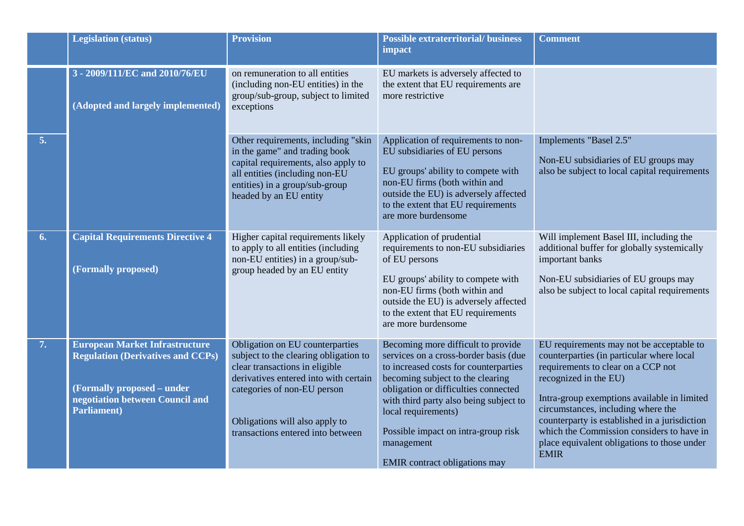| | Legislation (status) | Provision | Possible extraterritorial/ business impact | Comment |
|---|---|---|---|---|
| | 3 - 2009/111/EC and 2010/76/EU<br><br>(Adopted and largely implemented) | on remuneration to all entities (including non-EU entities) in the group/sub-group, subject to limited exceptions | EU markets is adversely affected to the extent that EU requirements are more restrictive | |
| 5. | | Other requirements, including "skin in the game" and trading book capital requirements, also apply to all entities (including non-EU entities) in a group/sub-group headed by an EU entity | Application of requirements to non-EU subsidiaries of EU persons<br><br>EU groups' ability to compete with non-EU firms (both within and outside the EU) is adversely affected to the extent that EU requirements are more burdensome | Implements "Basel 2.5"<br><br>Non-EU subsidiaries of EU groups may also be subject to local capital requirements |
| 6. | Capital Requirements Directive 4<br><br>(Formally proposed) | Higher capital requirements likely to apply to all entities (including non-EU entities) in a group/sub-group headed by an EU entity | Application of prudential requirements to non-EU subsidiaries of EU persons<br><br>EU groups' ability to compete with non-EU firms (both within and outside the EU) is adversely affected to the extent that EU requirements are more burdensome | Will implement Basel III, including the additional buffer for globally systemically important banks<br><br>Non-EU subsidiaries of EU groups may also be subject to local capital requirements |
| 7. | European Market Infrastructure Regulation (Derivatives and CCPs)<br><br>(Formally proposed – under negotiation between Council and Parliament) | Obligation on EU counterparties subject to the clearing obligation to clear transactions in eligible derivatives entered into with certain categories of non-EU person<br><br>Obligations will also apply to transactions entered into between | Becoming more difficult to provide services on a cross-border basis (due to increased costs for counterparties becoming subject to the clearing obligation or difficulties connected with third party also being subject to local requirements)<br><br>Possible impact on intra-group risk management<br><br>EMIR contract obligations may | EU requirements may not be acceptable to counterparties (in particular where local requirements to clear on a CCP not recognized in the EU)<br><br>Intra-group exemptions available in limited circumstances, including where the counterparty is established in a jurisdiction which the Commission considers to have in place equivalent obligations to those under EMIR |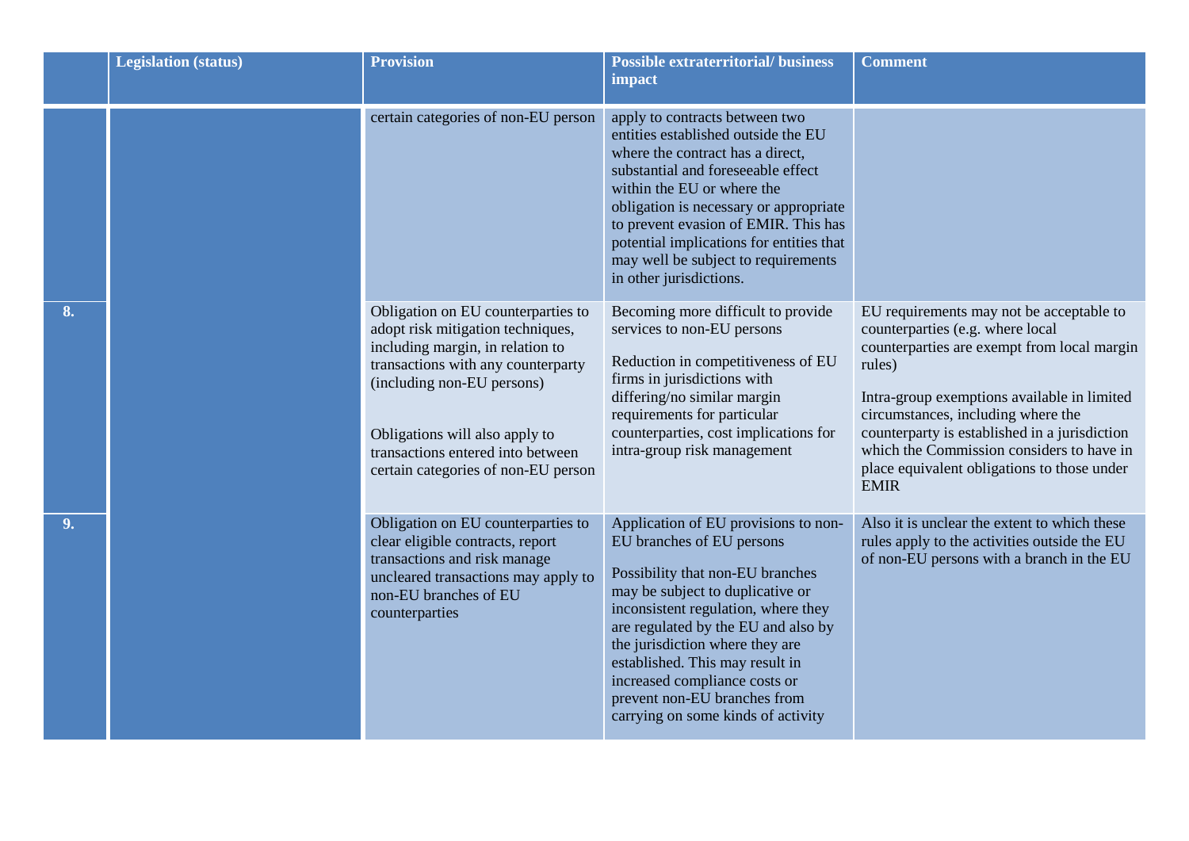|  | Legislation (status) | Provision | Possible extraterritorial/ business impact | Comment |
|---|---|---|---|---|
|  |  | certain categories of non-EU person | apply to contracts between two entities established outside the EU where the contract has a direct, substantial and foreseeable effect within the EU or where the obligation is necessary or appropriate to prevent evasion of EMIR. This has potential implications for entities that may well be subject to requirements in other jurisdictions. |  |
| 8. |  | Obligation on EU counterparties to adopt risk mitigation techniques, including margin, in relation to transactions with any counterparty (including non-EU persons)<br><br>Obligations will also apply to transactions entered into between certain categories of non-EU person | Becoming more difficult to provide services to non-EU persons<br><br>Reduction in competitiveness of EU firms in jurisdictions with differing/no similar margin requirements for particular counterparties, cost implications for intra-group risk management | EU requirements may not be acceptable to counterparties (e.g. where local counterparties are exempt from local margin rules)<br><br>Intra-group exemptions available in limited circumstances, including where the counterparty is established in a jurisdiction which the Commission considers to have in place equivalent obligations to those under EMIR |
| 9. |  | Obligation on EU counterparties to clear eligible contracts, report transactions and risk manage uncleared transactions may apply to non-EU branches of EU counterparties | Application of EU provisions to non-EU branches of EU persons<br><br>Possibility that non-EU branches may be subject to duplicative or inconsistent regulation, where they are regulated by the EU and also by the jurisdiction where they are established. This may result in increased compliance costs or prevent non-EU branches from carrying on some kinds of activity | Also it is unclear the extent to which these rules apply to the activities outside the EU of non-EU persons with a branch in the EU |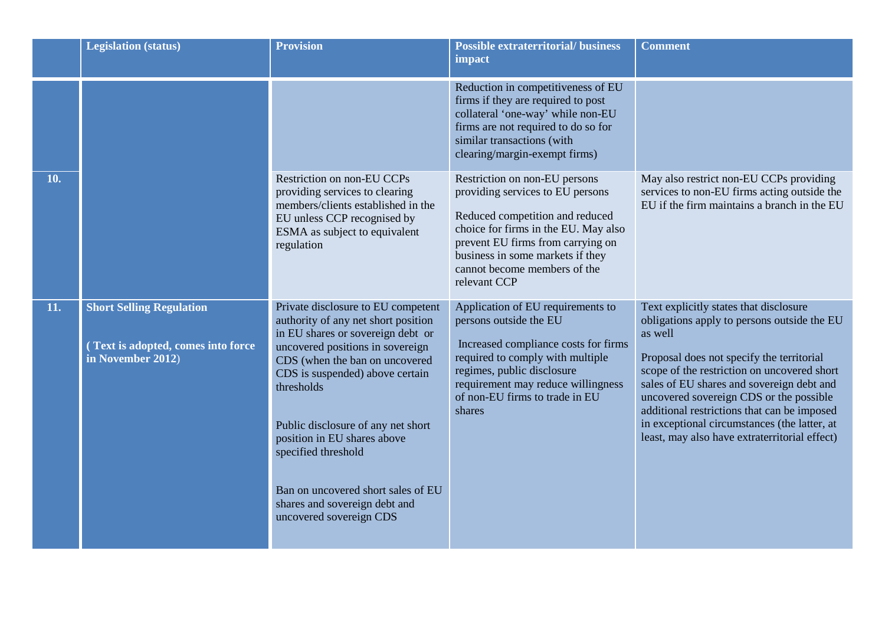| | Legislation (status) | Provision | Possible extraterritorial/ business impact | Comment |
|---|---|---|---|---|
| | | | Reduction in competitiveness of EU firms if they are required to post collateral 'one-way' while non-EU firms are not required to do so for similar transactions (with clearing/margin-exempt firms) | |
| 10. | | Restriction on non-EU CCPs providing services to clearing members/clients established in the EU unless CCP recognised by ESMA as subject to equivalent regulation | Restriction on non-EU persons providing services to EU persons<br><br>Reduced competition and reduced choice for firms in the EU. May also prevent EU firms from carrying on business in some markets if they cannot become members of the relevant CCP | May also restrict non-EU CCPs providing services to non-EU firms acting outside the EU if the firm maintains a branch in the EU |
| 11. | **Short Selling Regulation**<br><br>**( Text is adopted, comes into force in November 2012)** | Private disclosure to EU competent authority of any net short position in EU shares or sovereign debt or uncovered positions in sovereign CDS (when the ban on uncovered CDS is suspended) above certain thresholds<br><br>Public disclosure of any net short position in EU shares above specified threshold<br><br>Ban on uncovered short sales of EU shares and sovereign debt and uncovered sovereign CDS | Application of EU requirements to persons outside the EU<br><br>Increased compliance costs for firms required to comply with multiple regimes, public disclosure requirement may reduce willingness of non-EU firms to trade in EU shares | Text explicitly states that disclosure obligations apply to persons outside the EU as well<br><br>Proposal does not specify the territorial scope of the restriction on uncovered short sales of EU shares and sovereign debt and uncovered sovereign CDS or the possible additional restrictions that can be imposed in exceptional circumstances (the latter, at least, may also have extraterritorial effect) |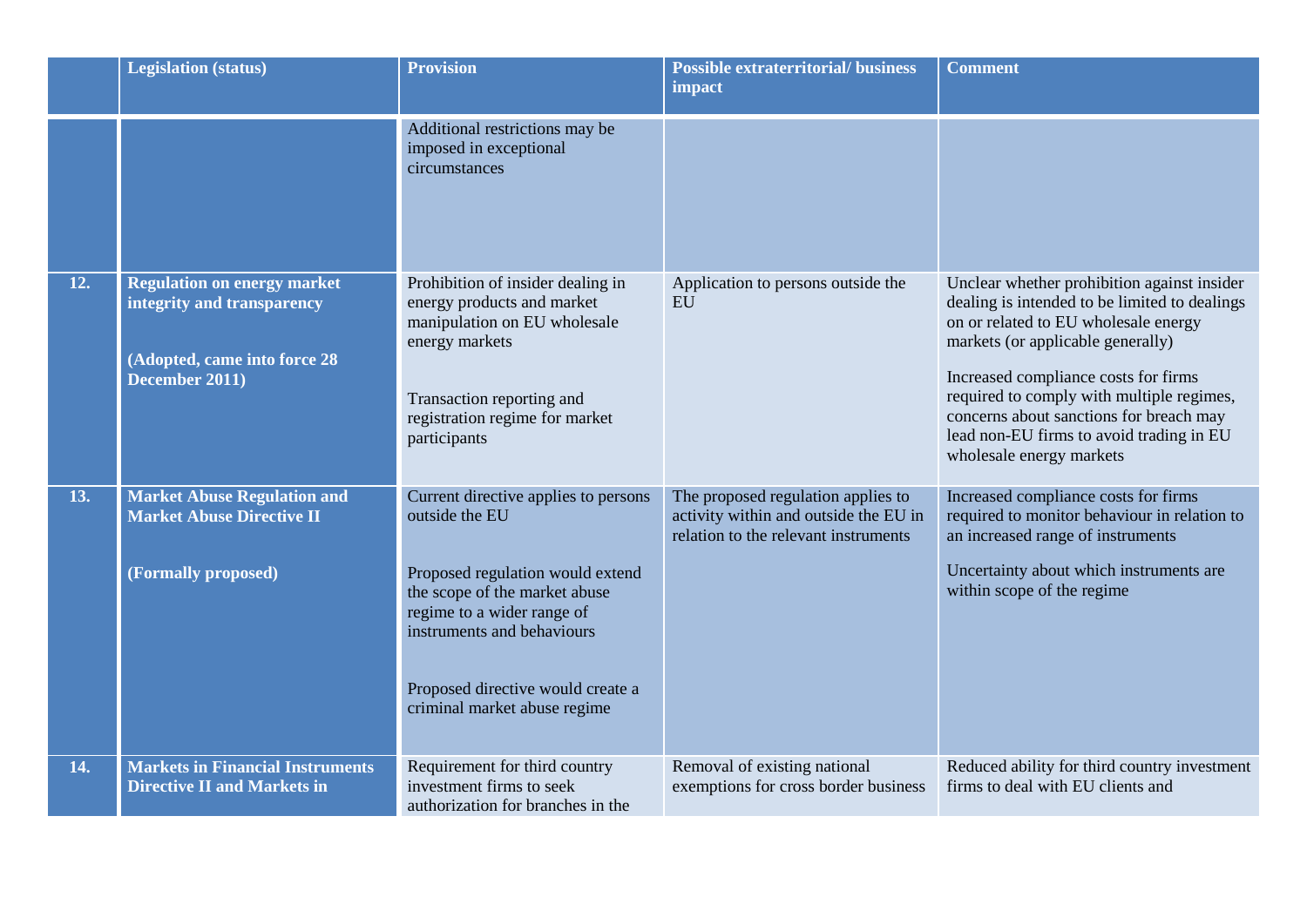| | Legislation (status) | Provision | Possible extraterritorial/ business impact | Comment |
|---|---|---|---|---|
| | | Additional restrictions may be imposed in exceptional circumstances | | |
| **12.** | **Regulation on energy market integrity and transparency**<br><br>**(Adopted, came into force 28 December 2011)** | Prohibition of insider dealing in energy products and market manipulation on EU wholesale energy markets<br><br>Transaction reporting and registration regime for market participants | Application to persons outside the EU | Unclear whether prohibition against insider dealing is intended to be limited to dealings on or related to EU wholesale energy markets (or applicable generally)<br><br>Increased compliance costs for firms required to comply with multiple regimes, concerns about sanctions for breach may lead non-EU firms to avoid trading in EU wholesale energy markets |
| **13.** | **Market Abuse Regulation and Market Abuse Directive II**<br><br>**(Formally proposed)** | Current directive applies to persons outside the EU<br><br>Proposed regulation would extend the scope of the market abuse regime to a wider range of instruments and behaviours<br><br>Proposed directive would create a criminal market abuse regime | The proposed regulation applies to activity within and outside the EU in relation to the relevant instruments | Increased compliance costs for firms required to monitor behaviour in relation to an increased range of instruments<br><br>Uncertainty about which instruments are within scope of the regime |
| **14.** | **Markets in Financial Instruments Directive II and Markets in** | Requirement for third country investment firms to seek authorization for branches in the | Removal of existing national exemptions for cross border business | Reduced ability for third country investment firms to deal with EU clients and |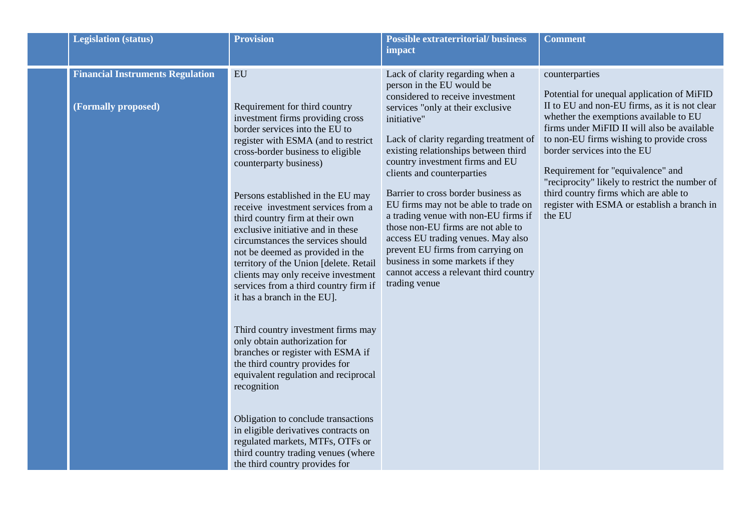| | Legislation (status) | Provision | Possible extraterritorial/ business impact | Comment |
|---|---|---|---|---|
| | **Financial Instruments Regulation**<br><br>**(Formally proposed)** | EU<br><br>Requirement for third country investment firms providing cross border services into the EU to register with ESMA (and to restrict cross-border business to eligible counterparty business)<br><br>Persons established in the EU may receive investment services from a third country firm at their own exclusive initiative and in these circumstances the services should not be deemed as provided in the territory of the Union [delete. Retail clients may only receive investment services from a third country firm if it has a branch in the EU].<br><br>Third country investment firms may only obtain authorization for branches or register with ESMA if the third country provides for equivalent regulation and reciprocal recognition<br><br>Obligation to conclude transactions in eligible derivatives contracts on regulated markets, MTFs, OTFs or third country trading venues (where the third country provides for | Lack of clarity regarding when a person in the EU would be considered to receive investment services "only at their exclusive initiative"<br><br>Lack of clarity regarding treatment of existing relationships between third country investment firms and EU clients and counterparties<br><br>Barrier to cross border business as EU firms may not be able to trade on a trading venue with non-EU firms if those non-EU firms are not able to access EU trading venues. May also prevent EU firms from carrying on business in some markets if they cannot access a relevant third country trading venue | counterparties<br><br>Potential for unequal application of MiFID II to EU and non-EU firms, as it is not clear whether the exemptions available to EU firms under MiFID II will also be available to non-EU firms wishing to provide cross border services into the EU<br><br>Requirement for "equivalence" and "reciprocity" likely to restrict the number of third country firms which are able to register with ESMA or establish a branch in the EU |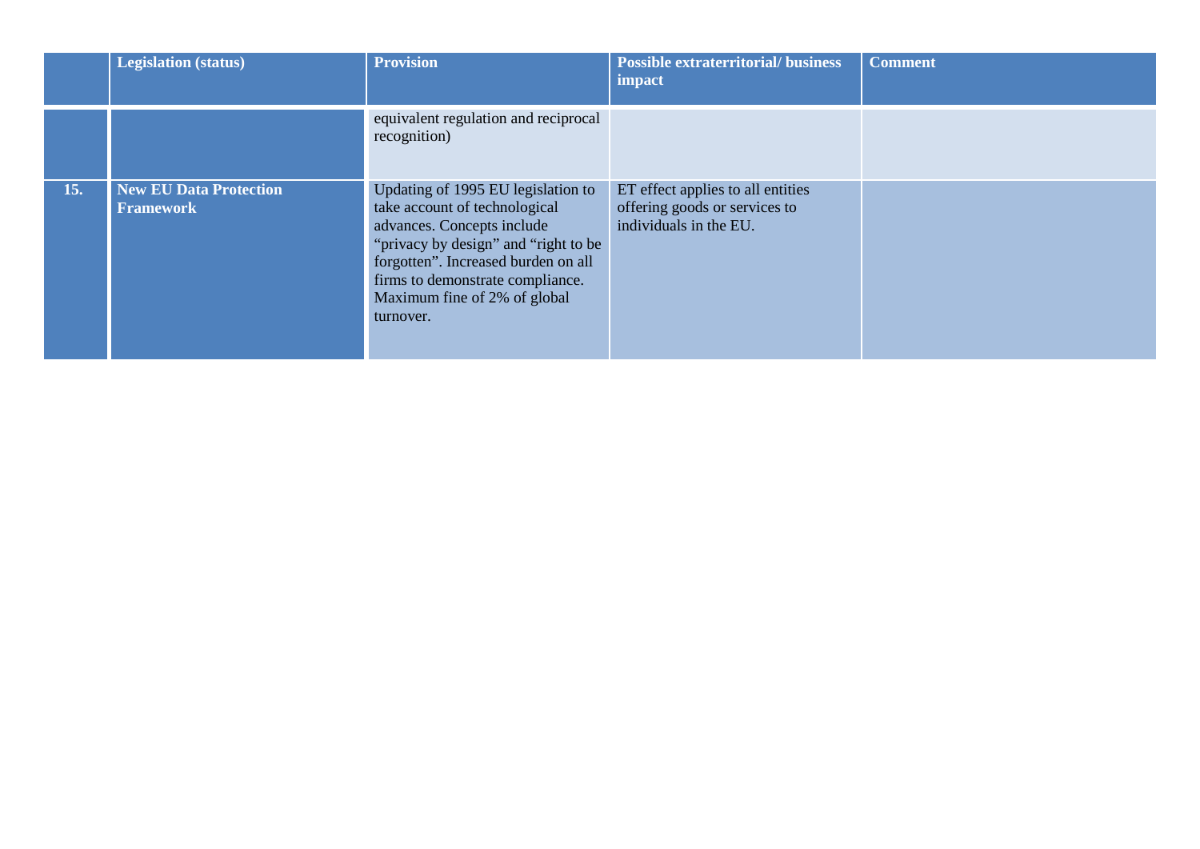|  | Legislation (status) | Provision | Possible extraterritorial/ business impact | Comment |
|---|---|---|---|---|
|  |  | equivalent regulation and reciprocal recognition) |  |  |
| **15.** | **New EU Data Protection Framework** | Updating of 1995 EU legislation to take account of technological advances. Concepts include “privacy by design” and “right to be forgotten”. Increased burden on all firms to demonstrate compliance. Maximum fine of 2% of global turnover. | ET effect applies to all entities offering goods or services to individuals in the EU. |  |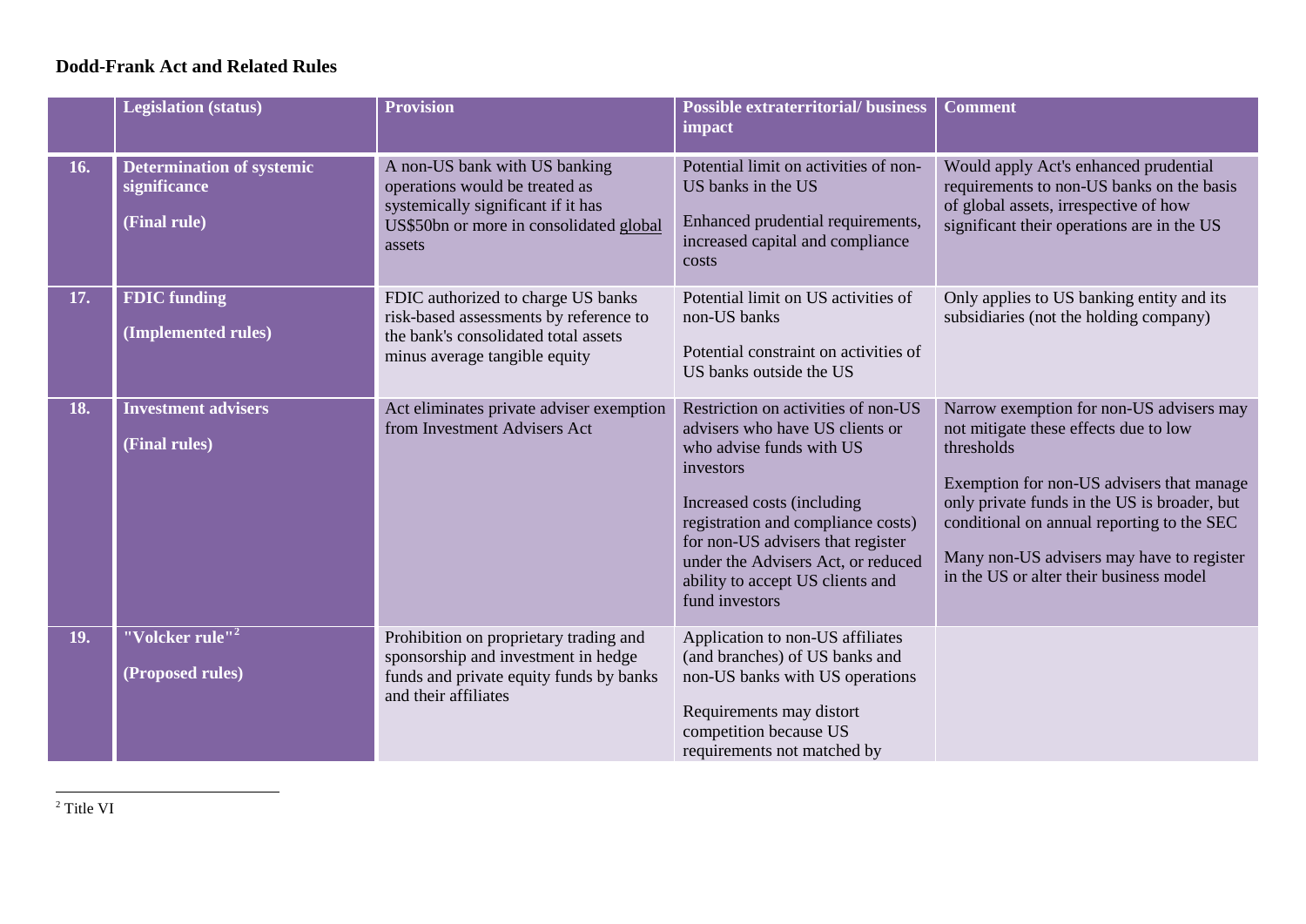**Dodd-Frank Act and Related Rules**

| | Legislation (status) | Provision | Possible extraterritorial/ business impact | Comment |
|---|---|---|---|---|
| 16. | **Determination of systemic significance**<br><br>**(Final rule)** | A non-US bank with US banking operations would be treated as systemically significant if it has US$50bn or more in consolidated global assets | Potential limit on activities of non-US banks in the US<br><br>Enhanced prudential requirements, increased capital and compliance costs | Would apply Act's enhanced prudential requirements to non-US banks on the basis of global assets, irrespective of how significant their operations are in the US |
| 17. | **FDIC funding**<br><br>**(Implemented rules)** | FDIC authorized to charge US banks risk-based assessments by reference to the bank's consolidated total assets minus average tangible equity | Potential limit on US activities of non-US banks<br><br>Potential constraint on activities of US banks outside the US | Only applies to US banking entity and its subsidiaries (not the holding company) |
| 18. | **Investment advisers**<br><br>**(Final rules)** | Act eliminates private adviser exemption from Investment Advisers Act | Restriction on activities of non-US advisers who have US clients or who advise funds with US investors<br><br>Increased costs (including registration and compliance costs) for non-US advisers that register under the Advisers Act, or reduced ability to accept US clients and fund investors | Narrow exemption for non-US advisers may not mitigate these effects due to low thresholds<br><br>Exemption for non-US advisers that manage only private funds in the US is broader, but conditional on annual reporting to the SEC<br><br>Many non-US advisers may have to register in the US or alter their business model |
| 19. | **"Volcker rule"[2]**<br><br>**(Proposed rules)** | Prohibition on proprietary trading and sponsorship and investment in hedge funds and private equity funds by banks and their affiliates | Application to non-US affiliates (and branches) of US banks and non-US banks with US operations<br><br>Requirements may distort competition because US requirements not matched by | |

[2] Title VI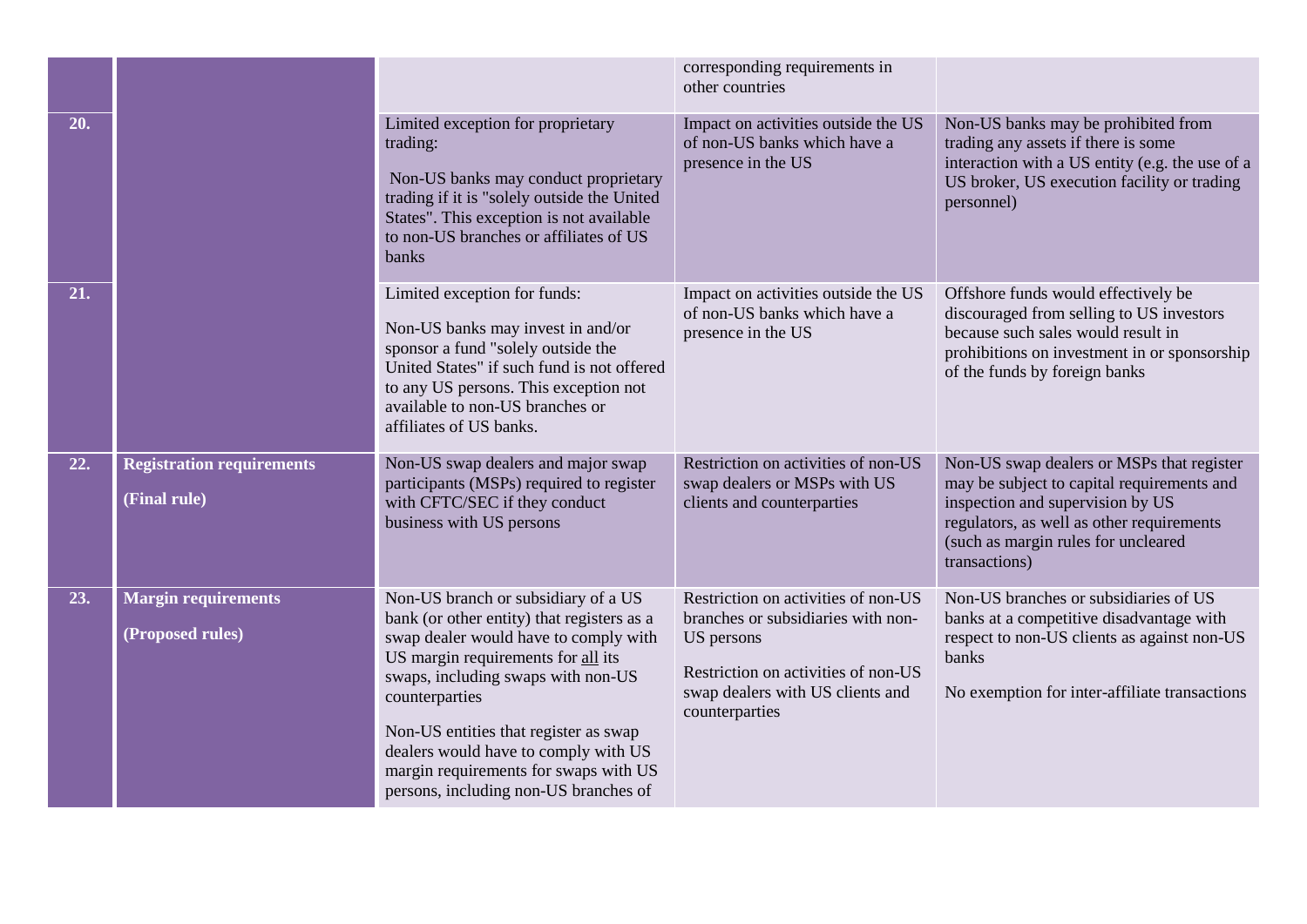| | | | | |
|---|---|---|---|---|
| | | | corresponding requirements in other countries | |
| 20. | | Limited exception for proprietary trading:<br><br>Non-US banks may conduct proprietary trading if it is "solely outside the United States". This exception is not available to non-US branches or affiliates of US banks | Impact on activities outside the US of non-US banks which have a presence in the US | Non-US banks may be prohibited from trading any assets if there is some interaction with a US entity (e.g. the use of a US broker, US execution facility or trading personnel) |
| 21. | | Limited exception for funds:<br><br>Non-US banks may invest in and/or sponsor a fund "solely outside the United States" if such fund is not offered to any US persons. This exception not available to non-US branches or affiliates of US banks. | Impact on activities outside the US of non-US banks which have a presence in the US | Offshore funds would effectively be discouraged from selling to US investors because such sales would result in prohibitions on investment in or sponsorship of the funds by foreign banks |
| 22. | **Registration requirements**<br><br>**(Final rule)** | Non-US swap dealers and major swap participants (MSPs) required to register with CFTC/SEC if they conduct business with US persons | Restriction on activities of non-US swap dealers or MSPs with US clients and counterparties | Non-US swap dealers or MSPs that register may be subject to capital requirements and inspection and supervision by US regulators, as well as other requirements (such as margin rules for uncleared transactions) |
| 23. | **Margin requirements**<br><br>**(Proposed rules)** | Non-US branch or subsidiary of a US bank (or other entity) that registers as a swap dealer would have to comply with US margin requirements for all its swaps, including swaps with non-US counterparties<br><br>Non-US entities that register as swap dealers would have to comply with US margin requirements for swaps with US persons, including non-US branches of | Restriction on activities of non-US branches or subsidiaries with non-US persons<br><br>Restriction on activities of non-US swap dealers with US clients and counterparties | Non-US branches or subsidiaries of US banks at a competitive disadvantage with respect to non-US clients as against non-US banks<br><br>No exemption for inter-affiliate transactions |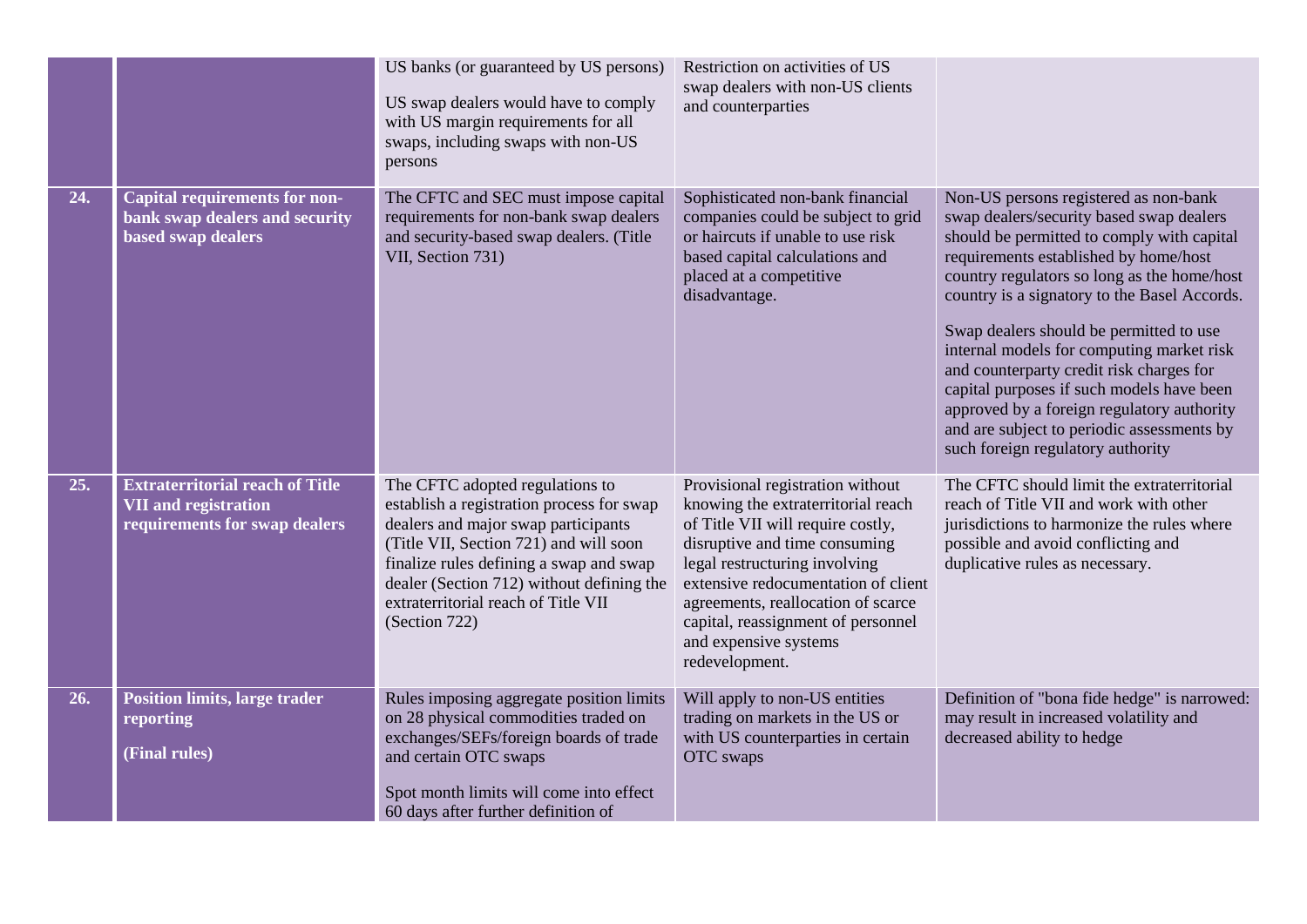| | | | | |
|---|---|---|---|---|
| | | US banks (or guaranteed by US persons)<br><br>US swap dealers would have to comply with US margin requirements for all swaps, including swaps with non-US persons | Restriction on activities of US swap dealers with non-US clients and counterparties | |
| **24.** | **Capital requirements for non-bank swap dealers and security based swap dealers** | The CFTC and SEC must impose capital requirements for non-bank swap dealers and security-based swap dealers. (Title VII, Section 731) | Sophisticated non-bank financial companies could be subject to grid or haircuts if unable to use risk based capital calculations and placed at a competitive disadvantage. | Non-US persons registered as non-bank swap dealers/security based swap dealers should be permitted to comply with capital requirements established by home/host country regulators so long as the home/host country is a signatory to the Basel Accords.<br><br>Swap dealers should be permitted to use internal models for computing market risk and counterparty credit risk charges for capital purposes if such models have been approved by a foreign regulatory authority and are subject to periodic assessments by such foreign regulatory authority |
| **25.** | **Extraterritorial reach of Title VII and registration requirements for swap dealers** | The CFTC adopted regulations to establish a registration process for swap dealers and major swap participants (Title VII, Section 721) and will soon finalize rules defining a swap and swap dealer (Section 712) without defining the extraterritorial reach of Title VII (Section 722) | Provisional registration without knowing the extraterritorial reach of Title VII will require costly, disruptive and time consuming legal restructuring involving extensive redocumentation of client agreements, reallocation of scarce capital, reassignment of personnel and expensive systems redevelopment. | The CFTC should limit the extraterritorial reach of Title VII and work with other jurisdictions to harmonize the rules where possible and avoid conflicting and duplicative rules as necessary. |
| **26.** | **Position limits, large trader reporting**<br><br>**(Final rules)** | Rules imposing aggregate position limits on 28 physical commodities traded on exchanges/SEFs/foreign boards of trade and certain OTC swaps<br><br>Spot month limits will come into effect 60 days after further definition of | Will apply to non-US entities trading on markets in the US or with US counterparties in certain OTC swaps | Definition of "bona fide hedge" is narrowed: may result in increased volatility and decreased ability to hedge |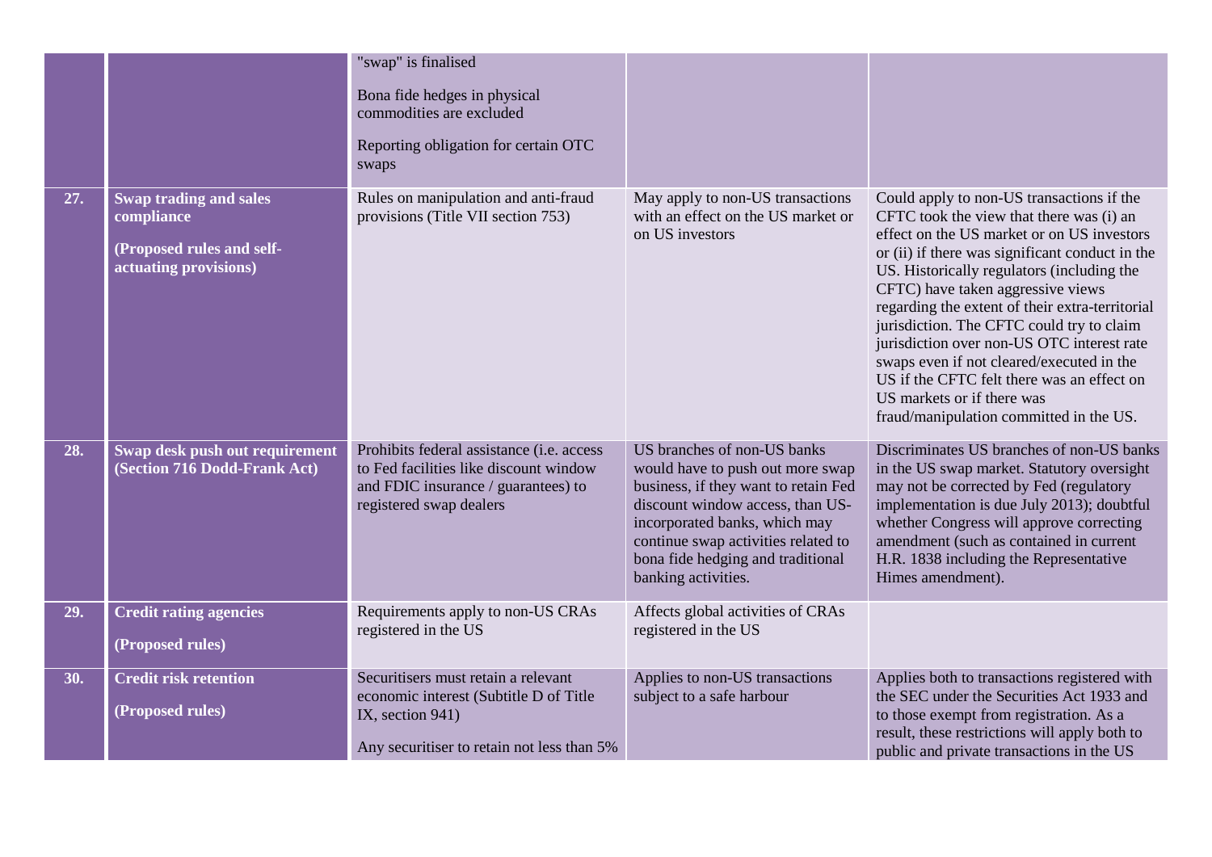| | | | | |
|---|---|---|---|---|
| | | "swap" is finalised<br><br>Bona fide hedges in physical commodities are excluded<br><br>Reporting obligation for certain OTC swaps | | |
| **27.** | **Swap trading and sales compliance**<br><br>**(Proposed rules and self-actuating provisions)** | Rules on manipulation and anti-fraud provisions (Title VII section 753) | May apply to non-US transactions with an effect on the US market or on US investors | Could apply to non-US transactions if the CFTC took the view that there was (i) an effect on the US market or on US investors or (ii) if there was significant conduct in the US. Historically regulators (including the CFTC) have taken aggressive views regarding the extent of their extra-territorial jurisdiction. The CFTC could try to claim jurisdiction over non-US OTC interest rate swaps even if not cleared/executed in the US if the CFTC felt there was an effect on US markets or if there was fraud/manipulation committed in the US. |
| **28.** | **Swap desk push out requirement (Section 716 Dodd-Frank Act)** | Prohibits federal assistance (i.e. access to Fed facilities like discount window and FDIC insurance / guarantees) to registered swap dealers | US branches of non-US banks would have to push out more swap business, if they want to retain Fed discount window access, than US-incorporated banks, which may continue swap activities related to bona fide hedging and traditional banking activities. | Discriminates US branches of non-US banks in the US swap market. Statutory oversight may not be corrected by Fed (regulatory implementation is due July 2013); doubtful whether Congress will approve correcting amendment (such as contained in current H.R. 1838 including the Representative Himes amendment). |
| **29.** | **Credit rating agencies**<br><br>**(Proposed rules)** | Requirements apply to non-US CRAs registered in the US | Affects global activities of CRAs registered in the US | |
| **30.** | **Credit risk retention**<br><br>**(Proposed rules)** | Securitisers must retain a relevant economic interest (Subtitle D of Title IX, section 941)<br><br>Any securitiser to retain not less than 5% | Applies to non-US transactions subject to a safe harbour | Applies both to transactions registered with the SEC under the Securities Act 1933 and to those exempt from registration. As a result, these restrictions will apply both to public and private transactions in the US |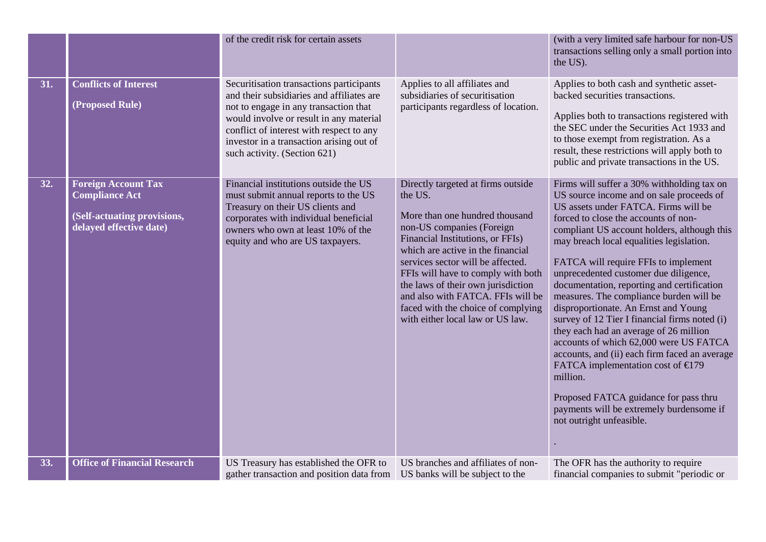| | | | | |
|---|---|---|---|---|
| | | of the credit risk for certain assets | | (with a very limited safe harbour for non-US transactions selling only a small portion into the US). |
| **31.** | **Conflicts of Interest**<br><br>**(Proposed Rule)** | Securitisation transactions participants and their subsidiaries and affiliates are not to engage in any transaction that would involve or result in any material conflict of interest with respect to any investor in a transaction arising out of such activity. (Section 621) | Applies to all affiliates and subsidiaries of securitisation participants regardless of location. | Applies to both cash and synthetic asset-backed securities transactions.<br><br>Applies both to transactions registered with the SEC under the Securities Act 1933 and to those exempt from registration. As a result, these restrictions will apply both to public and private transactions in the US. |
| **32.** | **Foreign Account Tax Compliance Act**<br><br>**(Self-actuating provisions, delayed effective date)** | Financial institutions outside the US must submit annual reports to the US Treasury on their US clients and corporates with individual beneficial owners who own at least 10% of the equity and who are US taxpayers. | Directly targeted at firms outside the US.<br><br>More than one hundred thousand non-US companies (Foreign Financial Institutions, or FFIs) which are active in the financial services sector will be affected. FFIs will have to comply with both the laws of their own jurisdiction and also with FATCA. FFIs will be faced with the choice of complying with either local law or US law. | Firms will suffer a 30% withholding tax on US source income and on sale proceeds of US assets under FATCA. Firms will be forced to close the accounts of non-compliant US account holders, although this may breach local equalities legislation.<br><br>FATCA will require FFIs to implement unprecedented customer due diligence, documentation, reporting and certification measures. The compliance burden will be disproportionate. An Ernst and Young survey of 12 Tier I financial firms noted (i) they each had an average of 26 million accounts of which 62,000 were US FATCA accounts, and (ii) each firm faced an average FATCA implementation cost of €179 million.<br><br>Proposed FATCA guidance for pass thru payments will be extremely burdensome if not outright unfeasible.<br><br>. |
| **33.** | **Office of Financial Research** | US Treasury has established the OFR to gather transaction and position data from | US branches and affiliates of non-US banks will be subject to the | The OFR has the authority to require financial companies to submit "periodic or |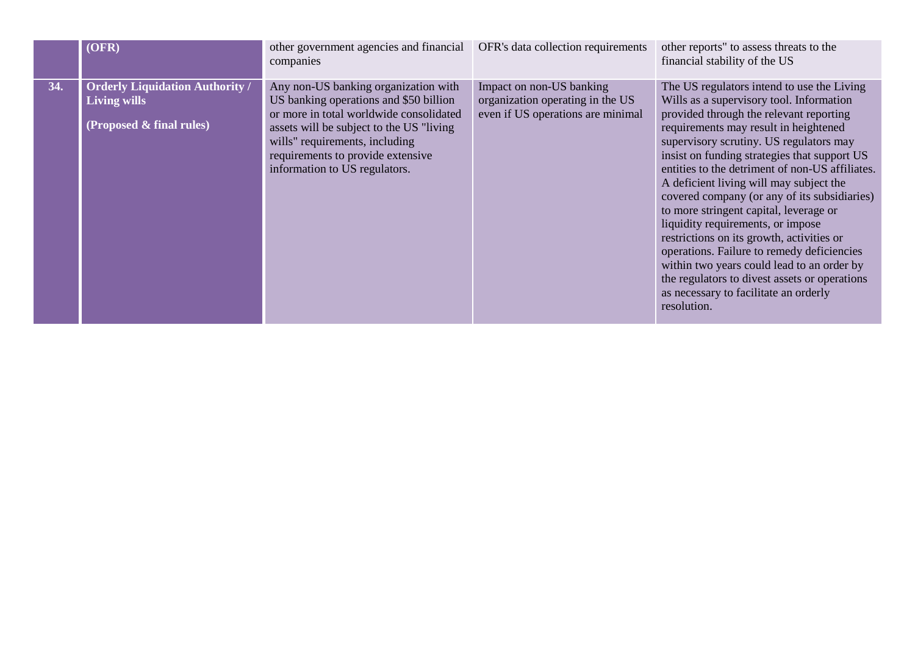|  | **(OFR)** | other government agencies and financial companies | OFR's data collection requirements | other reports" to assess threats to the financial stability of the US |
|---|---|---|---|---|
| **34.** | **Orderly Liquidation Authority / Living wills**<br><br>**(Proposed & final rules)** | Any non-US banking organization with US banking operations and $50 billion or more in total worldwide consolidated assets will be subject to the US "living wills" requirements, including requirements to provide extensive information to US regulators. | Impact on non-US banking organization operating in the US even if US operations are minimal | The US regulators intend to use the Living Wills as a supervisory tool. Information provided through the relevant reporting requirements may result in heightened supervisory scrutiny. US regulators may insist on funding strategies that support US entities to the detriment of non-US affiliates. A deficient living will may subject the covered company (or any of its subsidiaries) to more stringent capital, leverage or liquidity requirements, or impose restrictions on its growth, activities or operations. Failure to remedy deficiencies within two years could lead to an order by the regulators to divest assets or operations as necessary to facilitate an orderly resolution. |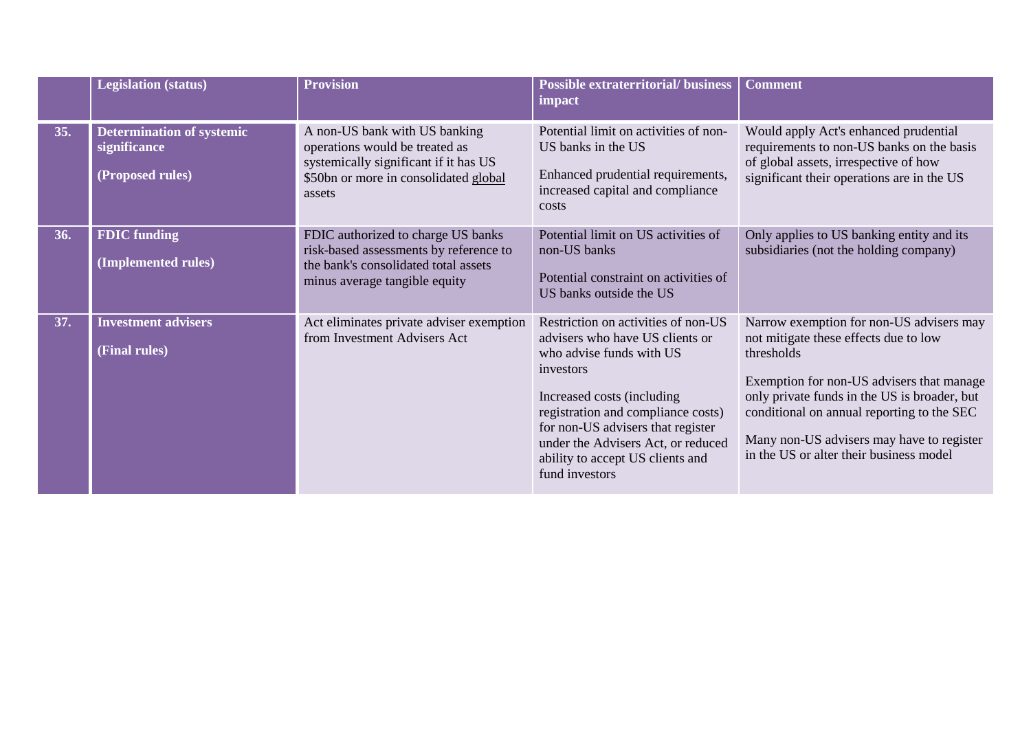| | Legislation (status) | Provision | Possible extraterritorial/ business impact | Comment |
|---|---|---|---|---|
| 35. | **Determination of systemic significance**<br><br>**(Proposed rules)** | A non-US bank with US banking operations would be treated as systemically significant if it has US $50bn or more in consolidated global assets | Potential limit on activities of non-US banks in the US<br><br>Enhanced prudential requirements, increased capital and compliance costs | Would apply Act's enhanced prudential requirements to non-US banks on the basis of global assets, irrespective of how significant their operations are in the US |
| 36. | **FDIC funding**<br><br>**(Implemented rules)** | FDIC authorized to charge US banks risk-based assessments by reference to the bank's consolidated total assets minus average tangible equity | Potential limit on US activities of non-US banks<br><br>Potential constraint on activities of US banks outside the US | Only applies to US banking entity and its subsidiaries (not the holding company) |
| 37. | **Investment advisers**<br><br>**(Final rules)** | Act eliminates private adviser exemption from Investment Advisers Act | Restriction on activities of non-US advisers who have US clients or who advise funds with US investors<br><br>Increased costs (including registration and compliance costs) for non-US advisers that register under the Advisers Act, or reduced ability to accept US clients and fund investors | Narrow exemption for non-US advisers may not mitigate these effects due to low thresholds<br><br>Exemption for non-US advisers that manage only private funds in the US is broader, but conditional on annual reporting to the SEC<br><br>Many non-US advisers may have to register in the US or alter their business model |